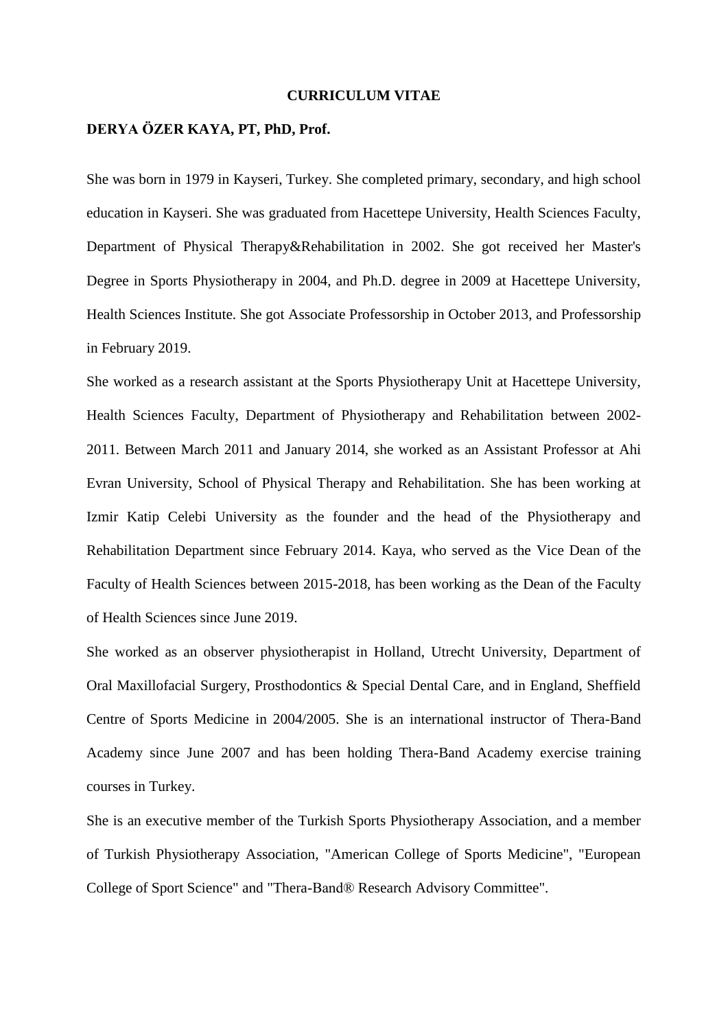# CURRICULUM VITAE

## DERYA ÖZER KAYA, PT, PhD, Prof.

She was born in 1979 in Kayseri, Turkey. She completed primary, secondary, and high school education in Kayseri. She was graduated from Hacettepe University, Health Sciences Faculty, Department of Physical Therapy&Rehabilitation in 2002. She got received her Master's Degree in Sports Physiotherapy in 2004, and Ph.D. degree in 2009 at Hacettepe University, Health Sciences Institute. She got Associate Professorship in October 2013, and Professorship in February 2019.

She worked as a research assistant at the Sports Physiotherapy Unit at Hacettepe University, Health Sciences Faculty, Department of Physiotherapy and Rehabilitation between 2002-2011. Between March 2011 and January 2014, she worked as an Assistant Professor at Ahi Evran University, School of Physical Therapy and Rehabilitation. She has been working at Izmir Katip Celebi University as the founder and the head of the Physiotherapy and Rehabilitation Department since February 2014. Kaya, who served as the Vice Dean of the Faculty of Health Sciences between 2015-2018, has been working as the Dean of the Faculty of Health Sciences since June 2019.

She worked as an observer physiotherapist in Holland, Utrecht University, Department of Oral Maxillofacial Surgery, Prosthodontics & Special Dental Care, and in England, Sheffield Centre of Sports Medicine in 2004/2005. She is an international instructor of Thera-Band Academy since June 2007 and has been holding Thera-Band Academy exercise training courses in Turkey.

She is an executive member of the Turkish Sports Physiotherapy Association, and a member of Turkish Physiotherapy Association, "American College of Sports Medicine", "European College of Sport Science" and "Thera-Band® Research Advisory Committee".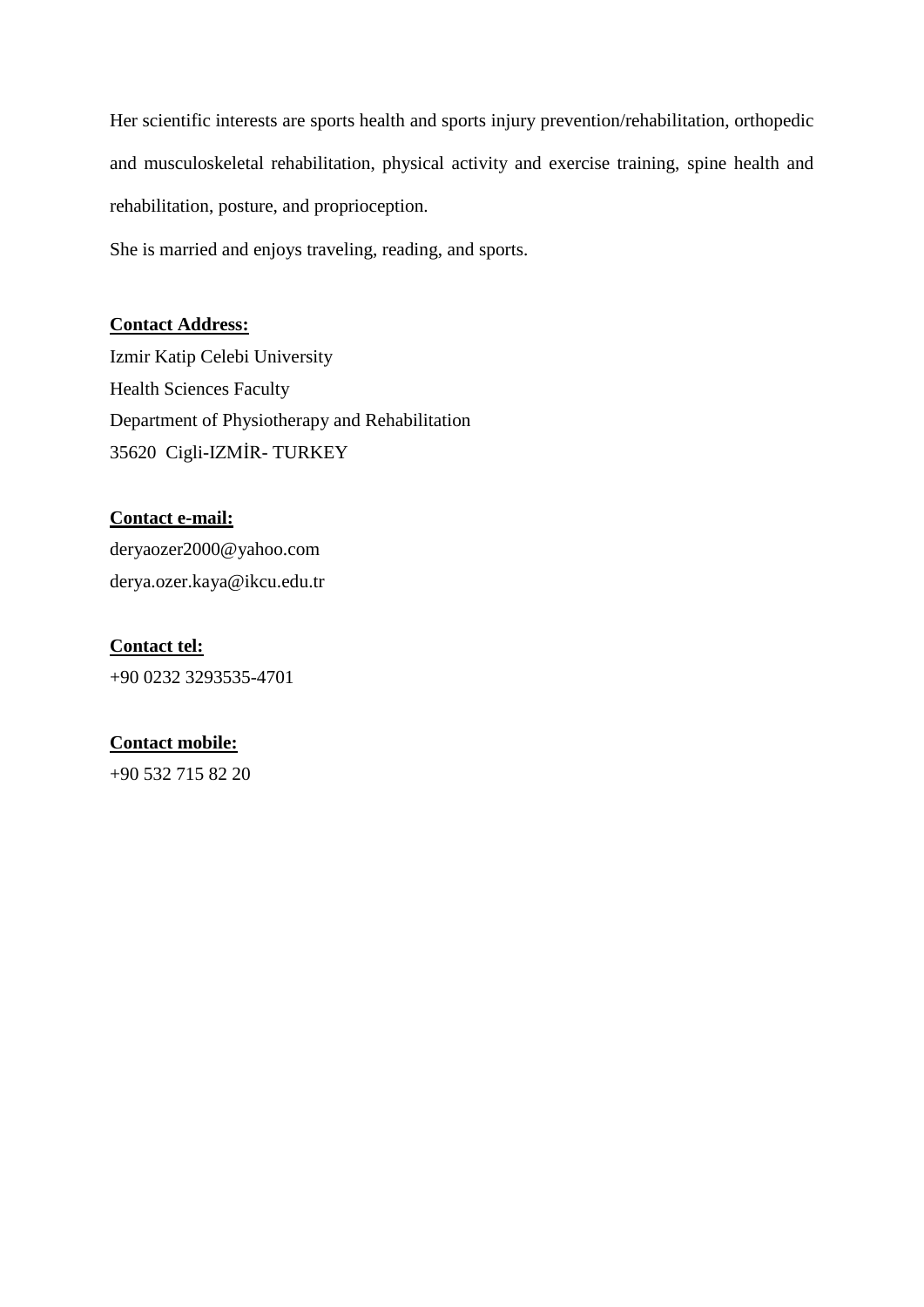Her scientific interests are sports health and sports injury prevention/rehabilitation, orthopedic and musculoskeletal rehabilitation, physical activity and exercise training, spine health and rehabilitation, posture, and proprioception.

She is married and enjoys traveling, reading, and sports.

**Contact Address:**

Izmir Katip Celebi University
Health Sciences Faculty
Department of Physiotherapy and Rehabilitation
35620 Cigli-IZMİR- TURKEY

**Contact e-mail:**

deryaozer2000@yahoo.com
derya.ozer.kaya@ikcu.edu.tr

**Contact tel:**

+90 0232 3293535-4701

**Contact mobile:**

+90 532 715 82 20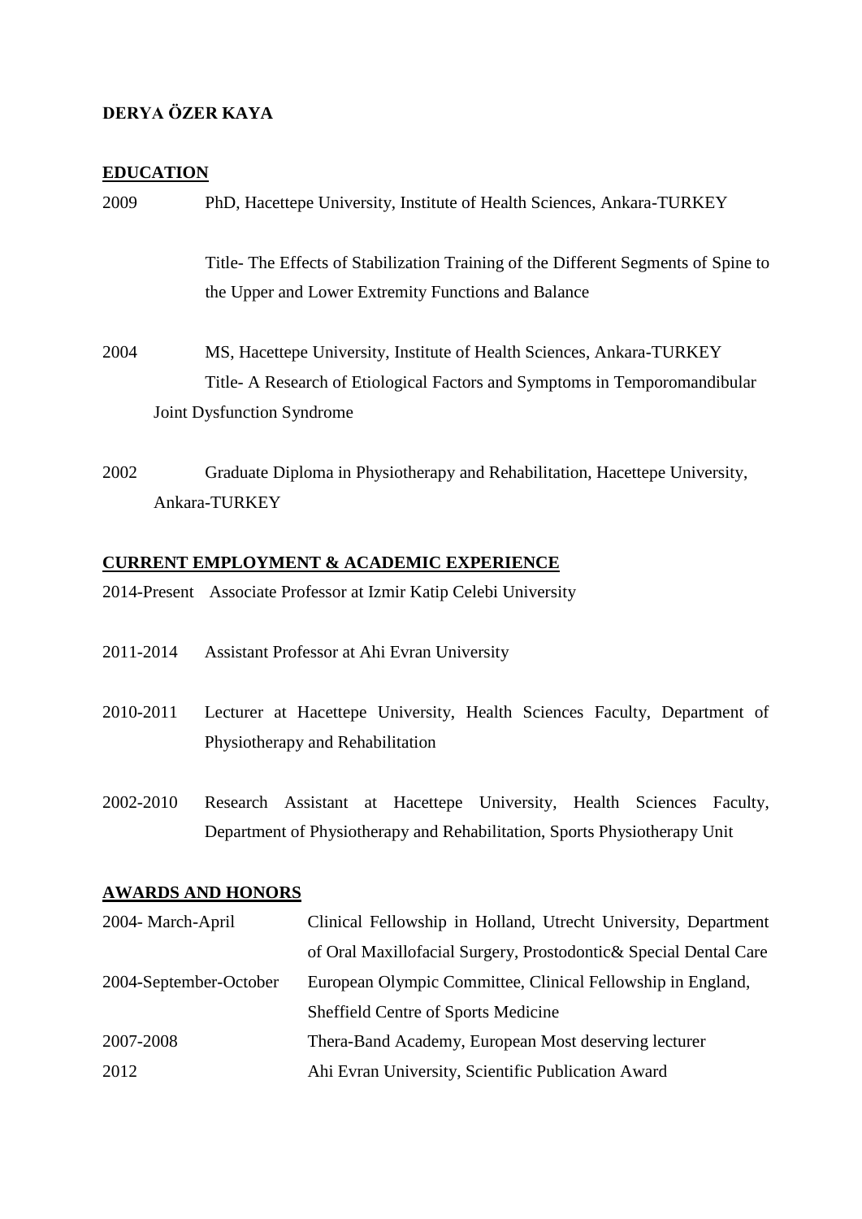**DERYA ÖZER KAYA**

## EDUCATION

2009 PhD, Hacettepe University, Institute of Health Sciences, Ankara-TURKEY

Title- The Effects of Stabilization Training of the Different Segments of Spine to the Upper and Lower Extremity Functions and Balance

2004 MS, Hacettepe University, Institute of Health Sciences, Ankara-TURKEY
Title- A Research of Etiological Factors and Symptoms in Temporomandibular Joint Dysfunction Syndrome

2002 Graduate Diploma in Physiotherapy and Rehabilitation, Hacettepe University, Ankara-TURKEY

## CURRENT EMPLOYMENT & ACADEMIC EXPERIENCE

2014-Present Associate Professor at Izmir Katip Celebi University

2011-2014 Assistant Professor at Ahi Evran University

2010-2011 Lecturer at Hacettepe University, Health Sciences Faculty, Department of Physiotherapy and Rehabilitation

2002-2010 Research Assistant at Hacettepe University, Health Sciences Faculty, Department of Physiotherapy and Rehabilitation, Sports Physiotherapy Unit

## AWARDS AND HONORS

| | |
|---|---|
| 2004- March-April | Clinical Fellowship in Holland, Utrecht University, Department of Oral Maxillofacial Surgery, Prostodontic& Special Dental Care |
| 2004-September-October | European Olympic Committee, Clinical Fellowship in England, Sheffield Centre of Sports Medicine |
| 2007-2008 | Thera-Band Academy, European Most deserving lecturer |
| 2012 | Ahi Evran University, Scientific Publication Award |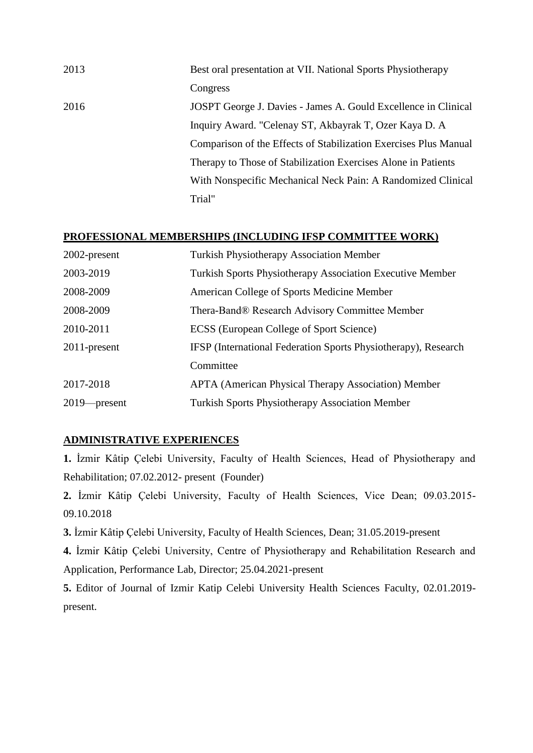| | |
|---|---|
| 2013 | Best oral presentation at VII. National Sports Physiotherapy Congress |
| 2016 | JOSPT George J. Davies - James A. Gould Excellence in Clinical Inquiry Award. "Celenay ST, Akbayrak T, Ozer Kaya D. A Comparison of the Effects of Stabilization Exercises Plus Manual Therapy to Those of Stabilization Exercises Alone in Patients With Nonspecific Mechanical Neck Pain: A Randomized Clinical Trial" |

## PROFESSIONAL MEMBERSHIPS (INCLUDING IFSP COMMITTEE WORK)

| | |
|---|---|
| 2002-present | Turkish Physiotherapy Association Member |
| 2003-2019 | Turkish Sports Physiotherapy Association Executive Member |
| 2008-2009 | American College of Sports Medicine Member |
| 2008-2009 | Thera-Band® Research Advisory Committee Member |
| 2010-2011 | ECSS (European College of Sport Science) |
| 2011-present | IFSP (International Federation Sports Physiotherapy), Research Committee |
| 2017-2018 | APTA (American Physical Therapy Association) Member |
| 2019—present | Turkish Sports Physiotherapy Association Member |

## ADMINISTRATIVE EXPERIENCES

**1.** İzmir Kâtip Çelebi University, Faculty of Health Sciences, Head of Physiotherapy and Rehabilitation; 07.02.2012- present (Founder)

**2.** İzmir Kâtip Çelebi University, Faculty of Health Sciences, Vice Dean; 09.03.2015-09.10.2018

**3.** İzmir Kâtip Çelebi University, Faculty of Health Sciences, Dean; 31.05.2019-present

**4.** İzmir Kâtip Çelebi University, Centre of Physiotherapy and Rehabilitation Research and Application, Performance Lab, Director; 25.04.2021-present

**5.** Editor of Journal of Izmir Katip Celebi University Health Sciences Faculty, 02.01.2019-present.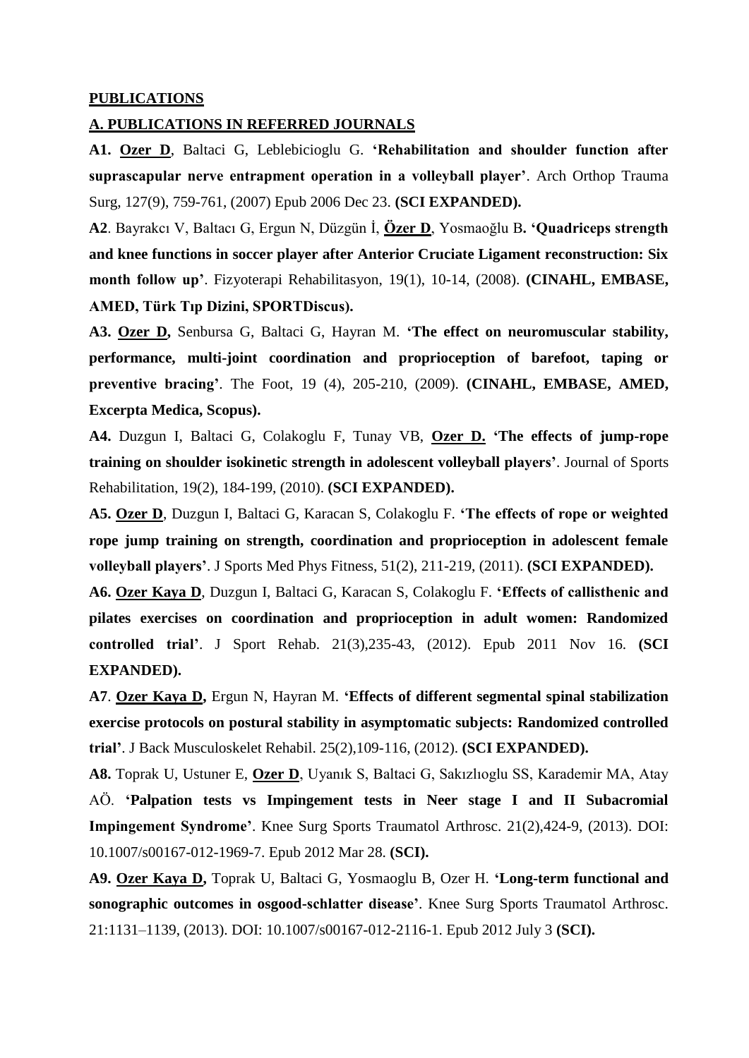**PUBLICATIONS**

**A. PUBLICATIONS IN REFERRED JOURNALS**

**A1. Ozer D**, Baltaci G, Leblebicioglu G. **'Rehabilitation and shoulder function after suprascapular nerve entrapment operation in a volleyball player'**. Arch Orthop Trauma Surg, 127(9), 759-761, (2007) Epub 2006 Dec 23. **(SCI EXPANDED).**

**A2**. Bayrakcı V, Baltacı G, Ergun N, Düzgün İ, **Özer D**, Yosmaoğlu B**. 'Quadriceps strength and knee functions in soccer player after Anterior Cruciate Ligament reconstruction: Six month follow up'**. Fizyoterapi Rehabilitasyon, 19(1), 10-14, (2008). **(CINAHL, EMBASE, AMED, Türk Tıp Dizini, SPORTDiscus).**

**A3. Ozer D,** Senbursa G, Baltaci G, Hayran M. **'The effect on neuromuscular stability, performance, multi-joint coordination and proprioception of barefoot, taping or preventive bracing'**. The Foot, 19 (4), 205-210, (2009). **(CINAHL, EMBASE, AMED, Excerpta Medica, Scopus).**

**A4.** Duzgun I, Baltaci G, Colakoglu F, Tunay VB, **Ozer D. 'The effects of jump-rope training on shoulder isokinetic strength in adolescent volleyball players'**. Journal of Sports Rehabilitation, 19(2), 184-199, (2010). **(SCI EXPANDED).**

**A5. Ozer D**, Duzgun I, Baltaci G, Karacan S, Colakoglu F. **'The effects of rope or weighted rope jump training on strength, coordination and proprioception in adolescent female volleyball players'**. J Sports Med Phys Fitness, 51(2), 211-219, (2011). **(SCI EXPANDED).**

**A6. Ozer Kaya D**, Duzgun I, Baltaci G, Karacan S, Colakoglu F. **'Effects of callisthenic and pilates exercises on coordination and proprioception in adult women: Randomized controlled trial'**. J Sport Rehab. 21(3),235-43, (2012). Epub 2011 Nov 16. **(SCI EXPANDED).**

**A7**. **Ozer Kaya D,** Ergun N, Hayran M. **'Effects of different segmental spinal stabilization exercise protocols on postural stability in asymptomatic subjects: Randomized controlled trial'**. J Back Musculoskelet Rehabil. 25(2),109-116, (2012). **(SCI EXPANDED).**

**A8.** Toprak U, Ustuner E, **Ozer D**, Uyanık S, Baltaci G, Sakızlıoglu SS, Karademir MA, Atay AÖ. **'Palpation tests vs Impingement tests in Neer stage I and II Subacromial Impingement Syndrome'**. Knee Surg Sports Traumatol Arthrosc. 21(2),424-9, (2013). DOI: 10.1007/s00167-012-1969-7. Epub 2012 Mar 28. **(SCI).**

**A9. Ozer Kaya D,** Toprak U, Baltaci G, Yosmaoglu B, Ozer H. **'Long-term functional and sonographic outcomes in osgood-schlatter disease'**. Knee Surg Sports Traumatol Arthrosc. 21:1131–1139, (2013). DOI: 10.1007/s00167-012-2116-1. Epub 2012 July 3 **(SCI).**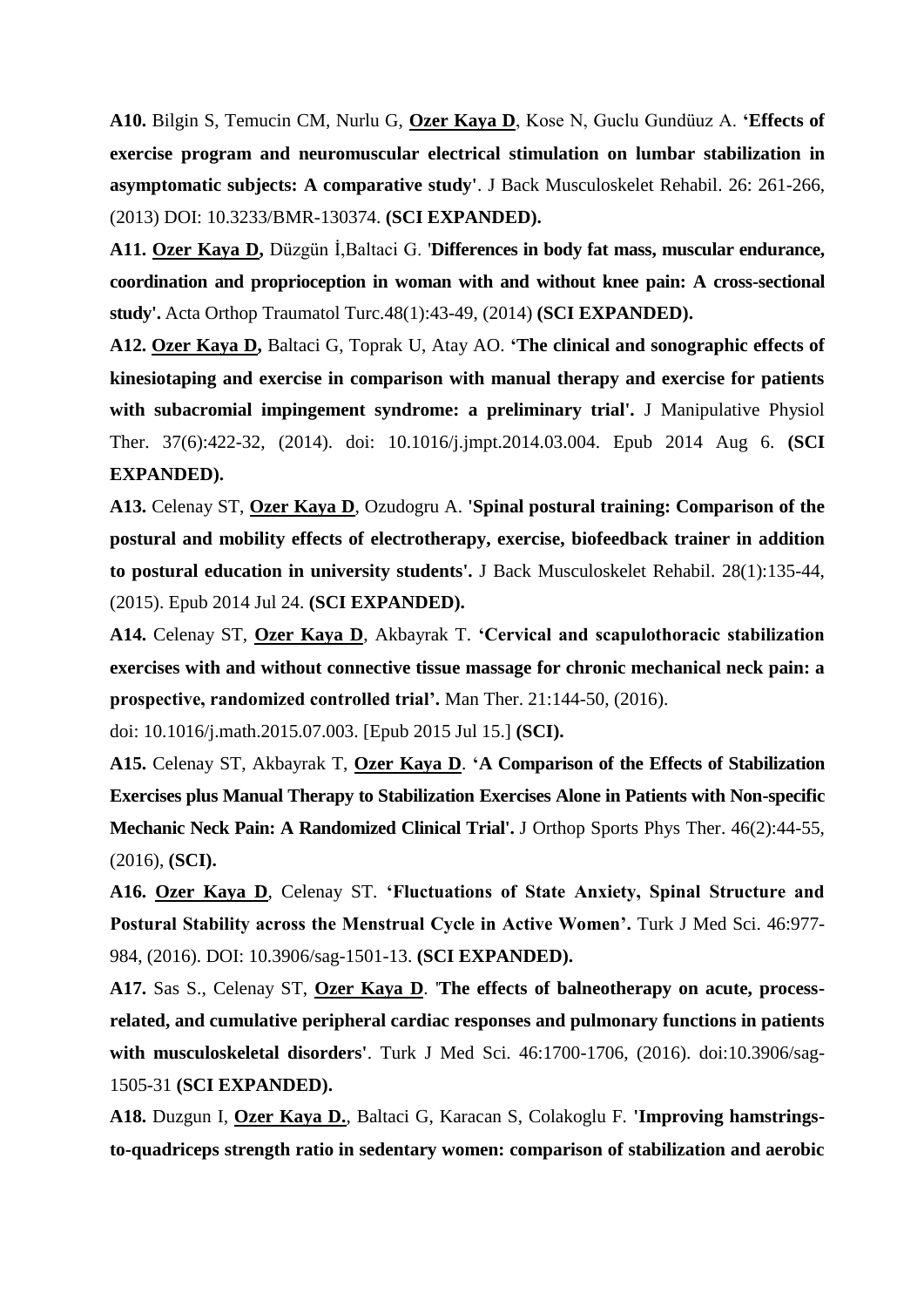**A10.** Bilgin S, Temucin CM, Nurlu G, **<u>Ozer Kaya D</u>**, Kose N, Guclu Gundüuz A. **'Effects of exercise program and neuromuscular electrical stimulation on lumbar stabilization in asymptomatic subjects: A comparative study'**. J Back Musculoskelet Rehabil. 26: 261-266, (2013) DOI: 10.3233/BMR-130374. **(SCI EXPANDED).**

**A11. <u>Ozer Kaya D</u>,** Düzgün İ,Baltaci G. **'Differences in body fat mass, muscular endurance, coordination and proprioception in woman with and without knee pain: A cross-sectional study'.** Acta Orthop Traumatol Turc.48(1):43-49, (2014) **(SCI EXPANDED).**

**A12. <u>Ozer Kaya D</u>,** Baltaci G, Toprak U, Atay AO. **'The clinical and sonographic effects of kinesiotaping and exercise in comparison with manual therapy and exercise for patients with subacromial impingement syndrome: a preliminary trial'.** J Manipulative Physiol Ther. 37(6):422-32, (2014). doi: 10.1016/j.jmpt.2014.03.004. Epub 2014 Aug 6. **(SCI EXPANDED).**

**A13.** Celenay ST, **<u>Ozer Kaya D</u>**, Ozudogru A. **'Spinal postural training: Comparison of the postural and mobility effects of electrotherapy, exercise, biofeedback trainer in addition to postural education in university students'.** J Back Musculoskelet Rehabil. 28(1):135-44, (2015). Epub 2014 Jul 24. **(SCI EXPANDED).**

**A14.** Celenay ST, **<u>Ozer Kaya D</u>**, Akbayrak T. **'Cervical and scapulothoracic stabilization exercises with and without connective tissue massage for chronic mechanical neck pain: a prospective, randomized controlled trial'.** Man Ther. 21:144-50, (2016). doi: 10.1016/j.math.2015.07.003. [Epub 2015 Jul 15.] **(SCI).**

**A15.** Celenay ST, Akbayrak T, **<u>Ozer Kaya D</u>**. **'A Comparison of the Effects of Stabilization Exercises plus Manual Therapy to Stabilization Exercises Alone in Patients with Non-specific Mechanic Neck Pain: A Randomized Clinical Trial'.** J Orthop Sports Phys Ther. 46(2):44-55, (2016), **(SCI).**

**A16. <u>Ozer Kaya D</u>**, Celenay ST. **'Fluctuations of State Anxiety, Spinal Structure and Postural Stability across the Menstrual Cycle in Active Women'.** Turk J Med Sci. 46:977-984, (2016). DOI: 10.3906/sag-1501-13. **(SCI EXPANDED).**

**A17.** Sas S., Celenay ST, **<u>Ozer Kaya D</u>**. **'The effects of balneotherapy on acute, process-related, and cumulative peripheral cardiac responses and pulmonary functions in patients with musculoskeletal disorders'**. Turk J Med Sci. 46:1700-1706, (2016). doi:10.3906/sag-1505-31 **(SCI EXPANDED).**

**A18.** Duzgun I, **<u>Ozer Kaya D.</u>**, Baltaci G, Karacan S, Colakoglu F. **'Improving hamstrings-to-quadriceps strength ratio in sedentary women: comparison of stabilization and aerobic**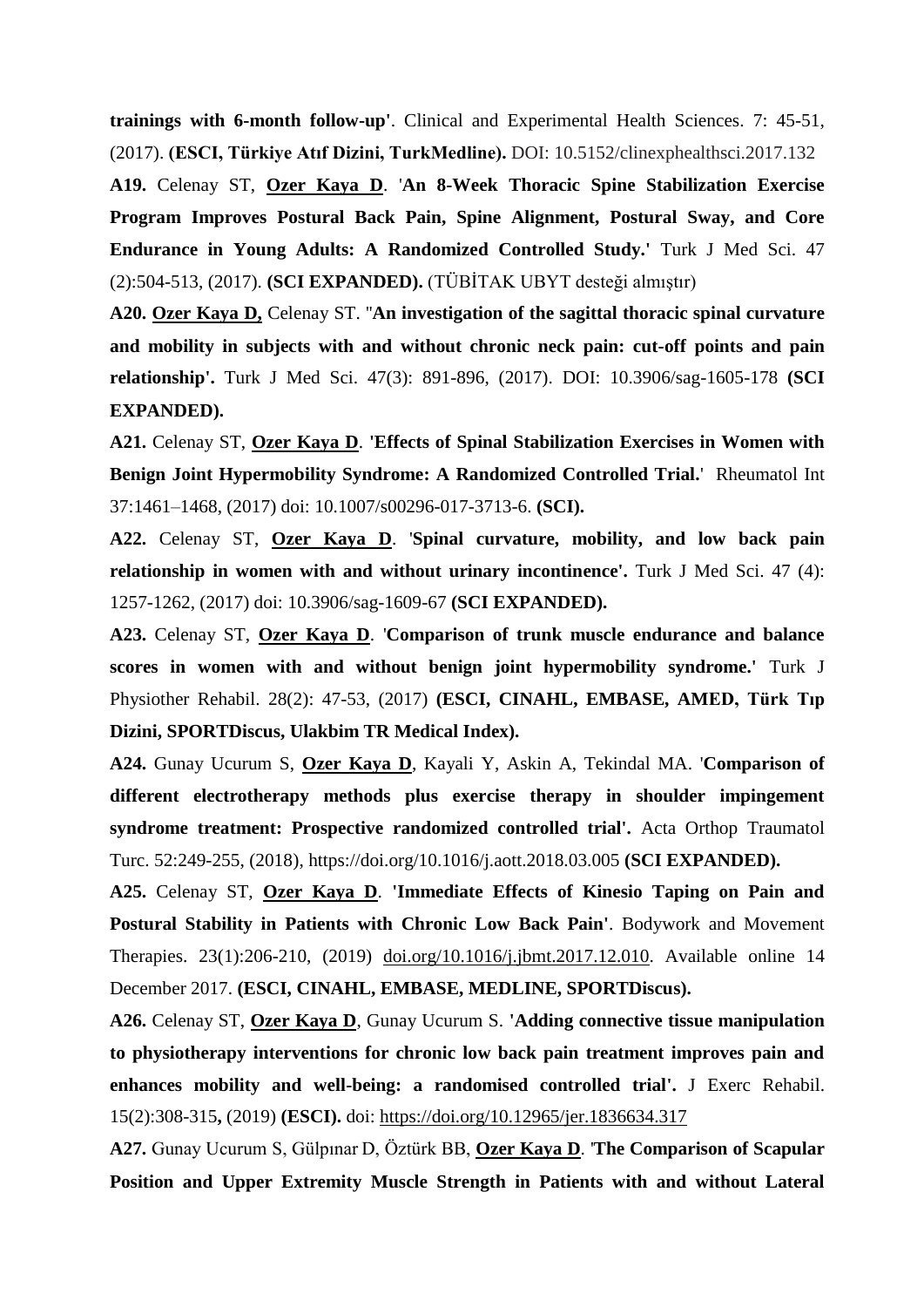**trainings with 6-month follow-up'**. Clinical and Experimental Health Sciences. 7: 45-51, (2017). **(ESCI, Türkiye Atıf Dizini, TurkMedline).** DOI: 10.5152/clinexphealthsci.2017.132

**A19.** Celenay ST, **Ozer Kaya D**. '**An 8-Week Thoracic Spine Stabilization Exercise Program Improves Postural Back Pain, Spine Alignment, Postural Sway, and Core Endurance in Young Adults: A Randomized Controlled Study.'** Turk J Med Sci. 47 (2):504-513, (2017). **(SCI EXPANDED).** (TÜBİTAK UBYT desteği almıştır)

**A20. Ozer Kaya D,** Celenay ST. "**An investigation of the sagittal thoracic spinal curvature and mobility in subjects with and without chronic neck pain: cut-off points and pain relationship'.** Turk J Med Sci. 47(3): 891-896, (2017). DOI: 10.3906/sag-1605-178 **(SCI EXPANDED).**

**A21.** Celenay ST, **Ozer Kaya D**. **'Effects of Spinal Stabilization Exercises in Women with Benign Joint Hypermobility Syndrome: A Randomized Controlled Trial.**' Rheumatol Int 37:1461–1468, (2017) doi: 10.1007/s00296-017-3713-6. **(SCI).**

**A22.** Celenay ST, **Ozer Kaya D**. '**Spinal curvature, mobility, and low back pain relationship in women with and without urinary incontinence'.** Turk J Med Sci. 47 (4): 1257-1262, (2017) doi: 10.3906/sag-1609-67 **(SCI EXPANDED).**

**A23.** Celenay ST, **Ozer Kaya D**. '**Comparison of trunk muscle endurance and balance scores in women with and without benign joint hypermobility syndrome.'** Turk J Physiother Rehabil. 28(2): 47-53, (2017) **(ESCI, CINAHL, EMBASE, AMED, Türk Tıp Dizini, SPORTDiscus, Ulakbim TR Medical Index).**

**A24.** Gunay Ucurum S, **Ozer Kaya D**, Kayali Y, Askin A, Tekindal MA. '**Comparison of different electrotherapy methods plus exercise therapy in shoulder impingement syndrome treatment: Prospective randomized controlled trial'.** Acta Orthop Traumatol Turc. 52:249-255, (2018), https://doi.org/10.1016/j.aott.2018.03.005 **(SCI EXPANDED).**

**A25.** Celenay ST, **Ozer Kaya D**. **'Immediate Effects of Kinesio Taping on Pain and Postural Stability in Patients with Chronic Low Back Pain'**. Bodywork and Movement Therapies. 23(1):206-210, (2019) doi.org/10.1016/j.jbmt.2017.12.010. Available online 14 December 2017. **(ESCI, CINAHL, EMBASE, MEDLINE, SPORTDiscus).**

**A26.** Celenay ST, **Ozer Kaya D**, Gunay Ucurum S. **'Adding connective tissue manipulation to physiotherapy interventions for chronic low back pain treatment improves pain and enhances mobility and well-being: a randomised controlled trial'.** J Exerc Rehabil. 15(2):308-315**,** (2019) **(ESCI).** doi: https://doi.org/10.12965/jer.1836634.317

**A27.** Gunay Ucurum S, Gülpınar D, Öztürk BB, **Ozer Kaya D**. '**The Comparison of Scapular Position and Upper Extremity Muscle Strength in Patients with and without Lateral**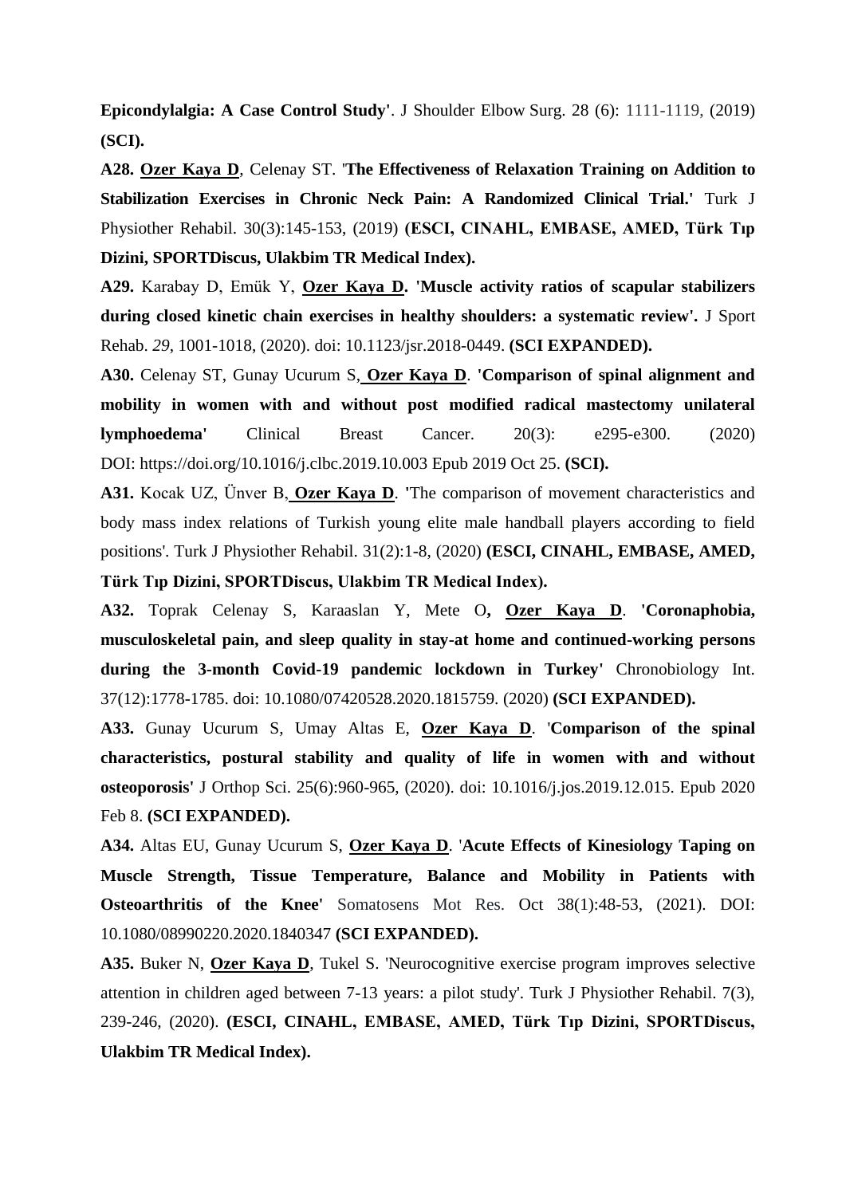**Epicondylalgia: A Case Control Study'**. J Shoulder Elbow Surg. 28 (6): 1111-1119, (2019) **(SCI).**

**A28.** **Ozer Kaya D**, Celenay ST. '**The Effectiveness of Relaxation Training on Addition to Stabilization Exercises in Chronic Neck Pain: A Randomized Clinical Trial.'** Turk J Physiother Rehabil. 30(3):145-153, (2019) **(ESCI, CINAHL, EMBASE, AMED, Türk Tıp Dizini, SPORTDiscus, Ulakbim TR Medical Index).**

**A29.** Karabay D, Emük Y, **Ozer Kaya D. 'Muscle activity ratios of scapular stabilizers during closed kinetic chain exercises in healthy shoulders: a systematic review'.** J Sport Rehab. *29*, 1001-1018, (2020). doi: 10.1123/jsr.2018-0449. **(SCI EXPANDED).**

**A30.** Celenay ST, Gunay Ucurum S, **Ozer Kaya D**. **'Comparison of spinal alignment and mobility in women with and without post modified radical mastectomy unilateral lymphoedema'** Clinical Breast Cancer. 20(3): e295-e300. (2020) DOI: https://doi.org/10.1016/j.clbc.2019.10.003 Epub 2019 Oct 25. **(SCI).**

**A31.** Kocak UZ, Ünver B, **Ozer Kaya D**. 'The comparison of movement characteristics and body mass index relations of Turkish young elite male handball players according to field positions'. Turk J Physiother Rehabil. 31(2):1-8, (2020) **(ESCI, CINAHL, EMBASE, AMED, Türk Tıp Dizini, SPORTDiscus, Ulakbim TR Medical Index).**

**A32.** Toprak Celenay S, Karaaslan Y, Mete O**, Ozer Kaya D**. **'Coronaphobia, musculoskeletal pain, and sleep quality in stay-at home and continued-working persons during the 3-month Covid-19 pandemic lockdown in Turkey'** Chronobiology Int. 37(12):1778-1785. doi: 10.1080/07420528.2020.1815759. (2020) **(SCI EXPANDED).**

**A33.** Gunay Ucurum S, Umay Altas E, **Ozer Kaya D**. '**Comparison of the spinal characteristics, postural stability and quality of life in women with and without osteoporosis'** J Orthop Sci. 25(6):960-965, (2020). doi: 10.1016/j.jos.2019.12.015. Epub 2020 Feb 8. **(SCI EXPANDED).**

**A34.** Altas EU, Gunay Ucurum S, **Ozer Kaya D**. '**Acute Effects of Kinesiology Taping on Muscle Strength, Tissue Temperature, Balance and Mobility in Patients with Osteoarthritis of the Knee'** Somatosens Mot Res. Oct 38(1):48-53, (2021). DOI: 10.1080/08990220.2020.1840347 **(SCI EXPANDED).**

**A35.** Buker N, **Ozer Kaya D**, Tukel S. 'Neurocognitive exercise program improves selective attention in children aged between 7-13 years: a pilot study'. Turk J Physiother Rehabil. 7(3), 239-246, (2020). **(ESCI, CINAHL, EMBASE, AMED, Türk Tıp Dizini, SPORTDiscus, Ulakbim TR Medical Index).**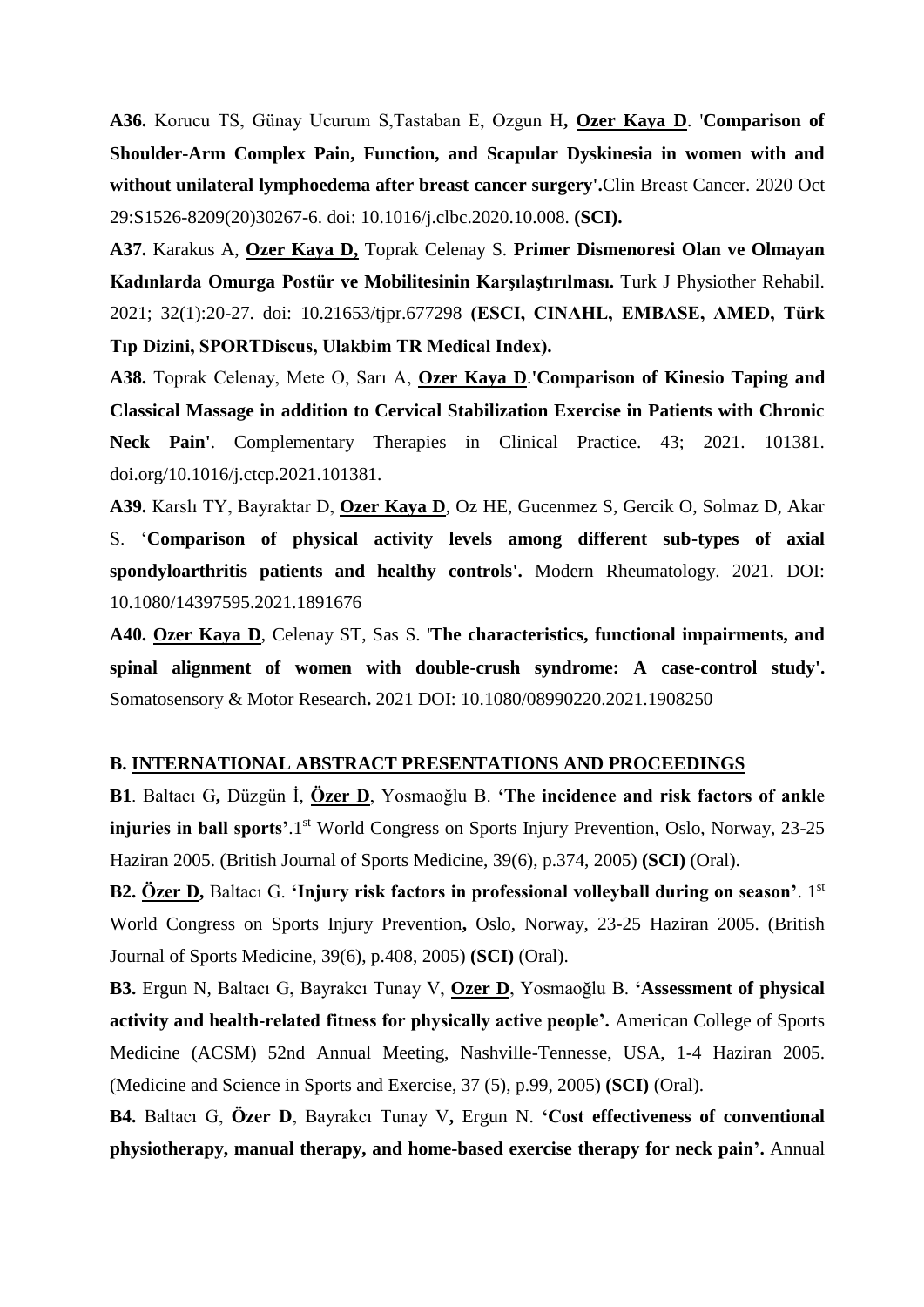**A36.** Korucu TS, Günay Ucurum S,Tastaban E, Ozgun H**, <u>Ozer Kaya D</u>**. '**Comparison of Shoulder-Arm Complex Pain, Function, and Scapular Dyskinesia in women with and without unilateral lymphoedema after breast cancer surgery'.**Clin Breast Cancer. 2020 Oct 29:S1526-8209(20)30267-6. doi: 10.1016/j.clbc.2020.10.008. **(SCI).**

**A37.** Karakus A, **<u>Ozer Kaya D,</u>** Toprak Celenay S. **Primer Dismenoresi Olan ve Olmayan Kadınlarda Omurga Postür ve Mobilitesinin Karşılaştırılması.** Turk J Physiother Rehabil. 2021; 32(1):20-27. doi: 10.21653/tjpr.677298 **(ESCI, CINAHL, EMBASE, AMED, Türk Tıp Dizini, SPORTDiscus, Ulakbim TR Medical Index).**

**A38.** Toprak Celenay, Mete O, Sarı A, **<u>Ozer Kaya D</u>**.**'Comparison of Kinesio Taping and Classical Massage in addition to Cervical Stabilization Exercise in Patients with Chronic Neck Pain'**. Complementary Therapies in Clinical Practice. 43; 2021. 101381. doi.org/10.1016/j.ctcp.2021.101381.

**A39.** Karslı TY, Bayraktar D, **<u>Ozer Kaya D</u>**, Oz HE, Gucenmez S, Gercik O, Solmaz D, Akar S. '**Comparison of physical activity levels among different sub-types of axial spondyloarthritis patients and healthy controls'.** Modern Rheumatology. 2021. DOI: 10.1080/14397595.2021.1891676

**A40. <u>Ozer Kaya D</u>**, Celenay ST, Sas S. '**The characteristics, functional impairments, and spinal alignment of women with double-crush syndrome: A case-control study'.** Somatosensory & Motor Research**.** 2021 DOI: 10.1080/08990220.2021.1908250

## B. <u>INTERNATIONAL ABSTRACT PRESENTATIONS AND PROCEEDINGS</u>

**B1**. Baltacı G**,** Düzgün İ, **<u>Özer D</u>**, Yosmaoğlu B. **'The incidence and risk factors of ankle injuries in ball sports'**.1st World Congress on Sports Injury Prevention, Oslo, Norway, 23-25 Haziran 2005. (British Journal of Sports Medicine, 39(6), p.374, 2005) **(SCI)** (Oral).

**B2. <u>Özer D</u>,** Baltacı G. **'Injury risk factors in professional volleyball during on season'**. 1st World Congress on Sports Injury Prevention**,** Oslo, Norway, 23-25 Haziran 2005. (British Journal of Sports Medicine, 39(6), p.408, 2005) **(SCI)** (Oral).

**B3.** Ergun N, Baltacı G, Bayrakcı Tunay V, **<u>Ozer D</u>**, Yosmaoğlu B. **'Assessment of physical activity and health-related fitness for physically active people'.** American College of Sports Medicine (ACSM) 52nd Annual Meeting, Nashville-Tennesse, USA, 1-4 Haziran 2005. (Medicine and Science in Sports and Exercise, 37 (5), p.99, 2005) **(SCI)** (Oral).

**B4.** Baltacı G, **Özer D**, Bayrakcı Tunay V**,** Ergun N. **'Cost effectiveness of conventional physiotherapy, manual therapy, and home-based exercise therapy for neck pain'.** Annual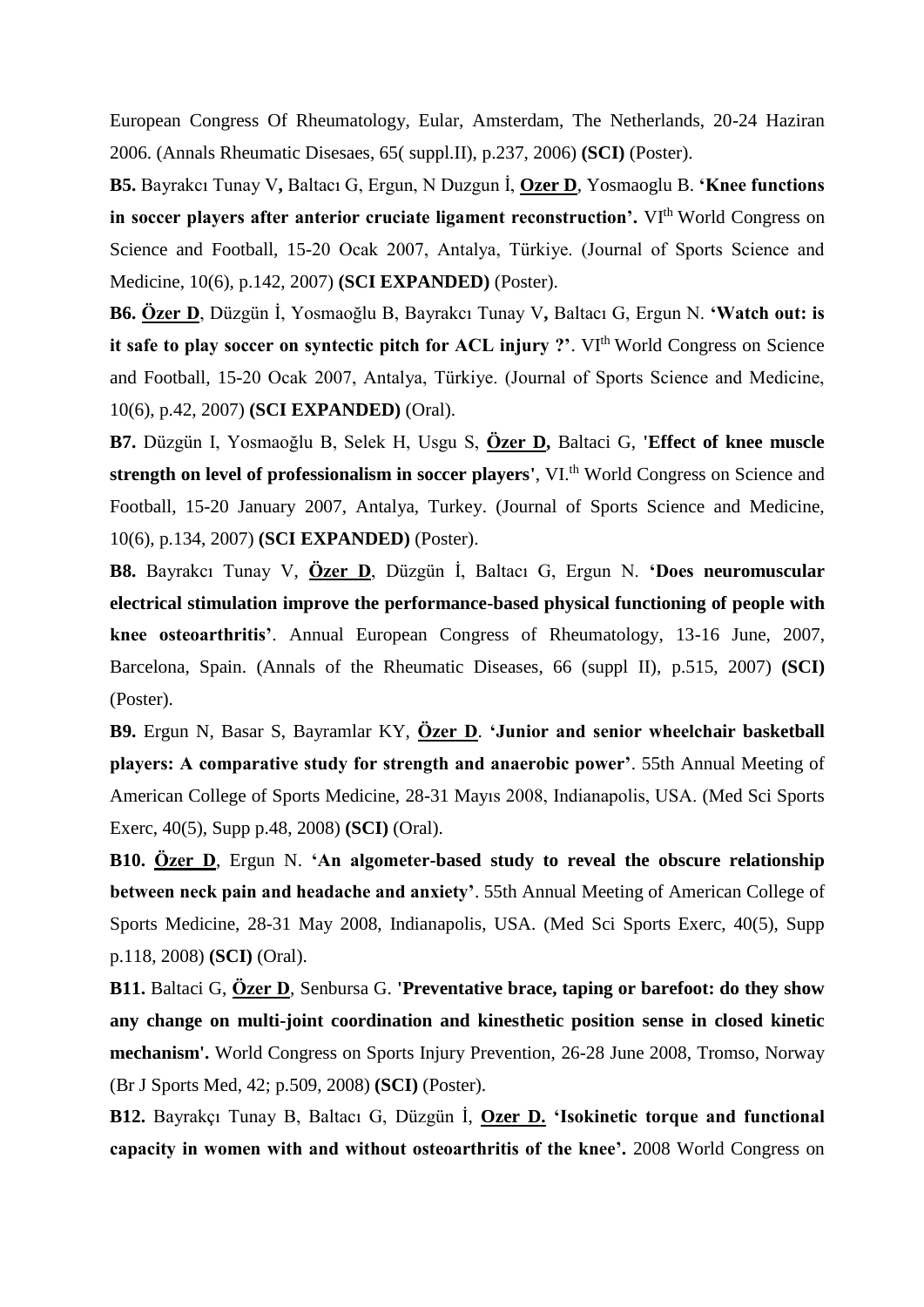European Congress Of Rheumatology, Eular, Amsterdam, The Netherlands, 20-24 Haziran 2006. (Annals Rheumatic Disesaes, 65( suppl.II), p.237, 2006) **(SCI)** (Poster).

**B5.** Bayrakcı Tunay V**,** Baltacı G, Ergun, N Duzgun İ, **Ozer D**, Yosmaoglu B. **'Knee functions in soccer players after anterior cruciate ligament reconstruction'.** VI[th] World Congress on Science and Football, 15-20 Ocak 2007, Antalya, Türkiye. (Journal of Sports Science and Medicine, 10(6), p.142, 2007) **(SCI EXPANDED)** (Poster).

**B6.** **Özer D**, Düzgün İ, Yosmaoğlu B, Bayrakcı Tunay V**,** Baltacı G, Ergun N. **'Watch out: is it safe to play soccer on syntectic pitch for ACL injury ?'**. VI[th] World Congress on Science and Football, 15-20 Ocak 2007, Antalya, Türkiye. (Journal of Sports Science and Medicine, 10(6), p.42, 2007) **(SCI EXPANDED)** (Oral).

**B7.** Düzgün I, Yosmaoğlu B, Selek H, Usgu S, **Özer D,** Baltaci G, **'Effect of knee muscle strength on level of professionalism in soccer players'**, VI.[th] World Congress on Science and Football, 15-20 January 2007, Antalya, Turkey. (Journal of Sports Science and Medicine, 10(6), p.134, 2007) **(SCI EXPANDED)** (Poster).

**B8.** Bayrakcı Tunay V, **Özer D**, Düzgün İ, Baltacı G, Ergun N. **'Does neuromuscular electrical stimulation improve the performance-based physical functioning of people with knee osteoarthritis'**. Annual European Congress of Rheumatology, 13-16 June, 2007, Barcelona, Spain. (Annals of the Rheumatic Diseases, 66 (suppl II), p.515, 2007) **(SCI)** (Poster).

**B9.** Ergun N, Basar S, Bayramlar KY, **Özer D**. **'Junior and senior wheelchair basketball players: A comparative study for strength and anaerobic power'**. 55th Annual Meeting of American College of Sports Medicine, 28-31 Mayıs 2008, Indianapolis, USA. (Med Sci Sports Exerc, 40(5), Supp p.48, 2008) **(SCI)** (Oral).

**B10.** **Özer D**, Ergun N. **'An algometer-based study to reveal the obscure relationship between neck pain and headache and anxiety'**. 55th Annual Meeting of American College of Sports Medicine, 28-31 May 2008, Indianapolis, USA. (Med Sci Sports Exerc, 40(5), Supp p.118, 2008) **(SCI)** (Oral).

**B11.** Baltaci G, **Özer D**, Senbursa G. **'Preventative brace, taping or barefoot: do they show any change on multi-joint coordination and kinesthetic position sense in closed kinetic mechanism'.** World Congress on Sports Injury Prevention, 26-28 June 2008, Tromso, Norway (Br J Sports Med, 42; p.509, 2008) **(SCI)** (Poster).

**B12.** Bayrakçı Tunay B, Baltacı G, Düzgün İ, **Ozer D.** **'Isokinetic torque and functional capacity in women with and without osteoarthritis of the knee'.** 2008 World Congress on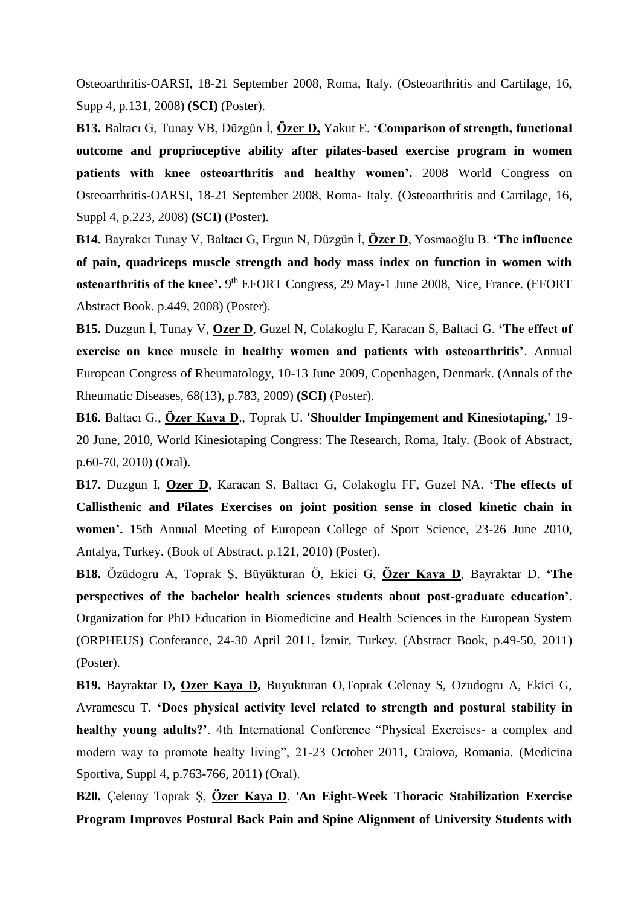Osteoarthritis-OARSI, 18-21 September 2008, Roma, Italy. (Osteoarthritis and Cartilage, 16, Supp 4, p.131, 2008) **(SCI)** (Poster).

**B13.** Baltacı G, Tunay VB, Düzgün İ, **Özer D,** Yakut E. **'Comparison of strength, functional outcome and proprioceptive ability after pilates-based exercise program in women patients with knee osteoarthritis and healthy women'.** 2008 World Congress on Osteoarthritis-OARSI, 18-21 September 2008, Roma- Italy. (Osteoarthritis and Cartilage, 16, Suppl 4, p.223, 2008) **(SCI)** (Poster).

**B14.** Bayrakcı Tunay V, Baltacı G, Ergun N, Düzgün İ, **Özer D**, Yosmaoğlu B. **'The influence of pain, quadriceps muscle strength and body mass index on function in women with osteoarthritis of the knee'.** 9th EFORT Congress, 29 May-1 June 2008, Nice, France. (EFORT Abstract Book. p.449, 2008) (Poster).

**B15.** Duzgun İ, Tunay V, **Ozer D**, Guzel N, Colakoglu F, Karacan S, Baltaci G. **'The effect of exercise on knee muscle in healthy women and patients with osteoarthritis'**. Annual European Congress of Rheumatology, 10-13 June 2009, Copenhagen, Denmark. (Annals of the Rheumatic Diseases, 68(13), p.783, 2009) **(SCI)** (Poster).

**B16.** Baltacı G., **Özer Kaya D**., Toprak U. **'Shoulder Impingement and Kinesiotaping,'** 19-20 June, 2010, World Kinesiotaping Congress: The Research, Roma, Italy. (Book of Abstract, p.60-70, 2010) (Oral).

**B17.** Duzgun I, **Ozer D**, Karacan S, Baltacı G, Colakoglu FF, Guzel NA. **'The effects of Callisthenic and Pilates Exercises on joint position sense in closed kinetic chain in women'.** 15th Annual Meeting of European College of Sport Science, 23-26 June 2010, Antalya, Turkey. (Book of Abstract, p.121, 2010) (Poster).

**B18.** Özüdogru A, Toprak Ş, Büyükturan Ö, Ekici G, **Özer Kaya D**, Bayraktar D. **'The perspectives of the bachelor health sciences students about post-graduate education'**. Organization for PhD Education in Biomedicine and Health Sciences in the European System (ORPHEUS) Conferance, 24-30 April 2011, İzmir, Turkey. (Abstract Book, p.49-50, 2011) (Poster).

**B19.** Bayraktar D**, Ozer Kaya D,** Buyukturan O,Toprak Celenay S, Ozudogru A, Ekici G, Avramescu T. **'Does physical activity level related to strength and postural stability in healthy young adults?'**. 4th International Conference "Physical Exercises- a complex and modern way to promote healty living", 21-23 October 2011, Craiova, Romania. (Medicina Sportiva, Suppl 4, p.763-766, 2011) (Oral).

**B20.** Çelenay Toprak Ş, **Özer Kaya D**. **'An Eight-Week Thoracic Stabilization Exercise Program Improves Postural Back Pain and Spine Alignment of University Students with**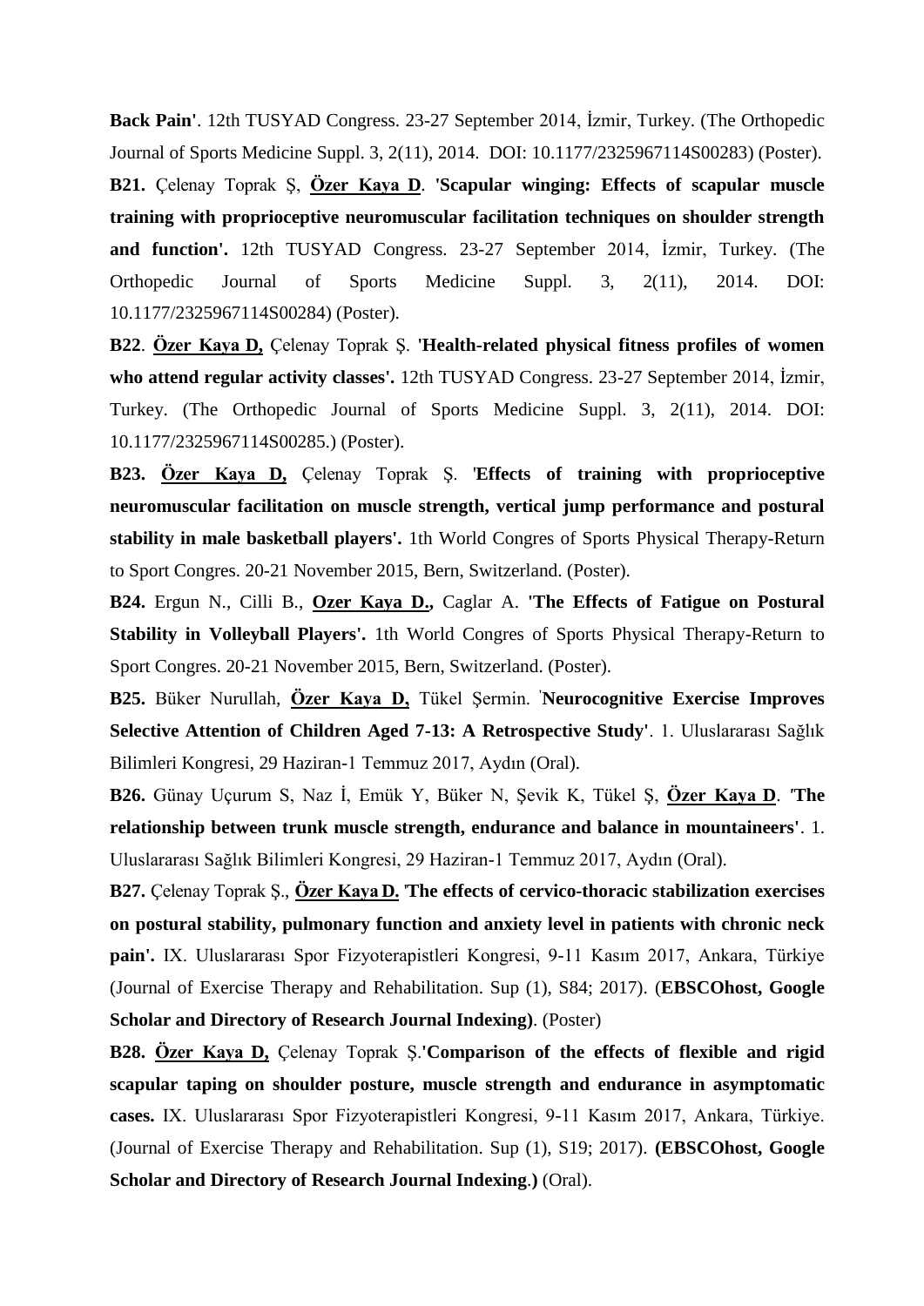**Back Pain'**. 12th TUSYAD Congress. 23-27 September 2014, İzmir, Turkey. (The Orthopedic Journal of Sports Medicine Suppl. 3, 2(11), 2014. DOI: 10.1177/2325967114S00283) (Poster).

**B21.** Çelenay Toprak Ş, **Özer Kaya D**. **'Scapular winging: Effects of scapular muscle training with proprioceptive neuromuscular facilitation techniques on shoulder strength and function'.** 12th TUSYAD Congress. 23-27 September 2014, İzmir, Turkey. (The Orthopedic Journal of Sports Medicine Suppl. 3, 2(11), 2014. DOI: 10.1177/2325967114S00284) (Poster).

**B22**. **Özer Kaya D,** Çelenay Toprak Ş. **'Health-related physical fitness profiles of women who attend regular activity classes'.** 12th TUSYAD Congress. 23-27 September 2014, İzmir, Turkey. (The Orthopedic Journal of Sports Medicine Suppl. 3, 2(11), 2014. DOI: 10.1177/2325967114S00285.) (Poster).

**B23. Özer Kaya D,** Çelenay Toprak Ş. **'Effects of training with proprioceptive neuromuscular facilitation on muscle strength, vertical jump performance and postural stability in male basketball players'.** 1th World Congres of Sports Physical Therapy-Return to Sport Congres. 20-21 November 2015, Bern, Switzerland. (Poster).

**B24.** Ergun N., Cilli B., **Ozer Kaya D.,** Caglar A. **'The Effects of Fatigue on Postural Stability in Volleyball Players'.** 1th World Congres of Sports Physical Therapy-Return to Sport Congres. 20-21 November 2015, Bern, Switzerland. (Poster).

**B25.** Büker Nurullah, **Özer Kaya D,** Tükel Şermin. **'Neurocognitive Exercise Improves Selective Attention of Children Aged 7-13: A Retrospective Study'**. 1. Uluslararası Sağlık Bilimleri Kongresi, 29 Haziran-1 Temmuz 2017, Aydın (Oral).

**B26.** Günay Uçurum S, Naz İ, Emük Y, Büker N, Şevik K, Tükel Ş, **Özer Kaya D**. **'The relationship between trunk muscle strength, endurance and balance in mountaineers'**. 1. Uluslararası Sağlık Bilimleri Kongresi, 29 Haziran-1 Temmuz 2017, Aydın (Oral).

**B27.** Çelenay Toprak Ş., **Özer Kaya D.** **'The effects of cervico-thoracic stabilization exercises on postural stability, pulmonary function and anxiety level in patients with chronic neck pain'.** IX. Uluslararası Spor Fizyoterapistleri Kongresi, 9-11 Kasım 2017, Ankara, Türkiye (Journal of Exercise Therapy and Rehabilitation. Sup (1), S84; 2017). (**EBSCOhost, Google Scholar and Directory of Research Journal Indexing**). (Poster)

**B28. Özer Kaya D,** Çelenay Toprak Ş.**'Comparison of the effects of flexible and rigid scapular taping on shoulder posture, muscle strength and endurance in asymptomatic cases.** IX. Uluslararası Spor Fizyoterapistleri Kongresi, 9-11 Kasım 2017, Ankara, Türkiye. (Journal of Exercise Therapy and Rehabilitation. Sup (1), S19; 2017). **(EBSCOhost, Google Scholar and Directory of Research Journal Indexing.)** (Oral).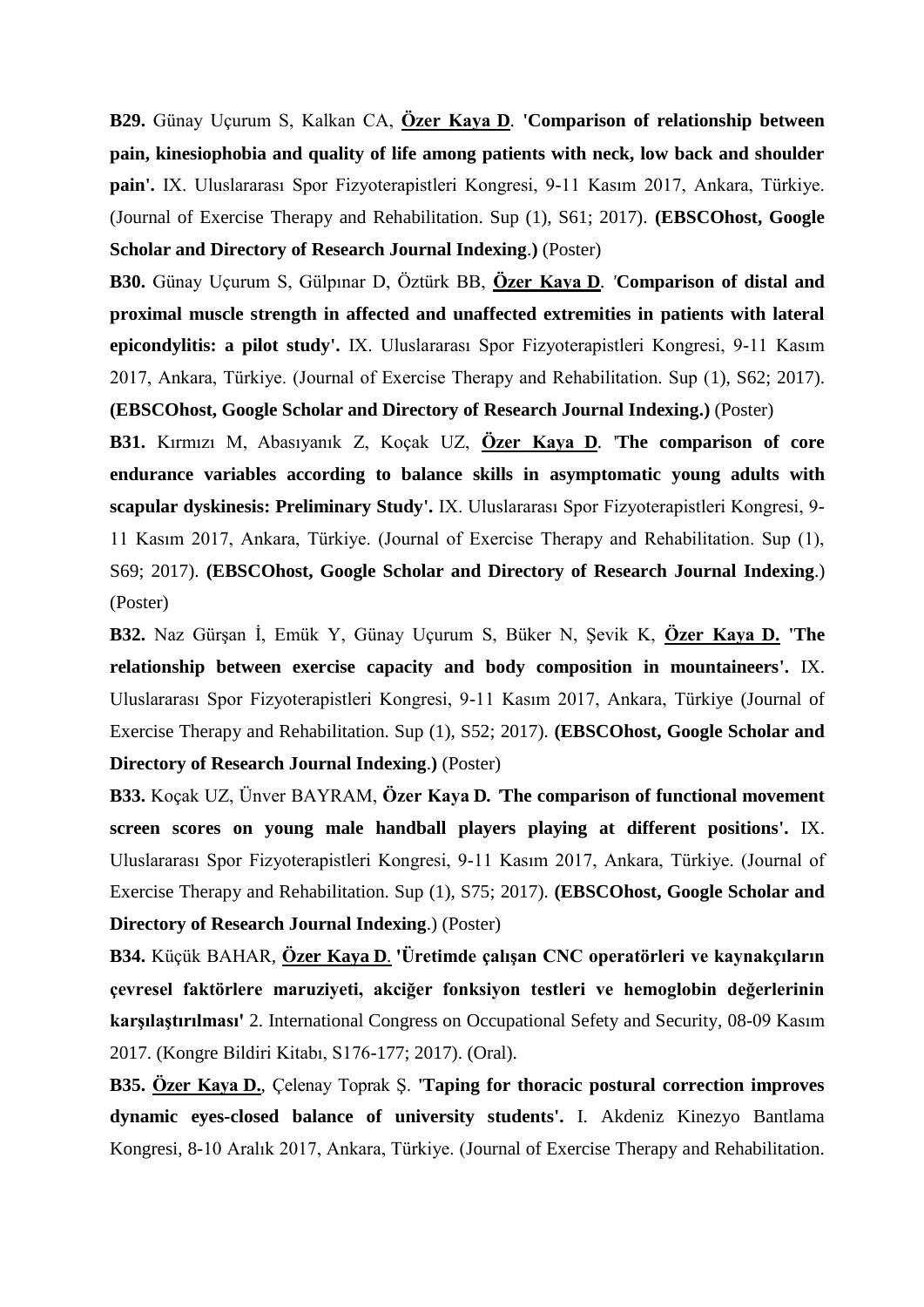**B29.** Günay Uçurum S, Kalkan CA, **Özer Kaya D**. **'Comparison of relationship between pain, kinesiophobia and quality of life among patients with neck, low back and shoulder pain'.** IX. Uluslararası Spor Fizyoterapistleri Kongresi, 9-11 Kasım 2017, Ankara, Türkiye. (Journal of Exercise Therapy and Rehabilitation. Sup (1), S61; 2017). **(EBSCOhost, Google Scholar and Directory of Research Journal Indexing.)** (Poster)

**B30.** Günay Uçurum S, Gülpınar D, Öztürk BB, **Özer Kaya D**. **'Comparison of distal and proximal muscle strength in affected and unaffected extremities in patients with lateral epicondylitis: a pilot study'.** IX. Uluslararası Spor Fizyoterapistleri Kongresi, 9-11 Kasım 2017, Ankara, Türkiye. (Journal of Exercise Therapy and Rehabilitation. Sup (1), S62; 2017). **(EBSCOhost, Google Scholar and Directory of Research Journal Indexing.)** (Poster)

**B31.** Kırmızı M, Abasıyanık Z, Koçak UZ, **Özer Kaya D**. **'The comparison of core endurance variables according to balance skills in asymptomatic young adults with scapular dyskinesis: Preliminary Study'.** IX. Uluslararası Spor Fizyoterapistleri Kongresi, 9-11 Kasım 2017, Ankara, Türkiye. (Journal of Exercise Therapy and Rehabilitation. Sup (1), S69; 2017). **(EBSCOhost, Google Scholar and Directory of Research Journal Indexing.)** (Poster)

**B32.** Naz Gürşan İ, Emük Y, Günay Uçurum S, Büker N, Şevik K, **Özer Kaya D.** **'The relationship between exercise capacity and body composition in mountaineers'.** IX. Uluslararası Spor Fizyoterapistleri Kongresi, 9-11 Kasım 2017, Ankara, Türkiye (Journal of Exercise Therapy and Rehabilitation. Sup (1), S52; 2017). **(EBSCOhost, Google Scholar and Directory of Research Journal Indexing.)** (Poster)

**B33.** Koçak UZ, Ünver BAYRAM, **Özer Kaya D.** **'The comparison of functional movement screen scores on young male handball players playing at different positions'.** IX. Uluslararası Spor Fizyoterapistleri Kongresi, 9-11 Kasım 2017, Ankara, Türkiye. (Journal of Exercise Therapy and Rehabilitation. Sup (1), S75; 2017). **(EBSCOhost, Google Scholar and Directory of Research Journal Indexing.)** (Poster)

**B34.** Küçük BAHAR, **Özer Kaya D**. **'Üretimde çalışan CNC operatörleri ve kaynakçıların çevresel faktörlere maruziyeti, akciğer fonksiyon testleri ve hemoglobin değerlerinin karşılaştırılması'** 2. International Congress on Occupational Sefety and Security, 08-09 Kasım 2017. (Kongre Bildiri Kitabı, S176-177; 2017). (Oral).

**B35.** **Özer Kaya D.**, Çelenay Toprak Ş. **'Taping for thoracic postural correction improves dynamic eyes-closed balance of university students'.** I. Akdeniz Kinezyo Bantlama Kongresi, 8-10 Aralık 2017, Ankara, Türkiye. (Journal of Exercise Therapy and Rehabilitation.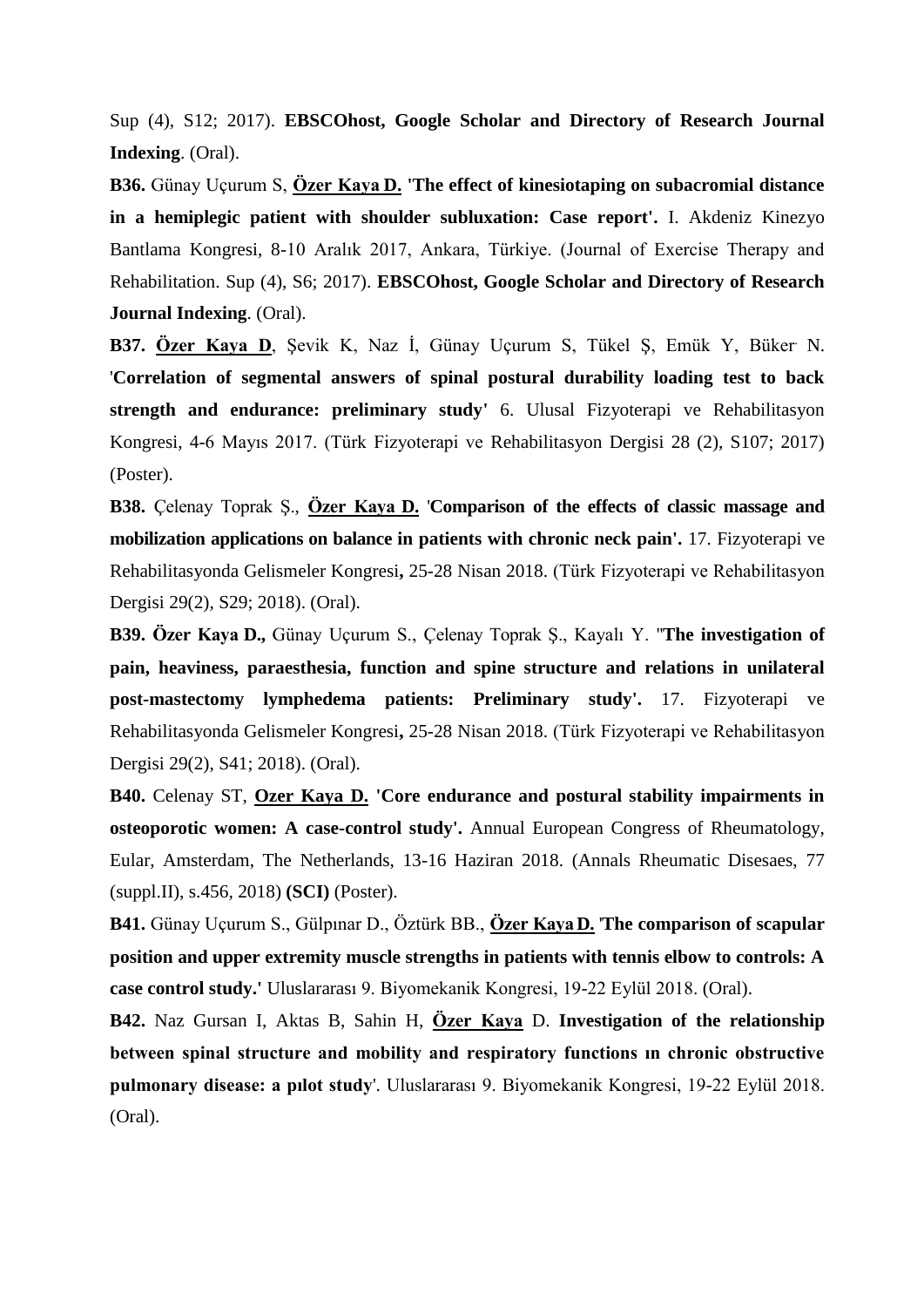Sup (4), S12; 2017). **EBSCOhost, Google Scholar and Directory of Research Journal Indexing**. (Oral).

**B36.** Günay Uçurum S, **<u>Özer Kaya D.</u>** **'The effect of kinesiotaping on subacromial distance in a hemiplegic patient with shoulder subluxation: Case report'.** I. Akdeniz Kinezyo Bantlama Kongresi, 8-10 Aralık 2017, Ankara, Türkiye. (Journal of Exercise Therapy and Rehabilitation. Sup (4), S6; 2017). **EBSCOhost, Google Scholar and Directory of Research Journal Indexing**. (Oral).

**B37.** **<u>Özer Kaya D</u>**, Şevik K, Naz İ, Günay Uçurum S, Tükel Ş, Emük Y, Büker N. '**Correlation of segmental answers of spinal postural durability loading test to back strength and endurance: preliminary study'** 6. Ulusal Fizyoterapi ve Rehabilitasyon Kongresi, 4-6 Mayıs 2017. (Türk Fizyoterapi ve Rehabilitasyon Dergisi 28 (2), S107; 2017) (Poster).

**B38.** Çelenay Toprak Ş., **<u>Özer Kaya D.</u>** **'Comparison of the effects of classic massage and mobilization applications on balance in patients with chronic neck pain'.** 17. Fizyoterapi ve Rehabilitasyonda Gelismeler Kongresi**,** 25-28 Nisan 2018. (Türk Fizyoterapi ve Rehabilitasyon Dergisi 29(2), S29; 2018). (Oral).

**B39.** **Özer Kaya D.,** Günay Uçurum S., Çelenay Toprak Ş., Kayalı Y. ''**The investigation of pain, heaviness, paraesthesia, function and spine structure and relations in unilateral post-mastectomy lymphedema patients: Preliminary study'.** 17. Fizyoterapi ve Rehabilitasyonda Gelismeler Kongresi**,** 25-28 Nisan 2018. (Türk Fizyoterapi ve Rehabilitasyon Dergisi 29(2), S41; 2018). (Oral).

**B40.** Celenay ST, **<u>Ozer Kaya D.</u>** **'Core endurance and postural stability impairments in osteoporotic women: A case-control study'.** Annual European Congress of Rheumatology, Eular, Amsterdam, The Netherlands, 13-16 Haziran 2018. (Annals Rheumatic Disesaes, 77 (suppl.II), s.456, 2018) **(SCI)** (Poster).

**B41.** Günay Uçurum S., Gülpınar D., Öztürk BB., **<u>Özer Kaya D.</u>** **'The comparison of scapular position and upper extremity muscle strengths in patients with tennis elbow to controls: A case control study.'** Uluslararası 9. Biyomekanik Kongresi, 19-22 Eylül 2018. (Oral).

**B42.** Naz Gursan I, Aktas B, Sahin H, **<u>Özer Kaya</u>** D. **Investigation of the relationship between spinal structure and mobility and respiratory functions ın chronic obstructive pulmonary disease: a pılot study**'. Uluslararası 9. Biyomekanik Kongresi, 19-22 Eylül 2018. (Oral).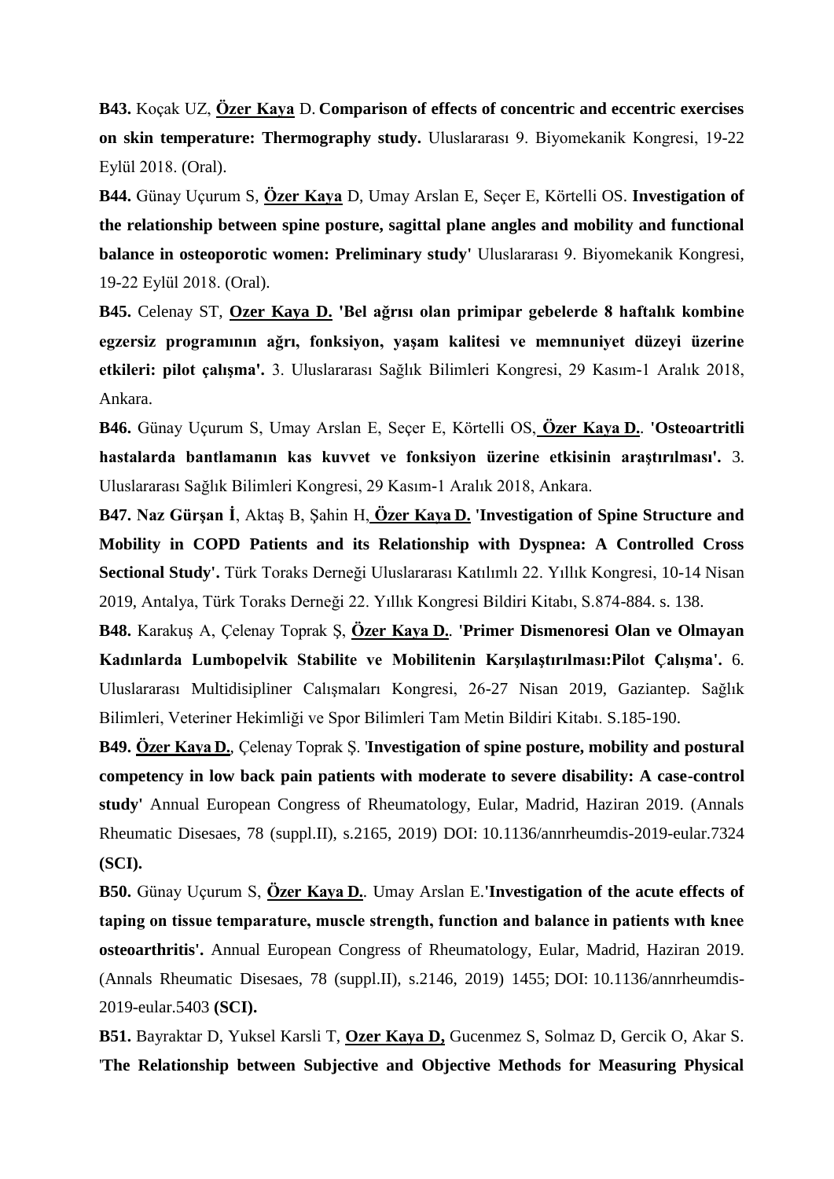**B43.** Koçak UZ, **<u>Özer Kaya</u>** D. **Comparison of effects of concentric and eccentric exercises on skin temperature: Thermography study.** Uluslararası 9. Biyomekanik Kongresi, 19-22 Eylül 2018. (Oral).

**B44.** Günay Uçurum S, **<u>Özer Kaya</u>** D, Umay Arslan E, Seçer E, Körtelli OS. **Investigation of the relationship between spine posture, sagittal plane angles and mobility and functional balance in osteoporotic women: Preliminary study'** Uluslararası 9. Biyomekanik Kongresi, 19-22 Eylül 2018. (Oral).

**B45.** Celenay ST, **<u>Ozer Kaya D.</u>** **'Bel ağrısı olan primipar gebelerde 8 haftalık kombine egzersiz programının ağrı, fonksiyon, yaşam kalitesi ve memnuniyet düzeyi üzerine etkileri: pilot çalışma'.** 3. Uluslararası Sağlık Bilimleri Kongresi, 29 Kasım-1 Aralık 2018, Ankara.

**B46.** Günay Uçurum S, Umay Arslan E, Seçer E, Körtelli OS, **<u>Özer Kaya D.</u>**. **'Osteoartritli hastalarda bantlamanın kas kuvvet ve fonksiyon üzerine etkisinin araştırılması'.** 3. Uluslararası Sağlık Bilimleri Kongresi, 29 Kasım-1 Aralık 2018, Ankara.

**B47. Naz Gürşan İ**, Aktaş B, Şahin H, **<u>Özer Kaya D.</u>** **'Investigation of Spine Structure and Mobility in COPD Patients and its Relationship with Dyspnea: A Controlled Cross Sectional Study'.** Türk Toraks Derneği Uluslararası Katılımlı 22. Yıllık Kongresi, 10-14 Nisan 2019, Antalya, Türk Toraks Derneği 22. Yıllık Kongresi Bildiri Kitabı, S.874-884. s. 138.

**B48.** Karakuş A, Çelenay Toprak Ş, **<u>Özer Kaya D.</u>**. **'Primer Dismenoresi Olan ve Olmayan Kadınlarda Lumbopelvik Stabilite ve Mobilitenin Karşılaştırılması:Pilot Çalışma'.** 6. Uluslararası Multidisipliner Calışmaları Kongresi, 26-27 Nisan 2019, Gaziantep. Sağlık Bilimleri, Veteriner Hekimliği ve Spor Bilimleri Tam Metin Bildiri Kitabı. S.185-190.

**B49. <u>Özer Kaya D.</u>**, Çelenay Toprak Ş. **'Investigation of spine posture, mobility and postural competency in low back pain patients with moderate to severe disability: A case-control study'** Annual European Congress of Rheumatology, Eular, Madrid, Haziran 2019. (Annals Rheumatic Disesaes, 78 (suppl.II), s.2165, 2019) DOI: 10.1136/annrheumdis-2019-eular.7324 **(SCI).**

**B50.** Günay Uçurum S, **<u>Özer Kaya D.</u>**. Umay Arslan E.**'Investigation of the acute effects of taping on tissue temparature, muscle strength, function and balance in patients wıth knee osteoarthritis'.** Annual European Congress of Rheumatology, Eular, Madrid, Haziran 2019. (Annals Rheumatic Disesaes, 78 (suppl.II), s.2146, 2019) 1455; DOI: 10.1136/annrheumdis-2019-eular.5403 **(SCI).**

**B51.** Bayraktar D, Yuksel Karsli T, **<u>Ozer Kaya D,</u>** Gucenmez S, Solmaz D, Gercik O, Akar S. **'The Relationship between Subjective and Objective Methods for Measuring Physical**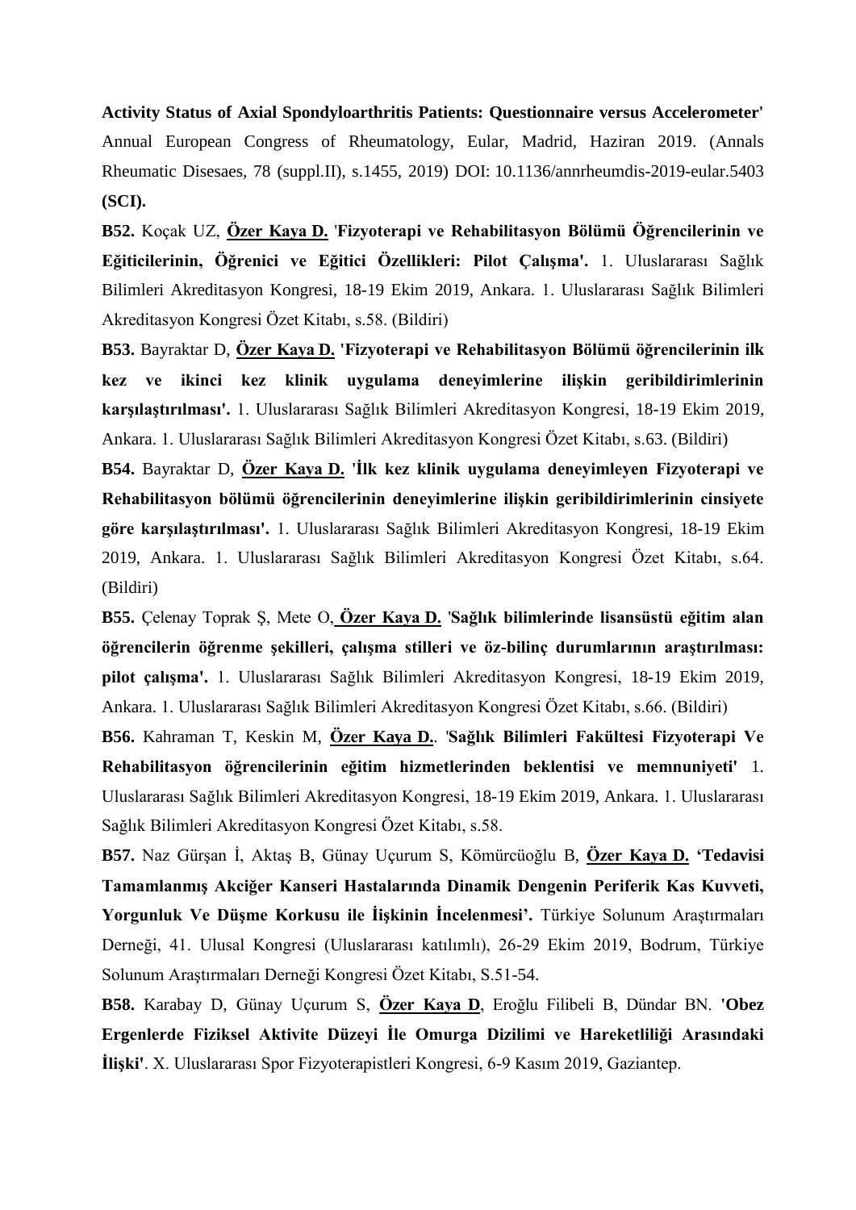**Activity Status of Axial Spondyloarthritis Patients: Questionnaire versus Accelerometer'** Annual European Congress of Rheumatology, Eular, Madrid, Haziran 2019. (Annals Rheumatic Disesaes, 78 (suppl.II), s.1455, 2019) DOI: 10.1136/annrheumdis-2019-eular.5403 **(SCI).**

**B52.** Koçak UZ, **Özer Kaya D.** '**Fizyoterapi ve Rehabilitasyon Bölümü Öğrencilerinin ve Eğiticilerinin, Öğrenici ve Eğitici Özellikleri: Pilot Çalışma'.** 1. Uluslararası Sağlık Bilimleri Akreditasyon Kongresi, 18-19 Ekim 2019, Ankara. 1. Uluslararası Sağlık Bilimleri Akreditasyon Kongresi Özet Kitabı, s.58. (Bildiri)

**B53.** Bayraktar D, **Özer Kaya D. 'Fizyoterapi ve Rehabilitasyon Bölümü öğrencilerinin ilk kez ve ikinci kez klinik uygulama deneyimlerine ilişkin geribildirimlerinin karşılaştırılması'.** 1. Uluslararası Sağlık Bilimleri Akreditasyon Kongresi, 18-19 Ekim 2019, Ankara. 1. Uluslararası Sağlık Bilimleri Akreditasyon Kongresi Özet Kitabı, s.63. (Bildiri)

**B54.** Bayraktar D, **Özer Kaya D. 'İlk kez klinik uygulama deneyimleyen Fizyoterapi ve Rehabilitasyon bölümü öğrencilerinin deneyimlerine ilişkin geribildirimlerinin cinsiyete göre karşılaştırılması'.** 1. Uluslararası Sağlık Bilimleri Akreditasyon Kongresi, 18-19 Ekim 2019, Ankara. 1. Uluslararası Sağlık Bilimleri Akreditasyon Kongresi Özet Kitabı, s.64. (Bildiri)

**B55.** Çelenay Toprak Ş, Mete O, **Özer Kaya D.** '**Sağlık bilimlerinde lisansüstü eğitim alan öğrencilerin öğrenme şekilleri, çalışma stilleri ve öz-bilinç durumlarının araştırılması: pilot çalışma'.** 1. Uluslararası Sağlık Bilimleri Akreditasyon Kongresi, 18-19 Ekim 2019, Ankara. 1. Uluslararası Sağlık Bilimleri Akreditasyon Kongresi Özet Kitabı, s.66. (Bildiri)

**B56.** Kahraman T, Keskin M, **Özer Kaya D.**. '**Sağlık Bilimleri Fakültesi Fizyoterapi Ve Rehabilitasyon öğrencilerinin eğitim hizmetlerinden beklentisi ve memnuniyeti'** 1. Uluslararası Sağlık Bilimleri Akreditasyon Kongresi, 18-19 Ekim 2019, Ankara. 1. Uluslararası Sağlık Bilimleri Akreditasyon Kongresi Özet Kitabı, s.58.

**B57.** Naz Gürşan İ, Aktaş B, Günay Uçurum S, Kömürcüoğlu B, **Özer Kaya D. 'Tedavisi Tamamlanmış Akciğer Kanseri Hastalarında Dinamik Dengenin Periferik Kas Kuvveti, Yorgunluk Ve Düşme Korkusu ile İişkinin İncelenmesi'.** Türkiye Solunum Araştırmaları Derneği, 41. Ulusal Kongresi (Uluslararası katılımlı), 26-29 Ekim 2019, Bodrum, Türkiye Solunum Araştırmaları Derneği Kongresi Özet Kitabı, S.51-54.

**B58.** Karabay D, Günay Uçurum S, **Özer Kaya D**, Eroğlu Filibeli B, Dündar BN. **'Obez Ergenlerde Fiziksel Aktivite Düzeyi İle Omurga Dizilimi ve Hareketliliği Arasındaki İlişki'**. X. Uluslararası Spor Fizyoterapistleri Kongresi, 6-9 Kasım 2019, Gaziantep.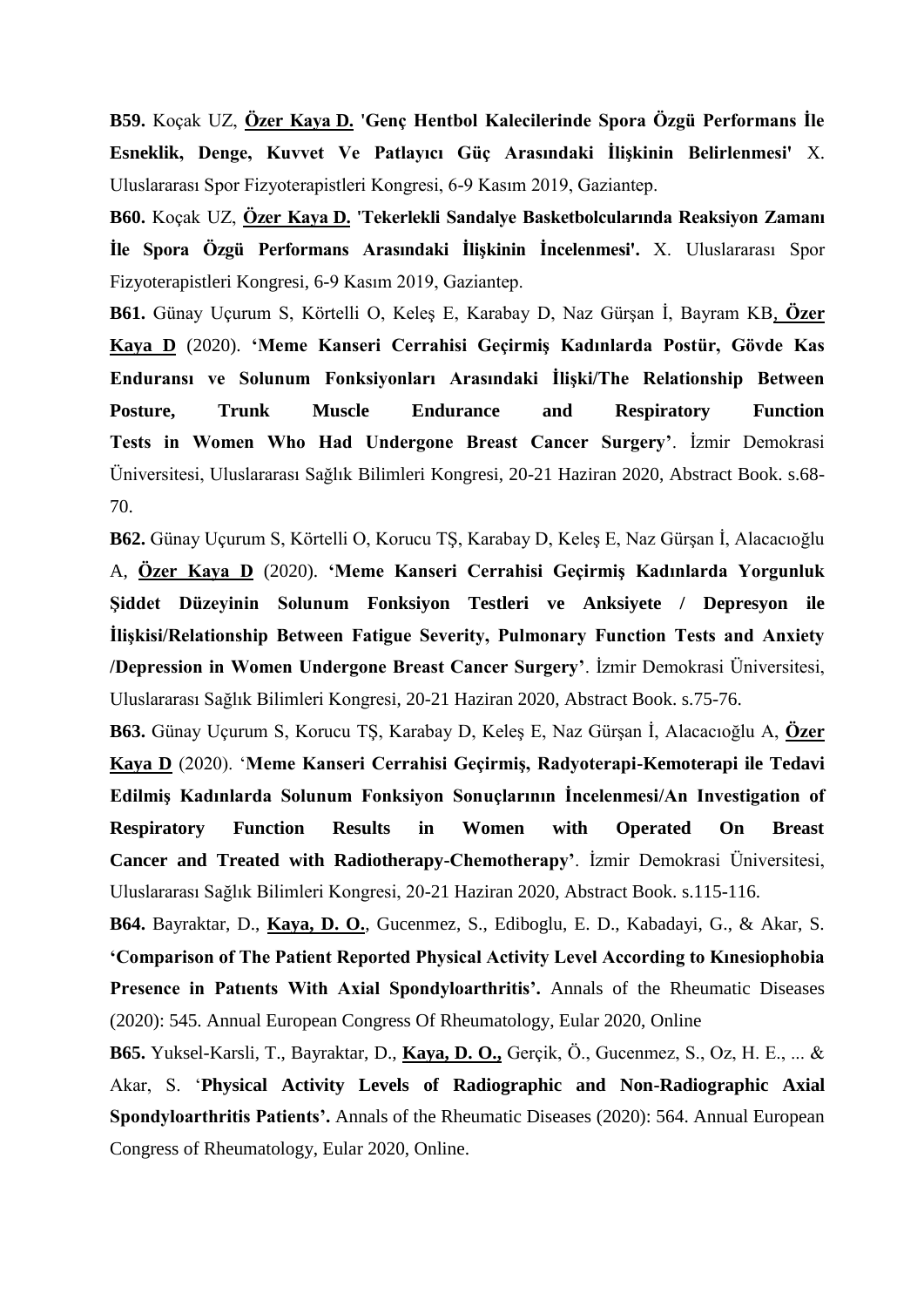**B59.** Koçak UZ, **Özer Kaya D.** **'Genç Hentbol Kalecilerinde Spora Özgü Performans İle Esneklik, Denge, Kuvvet Ve Patlayıcı Güç Arasındaki İlişkinin Belirlenmesi'** X. Uluslararası Spor Fizyoterapistleri Kongresi, 6-9 Kasım 2019, Gaziantep.

**B60.** Koçak UZ, **Özer Kaya D.** **'Tekerlekli Sandalye Basketbolcularında Reaksiyon Zamanı İle Spora Özgü Performans Arasındaki İlişkinin İncelenmesi'.** X. Uluslararası Spor Fizyoterapistleri Kongresi, 6-9 Kasım 2019, Gaziantep.

**B61.** Günay Uçurum S, Körtelli O, Keleş E, Karabay D, Naz Gürşan İ, Bayram KB, **Özer Kaya D** (2020). **'Meme Kanseri Cerrahisi Geçirmiş Kadınlarda Postür, Gövde Kas Enduransı ve Solunum Fonksiyonları Arasındaki İlişki/The Relationship Between Posture, Trunk Muscle Endurance and Respiratory Function Tests in Women Who Had Undergone Breast Cancer Surgery'**. İzmir Demokrasi Üniversitesi, Uluslararası Sağlık Bilimleri Kongresi, 20-21 Haziran 2020, Abstract Book. s.68-70.

**B62.** Günay Uçurum S, Körtelli O, Korucu TŞ, Karabay D, Keleş E, Naz Gürşan İ, Alacacıoğlu A, **Özer Kaya D** (2020). **'Meme Kanseri Cerrahisi Geçirmiş Kadınlarda Yorgunluk Şiddet Düzeyinin Solunum Fonksiyon Testleri ve Anksiyete / Depresyon ile İlişkisi/Relationship Between Fatigue Severity, Pulmonary Function Tests and Anxiety /Depression in Women Undergone Breast Cancer Surgery'**. İzmir Demokrasi Üniversitesi, Uluslararası Sağlık Bilimleri Kongresi, 20-21 Haziran 2020, Abstract Book. s.75-76.

**B63.** Günay Uçurum S, Korucu TŞ, Karabay D, Keleş E, Naz Gürşan İ, Alacacıoğlu A, **Özer Kaya D** (2020). '**Meme Kanseri Cerrahisi Geçirmiş, Radyoterapi-Kemoterapi ile Tedavi Edilmiş Kadınlarda Solunum Fonksiyon Sonuçlarının İncelenmesi/An Investigation of Respiratory Function Results in Women with Operated On Breast Cancer and Treated with Radiotherapy-Chemotherapy'**. İzmir Demokrasi Üniversitesi, Uluslararası Sağlık Bilimleri Kongresi, 20-21 Haziran 2020, Abstract Book. s.115-116.

**B64.** Bayraktar, D., **Kaya, D. O.**, Gucenmez, S., Ediboglu, E. D., Kabadayi, G., & Akar, S. **'Comparison of The Patient Reported Physical Activity Level According to Kınesiophobia Presence in Patıents With Axial Spondyloarthritis'.** Annals of the Rheumatic Diseases (2020): 545. Annual European Congress Of Rheumatology, Eular 2020, Online

**B65.** Yuksel-Karsli, T., Bayraktar, D., **Kaya, D. O.,** Gerçik, Ö., Gucenmez, S., Oz, H. E., ... & Akar, S. '**Physical Activity Levels of Radiographic and Non-Radiographic Axial Spondyloarthritis Patients'.** Annals of the Rheumatic Diseases (2020): 564. Annual European Congress of Rheumatology, Eular 2020, Online.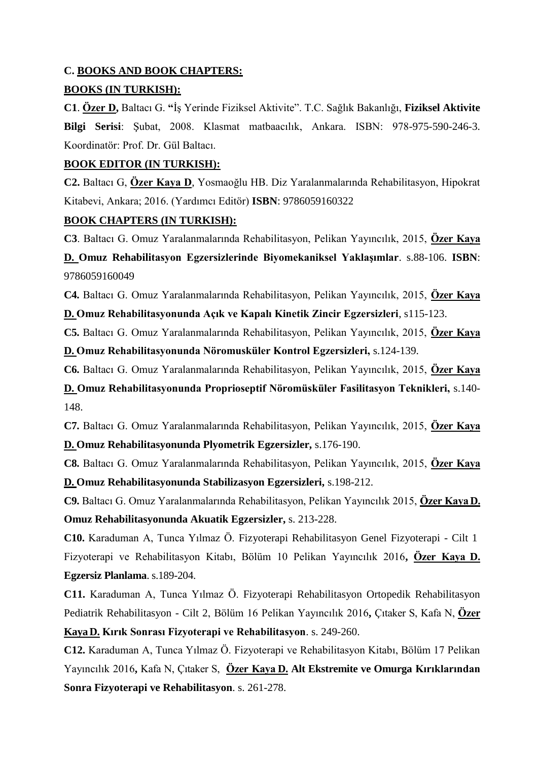**C. BOOKS AND BOOK CHAPTERS:**

**BOOKS (IN TURKISH):**

**C1**. **Özer D,** Baltacı G. **"**İş Yerinde Fiziksel Aktivite". T.C. Sağlık Bakanlığı, **Fiziksel Aktivite Bilgi Serisi**: Şubat, 2008. Klasmat matbaacılık, Ankara. ISBN: 978-975-590-246-3. Koordinatör: Prof. Dr. Gül Baltacı.

**BOOK EDITOR (IN TURKISH):**

**C2.** Baltacı G, **Özer Kaya D**, Yosmaoğlu HB. Diz Yaralanmalarında Rehabilitasyon, Hipokrat Kitabevi, Ankara; 2016. (Yardımcı Editör) **ISBN**: 9786059160322

**BOOK CHAPTERS (IN TURKISH):**

**C3**. Baltacı G. Omuz Yaralanmalarında Rehabilitasyon, Pelikan Yayıncılık, 2015, **Özer Kaya D. Omuz Rehabilitasyon Egzersizlerinde Biyomekaniksel Yaklaşımlar**. s.88-106. **ISBN**: 9786059160049

**C4.** Baltacı G. Omuz Yaralanmalarında Rehabilitasyon, Pelikan Yayıncılık, 2015, **Özer Kaya D. Omuz Rehabilitasyonunda Açık ve Kapalı Kinetik Zincir Egzersizleri**, s115-123.

**C5.** Baltacı G. Omuz Yaralanmalarında Rehabilitasyon, Pelikan Yayıncılık, 2015, **Özer Kaya D. Omuz Rehabilitasyonunda Nöromusküler Kontrol Egzersizleri,** s.124-139.

**C6.** Baltacı G. Omuz Yaralanmalarında Rehabilitasyon, Pelikan Yayıncılık, 2015, **Özer Kaya D. Omuz Rehabilitasyonunda Proprioseptif Nöromüsküler Fasilitasyon Teknikleri,** s.140-148.

**C7.** Baltacı G. Omuz Yaralanmalarında Rehabilitasyon, Pelikan Yayıncılık, 2015, **Özer Kaya D. Omuz Rehabilitasyonunda Plyometrik Egzersizler,** s.176-190.

**C8.** Baltacı G. Omuz Yaralanmalarında Rehabilitasyon, Pelikan Yayıncılık, 2015, **Özer Kaya D. Omuz Rehabilitasyonunda Stabilizasyon Egzersizleri,** s.198-212.

**C9.** Baltacı G. Omuz Yaralanmalarında Rehabilitasyon, Pelikan Yayıncılık 2015, **Özer Kaya D. Omuz Rehabilitasyonunda Akuatik Egzersizler,** s. 213-228.

**C10.** Karaduman A, Tunca Yılmaz Ö. Fizyoterapi Rehabilitasyon Genel Fizyoterapi - Cilt 1 Fizyoterapi ve Rehabilitasyon Kitabı, Bölüm 10 Pelikan Yayıncılık 2016**, Özer Kaya D. Egzersiz Planlama**. s.189-204.

**C11.** Karaduman A, Tunca Yılmaz Ö. Fizyoterapi Rehabilitasyon Ortopedik Rehabilitasyon Pediatrik Rehabilitasyon - Cilt 2, Bölüm 16 Pelikan Yayıncılık 2016**,** Çıtaker S, Kafa N, **Özer Kaya D. Kırık Sonrası Fizyoterapi ve Rehabilitasyon**. s. 249-260.

**C12.** Karaduman A, Tunca Yılmaz Ö. Fizyoterapi ve Rehabilitasyon Kitabı, Bölüm 17 Pelikan Yayıncılık 2016**,** Kafa N, Çıtaker S, **Özer Kaya D. Alt Ekstremite ve Omurga Kırıklarından Sonra Fizyoterapi ve Rehabilitasyon**. s. 261-278.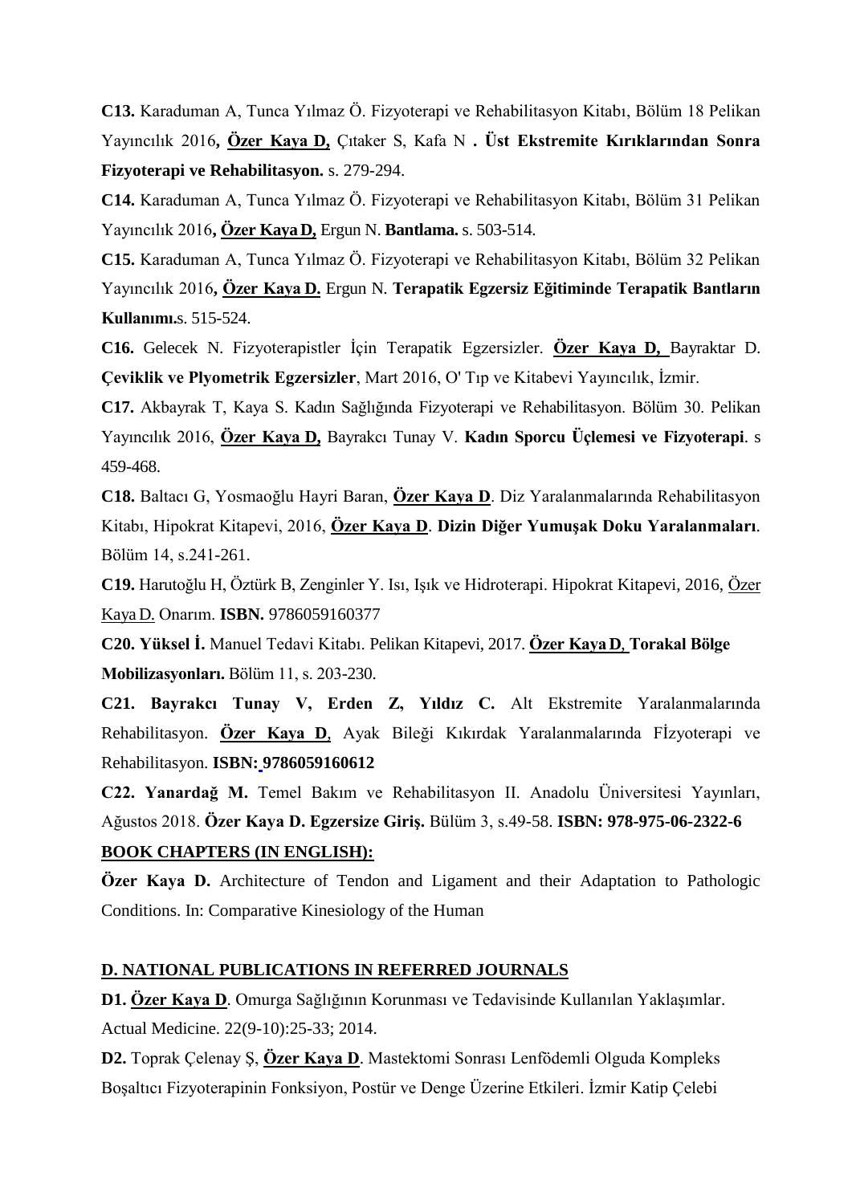**C13.** Karaduman A, Tunca Yılmaz Ö. Fizyoterapi ve Rehabilitasyon Kitabı, Bölüm 18 Pelikan Yayıncılık 2016**, Özer Kaya D,** Çıtaker S, Kafa N **. Üst Ekstremite Kırıklarından Sonra Fizyoterapi ve Rehabilitasyon.** s. 279-294.

**C14.** Karaduman A, Tunca Yılmaz Ö. Fizyoterapi ve Rehabilitasyon Kitabı, Bölüm 31 Pelikan Yayıncılık 2016**, Özer Kaya D,** Ergun N. **Bantlama.** s. 503-514.

**C15.** Karaduman A, Tunca Yılmaz Ö. Fizyoterapi ve Rehabilitasyon Kitabı, Bölüm 32 Pelikan Yayıncılık 2016**, Özer Kaya D.** Ergun N. **Terapatik Egzersiz Eğitiminde Terapatik Bantların Kullanımı.**s. 515-524.

**C16.** Gelecek N. Fizyoterapistler İçin Terapatik Egzersizler. **Özer Kaya D,** Bayraktar D. **Çeviklik ve Plyometrik Egzersizler**, Mart 2016, O' Tıp ve Kitabevi Yayıncılık, İzmir.

**C17.** Akbayrak T, Kaya S. Kadın Sağlığında Fizyoterapi ve Rehabilitasyon. Bölüm 30. Pelikan Yayıncılık 2016, **Özer Kaya D,** Bayrakcı Tunay V. **Kadın Sporcu Üçlemesi ve Fizyoterapi**. s 459-468.

**C18.** Baltacı G, Yosmaoğlu Hayri Baran, **Özer Kaya D**. Diz Yaralanmalarında Rehabilitasyon Kitabı, Hipokrat Kitapevi, 2016, **Özer Kaya D**. **Dizin Diğer Yumuşak Doku Yaralanmaları**. Bölüm 14, s.241-261.

**C19.** Harutoğlu H, Öztürk B, Zenginler Y. Isı, Işık ve Hidroterapi. Hipokrat Kitapevi, 2016, Özer Kaya D. Onarım. **ISBN.** 9786059160377

**C20. Yüksel İ.** Manuel Tedavi Kitabı. Pelikan Kitapevi, 2017. **Özer Kaya D**, **Torakal Bölge Mobilizasyonları.** Bölüm 11, s. 203-230.

**C21. Bayrakcı Tunay V, Erden Z, Yıldız C.** Alt Ekstremite Yaralanmalarında Rehabilitasyon. **Özer Kaya D**, Ayak Bileği Kıkırdak Yaralanmalarında FIzyoterapi ve Rehabilitasyon. **ISBN: 9786059160612**

**C22. Yanardağ M.** Temel Bakım ve Rehabilitasyon II. Anadolu Üniversitesi Yayınları, Ağustos 2018. **Özer Kaya D. Egzersize Giriş.** Bülüm 3, s.49-58. **ISBN: 978-975-06-2322-6**

**BOOK CHAPTERS (IN ENGLISH):**

**Özer Kaya D.** Architecture of Tendon and Ligament and their Adaptation to Pathologic Conditions. In: Comparative Kinesiology of the Human

## D. NATIONAL PUBLICATIONS IN REFERRED JOURNALS

**D1. Özer Kaya D**. Omurga Sağlığının Korunması ve Tedavisinde Kullanılan Yaklaşımlar. Actual Medicine. 22(9-10):25-33; 2014.

**D2.** Toprak Çelenay Ş, **Özer Kaya D**. Mastektomi Sonrası Lenfödemli Olguda Kompleks Boşaltıcı Fizyoterapinin Fonksiyon, Postür ve Denge Üzerine Etkileri. İzmir Katip Çelebi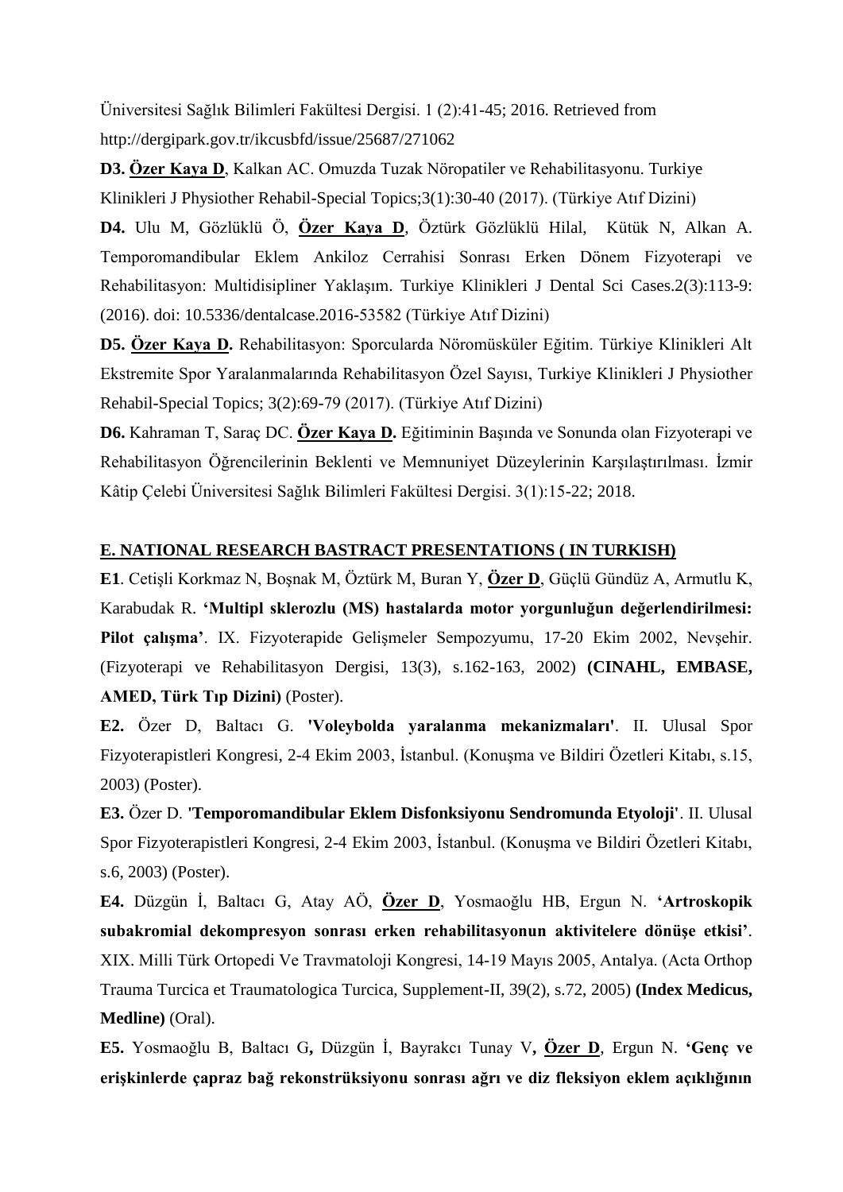Üniversitesi Sağlık Bilimleri Fakültesi Dergisi. 1 (2):41-45; 2016. Retrieved from http://dergipark.gov.tr/ikcusbfd/issue/25687/271062

**D3.** **Özer Kaya D**, Kalkan AC. Omuzda Tuzak Nöropatiler ve Rehabilitasyonu. Turkiye Klinikleri J Physiother Rehabil-Special Topics;3(1):30-40 (2017). (Türkiye Atıf Dizini)

**D4.** Ulu M, Gözlüklü Ö, **Özer Kaya D**, Öztürk Gözlüklü Hilal, Kütük N, Alkan A. Temporomandibular Eklem Ankiloz Cerrahisi Sonrası Erken Dönem Fizyoterapi ve Rehabilitasyon: Multidisipliner Yaklaşım. Turkiye Klinikleri J Dental Sci Cases.2(3):113-9: (2016). doi: 10.5336/dentalcase.2016-53582 (Türkiye Atıf Dizini)

**D5.** **Özer Kaya D.** Rehabilitasyon: Sporcularda Nöromüsküler Eğitim. Türkiye Klinikleri Alt Ekstremite Spor Yaralanmalarında Rehabilitasyon Özel Sayısı, Turkiye Klinikleri J Physiother Rehabil-Special Topics; 3(2):69-79 (2017). (Türkiye Atıf Dizini)

**D6.** Kahraman T, Saraç DC. **Özer Kaya D.** Eğitiminin Başında ve Sonunda olan Fizyoterapi ve Rehabilitasyon Öğrencilerinin Beklenti ve Memnuniyet Düzeylerinin Karşılaştırılması. İzmir Kâtip Çelebi Üniversitesi Sağlık Bilimleri Fakültesi Dergisi. 3(1):15-22; 2018.

## E. NATIONAL RESEARCH BASTRACT PRESENTATIONS ( IN TURKISH)

**E1**. Cetişli Korkmaz N, Boşnak M, Öztürk M, Buran Y, **Özer D**, Güçlü Gündüz A, Armutlu K, Karabudak R. **'Multipl sklerozlu (MS) hastalarda motor yorgunluğun değerlendirilmesi: Pilot çalışma'**. IX. Fizyoterapide Gelişmeler Sempozyumu, 17-20 Ekim 2002, Nevşehir. (Fizyoterapi ve Rehabilitasyon Dergisi, 13(3), s.162-163, 2002) **(CINAHL, EMBASE, AMED, Türk Tıp Dizini)** (Poster).

**E2.** Özer D, Baltacı G. **'Voleybolda yaralanma mekanizmaları'**. II. Ulusal Spor Fizyoterapistleri Kongresi, 2-4 Ekim 2003, İstanbul. (Konuşma ve Bildiri Özetleri Kitabı, s.15, 2003) (Poster).

**E3.** Özer D. **'Temporomandibular Eklem Disfonksiyonu Sendromunda Etyoloji'**. II. Ulusal Spor Fizyoterapistleri Kongresi, 2-4 Ekim 2003, İstanbul. (Konuşma ve Bildiri Özetleri Kitabı, s.6, 2003) (Poster).

**E4.** Düzgün İ, Baltacı G, Atay AÖ, **Özer D**, Yosmaoğlu HB, Ergun N. **'Artroskopik subakromial dekompresyon sonrası erken rehabilitasyonun aktivitelere dönüşe etkisi'**. XIX. Milli Türk Ortopedi Ve Travmatoloji Kongresi, 14-19 Mayıs 2005, Antalya. (Acta Orthop Trauma Turcica et Traumatologica Turcica, Supplement-II, 39(2), s.72, 2005) **(Index Medicus, Medline)** (Oral).

**E5.** Yosmaoğlu B, Baltacı G**,** Düzgün İ, Bayrakcı Tunay V**,** **Özer D**, Ergun N. **'Genç ve erişkinlerde çapraz bağ rekonstrüksiyonu sonrası ağrı ve diz fleksiyon eklem açıklığının**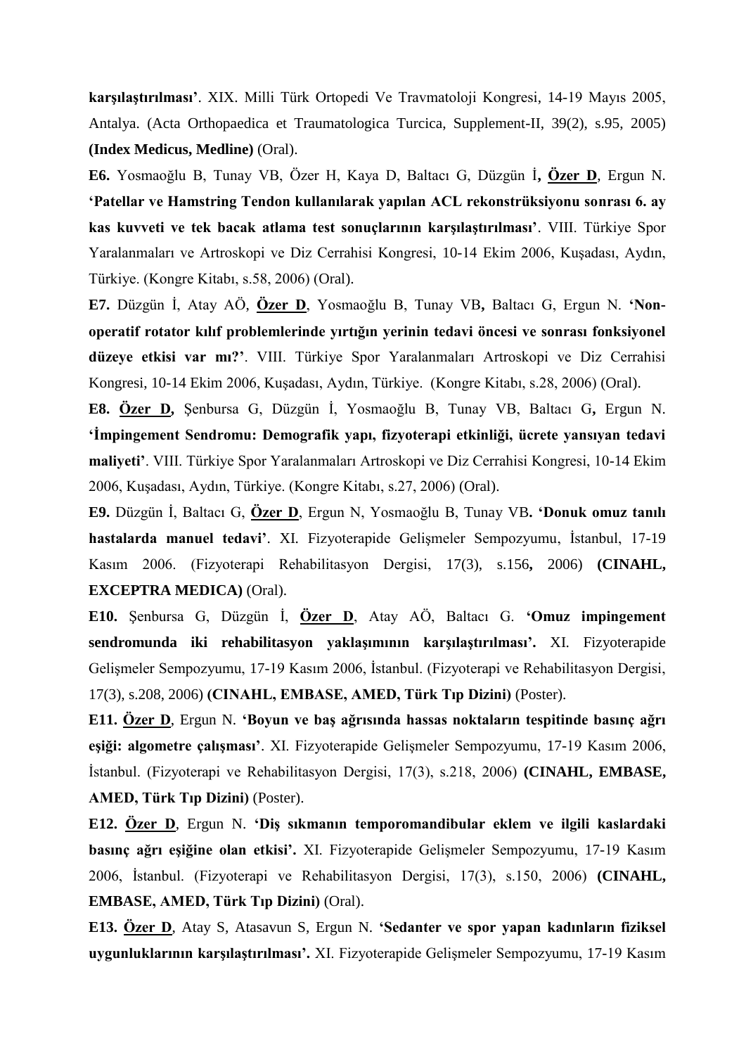**karşılaştırılması'**. XIX. Milli Türk Ortopedi Ve Travmatoloji Kongresi, 14-19 Mayıs 2005, Antalya. (Acta Orthopaedica et Traumatologica Turcica, Supplement-II, 39(2), s.95, 2005) **(Index Medicus, Medline)** (Oral).

**E6.** Yosmaoğlu B, Tunay VB, Özer H, Kaya D, Baltacı G, Düzgün İ**, <u>Özer D</u>**, Ergun N. **'Patellar ve Hamstring Tendon kullanılarak yapılan ACL rekonstrüksiyonu sonrası 6. ay kas kuvveti ve tek bacak atlama test sonuçlarının karşılaştırılması'**. VIII. Türkiye Spor Yaralanmaları ve Artroskopi ve Diz Cerrahisi Kongresi, 10-14 Ekim 2006, Kuşadası, Aydın, Türkiye. (Kongre Kitabı, s.58, 2006) (Oral).

**E7.** Düzgün İ, Atay AÖ, **<u>Özer D</u>**, Yosmaoğlu B, Tunay VB**,** Baltacı G, Ergun N. **'Non-operatif rotator kılıf problemlerinde yırtığın yerinin tedavi öncesi ve sonrası fonksiyonel düzeye etkisi var mı?'**. VIII. Türkiye Spor Yaralanmaları Artroskopi ve Diz Cerrahisi Kongresi, 10-14 Ekim 2006, Kuşadası, Aydın, Türkiye. (Kongre Kitabı, s.28, 2006) (Oral).

**E8. <u>Özer D</u>,** Şenbursa G, Düzgün İ, Yosmaoğlu B, Tunay VB, Baltacı G**,** Ergun N. **'İmpingement Sendromu: Demografik yapı, fizyoterapi etkinliği, ücrete yansıyan tedavi maliyeti'**. VIII. Türkiye Spor Yaralanmaları Artroskopi ve Diz Cerrahisi Kongresi, 10-14 Ekim 2006, Kuşadası, Aydın, Türkiye. (Kongre Kitabı, s.27, 2006) (Oral).

**E9.** Düzgün İ, Baltacı G, **<u>Özer D</u>**, Ergun N, Yosmaoğlu B, Tunay VB**. 'Donuk omuz tanılı hastalarda manuel tedavi'**. XI. Fizyoterapide Gelişmeler Sempozyumu, İstanbul, 17-19 Kasım 2006. (Fizyoterapi Rehabilitasyon Dergisi, 17(3), s.156**,** 2006) **(CINAHL, EXCEPTRA MEDICA)** (Oral).

**E10.** Şenbursa G, Düzgün İ, **<u>Özer D</u>**, Atay AÖ, Baltacı G. **'Omuz impingement sendromunda iki rehabilitasyon yaklaşımının karşılaştırılması'.** XI. Fizyoterapide Gelişmeler Sempozyumu, 17-19 Kasım 2006, İstanbul. (Fizyoterapi ve Rehabilitasyon Dergisi, 17(3), s.208, 2006) **(CINAHL, EMBASE, AMED, Türk Tıp Dizini)** (Poster).

**E11. <u>Özer D</u>**, Ergun N. **'Boyun ve baş ağrısında hassas noktaların tespitinde basınç ağrı eşiği: algometre çalışması'**. XI. Fizyoterapide Gelişmeler Sempozyumu, 17-19 Kasım 2006, İstanbul. (Fizyoterapi ve Rehabilitasyon Dergisi, 17(3), s.218, 2006) **(CINAHL, EMBASE, AMED, Türk Tıp Dizini)** (Poster).

**E12. <u>Özer D</u>**, Ergun N. **'Diş sıkmanın temporomandibular eklem ve ilgili kaslardaki basınç ağrı eşiğine olan etkisi'.** XI. Fizyoterapide Gelişmeler Sempozyumu, 17-19 Kasım 2006, İstanbul. (Fizyoterapi ve Rehabilitasyon Dergisi, 17(3), s.150, 2006) **(CINAHL, EMBASE, AMED, Türk Tıp Dizini)** (Oral).

**E13. <u>Özer D</u>**, Atay S, Atasavun S, Ergun N. **'Sedanter ve spor yapan kadınların fiziksel uygunluklarının karşılaştırılması'.** XI. Fizyoterapide Gelişmeler Sempozyumu, 17-19 Kasım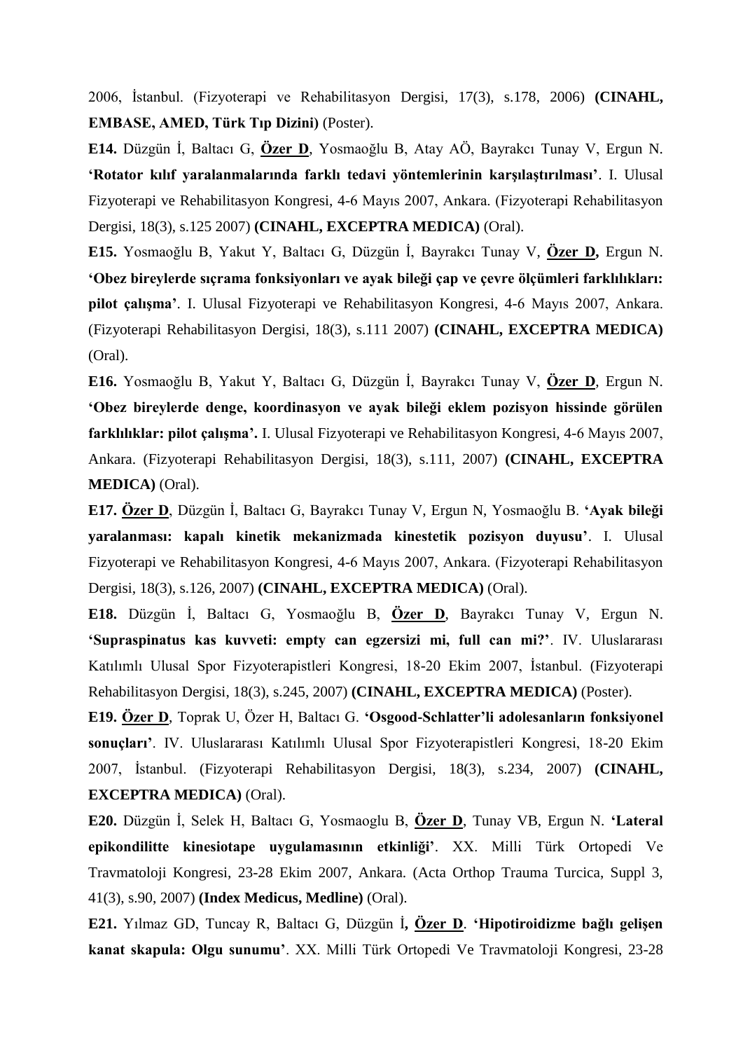2006, İstanbul. (Fizyoterapi ve Rehabilitasyon Dergisi, 17(3), s.178, 2006) **(CINAHL, EMBASE, AMED, Türk Tıp Dizini)** (Poster).

**E14.** Düzgün İ, Baltacı G, **Özer D**, Yosmaoğlu B, Atay AÖ, Bayrakcı Tunay V, Ergun N. **'Rotator kılıf yaralanmalarında farklı tedavi yöntemlerinin karşılaştırılması'**. I. Ulusal Fizyoterapi ve Rehabilitasyon Kongresi, 4-6 Mayıs 2007, Ankara. (Fizyoterapi Rehabilitasyon Dergisi, 18(3), s.125 2007) **(CINAHL, EXCEPTRA MEDICA)** (Oral).

**E15.** Yosmaoğlu B, Yakut Y, Baltacı G, Düzgün İ, Bayrakcı Tunay V, **Özer D,** Ergun N. **'Obez bireylerde sıçrama fonksiyonları ve ayak bileği çap ve çevre ölçümleri farklılıkları: pilot çalışma'**. I. Ulusal Fizyoterapi ve Rehabilitasyon Kongresi, 4-6 Mayıs 2007, Ankara. (Fizyoterapi Rehabilitasyon Dergisi, 18(3), s.111 2007) **(CINAHL, EXCEPTRA MEDICA)** (Oral).

**E16.** Yosmaoğlu B, Yakut Y, Baltacı G, Düzgün İ, Bayrakcı Tunay V, **Özer D**, Ergun N. **'Obez bireylerde denge, koordinasyon ve ayak bileği eklem pozisyon hissinde görülen farklılıklar: pilot çalışma'.** I. Ulusal Fizyoterapi ve Rehabilitasyon Kongresi, 4-6 Mayıs 2007, Ankara. (Fizyoterapi Rehabilitasyon Dergisi, 18(3), s.111, 2007) **(CINAHL, EXCEPTRA MEDICA)** (Oral).

**E17. Özer D**, Düzgün İ, Baltacı G, Bayrakcı Tunay V, Ergun N, Yosmaoğlu B. **'Ayak bileği yaralanması: kapalı kinetik mekanizmada kinestetik pozisyon duyusu'**. I. Ulusal Fizyoterapi ve Rehabilitasyon Kongresi, 4-6 Mayıs 2007, Ankara. (Fizyoterapi Rehabilitasyon Dergisi, 18(3), s.126, 2007) **(CINAHL, EXCEPTRA MEDICA)** (Oral).

**E18.** Düzgün İ, Baltacı G, Yosmaoğlu B, **Özer D**, Bayrakcı Tunay V, Ergun N. **'Supraspinatus kas kuvveti: empty can egzersizi mi, full can mi?'**. IV. Uluslararası Katılımlı Ulusal Spor Fizyoterapistleri Kongresi, 18-20 Ekim 2007, İstanbul. (Fizyoterapi Rehabilitasyon Dergisi, 18(3), s.245, 2007) **(CINAHL, EXCEPTRA MEDICA)** (Poster).

**E19. Özer D**, Toprak U, Özer H, Baltacı G. **'Osgood-Schlatter'li adolesanların fonksiyonel sonuçları'**. IV. Uluslararası Katılımlı Ulusal Spor Fizyoterapistleri Kongresi, 18-20 Ekim 2007, İstanbul. (Fizyoterapi Rehabilitasyon Dergisi, 18(3), s.234, 2007) **(CINAHL, EXCEPTRA MEDICA)** (Oral).

**E20.** Düzgün İ, Selek H, Baltacı G, Yosmaoglu B, **Özer D**, Tunay VB, Ergun N. **'Lateral epikondilitte kinesiotape uygulamasının etkinliği'**. XX. Milli Türk Ortopedi Ve Travmatoloji Kongresi, 23-28 Ekim 2007, Ankara. (Acta Orthop Trauma Turcica, Suppl 3, 41(3), s.90, 2007) **(Index Medicus, Medline)** (Oral).

**E21.** Yılmaz GD, Tuncay R, Baltacı G, Düzgün İ**, Özer D**. **'Hipotiroidizme bağlı gelişen kanat skapula: Olgu sunumu'**. XX. Milli Türk Ortopedi Ve Travmatoloji Kongresi, 23-28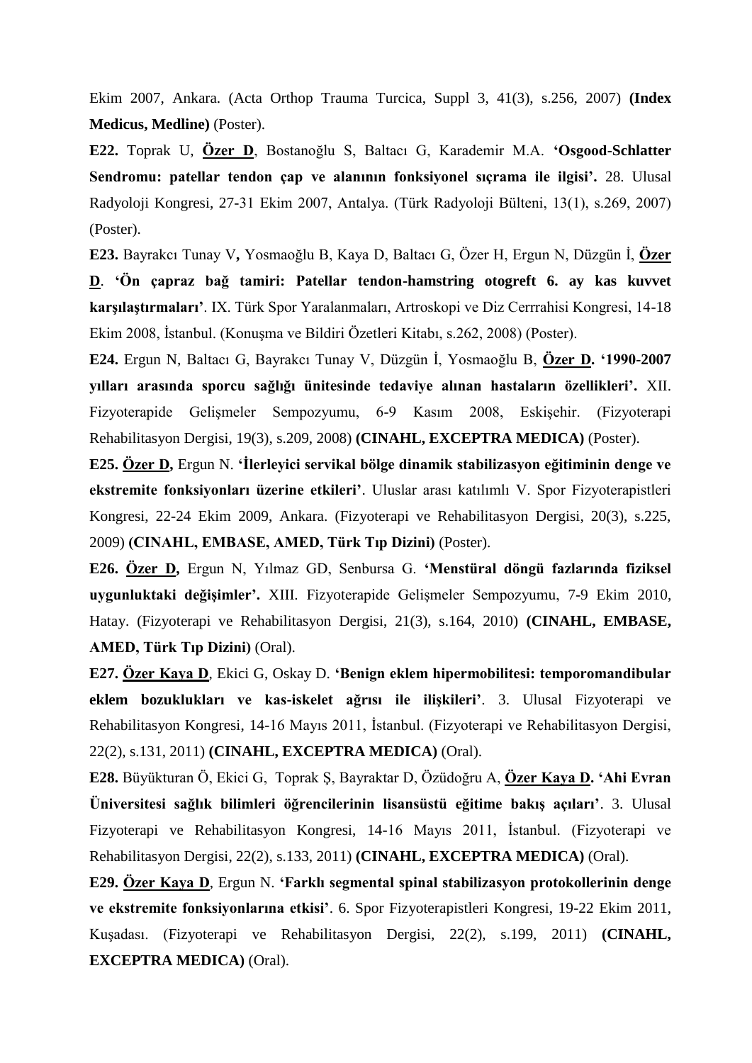Ekim 2007, Ankara. (Acta Orthop Trauma Turcica, Suppl 3, 41(3), s.256, 2007) **(Index Medicus, Medline)** (Poster).

**E22.** Toprak U, **<u>Özer D</u>**, Bostanoğlu S, Baltacı G, Karademir M.A. **'Osgood-Schlatter Sendromu: patellar tendon çap ve alanının fonksiyonel sıçrama ile ilgisi'.** 28. Ulusal Radyoloji Kongresi, 27-31 Ekim 2007, Antalya. (Türk Radyoloji Bülteni, 13(1), s.269, 2007) (Poster).

**E23.** Bayrakcı Tunay V**,** Yosmaoğlu B, Kaya D, Baltacı G, Özer H, Ergun N, Düzgün İ, **<u>Özer D</u>**. **'Ön çapraz bağ tamiri: Patellar tendon-hamstring otogreft 6. ay kas kuvvet karşılaştırmaları'**. IX. Türk Spor Yaralanmaları, Artroskopi ve Diz Cerrrahisi Kongresi, 14-18 Ekim 2008, İstanbul. (Konuşma ve Bildiri Özetleri Kitabı, s.262, 2008) (Poster).

**E24.** Ergun N, Baltacı G, Bayrakcı Tunay V, Düzgün İ, Yosmaoğlu B, **<u>Özer D</u>. '1990-2007 yılları arasında sporcu sağlığı ünitesinde tedaviye alınan hastaların özellikleri'.** XII. Fizyoterapide Gelişmeler Sempozyumu, 6-9 Kasım 2008, Eskişehir. (Fizyoterapi Rehabilitasyon Dergisi, 19(3), s.209, 2008) **(CINAHL, EXCEPTRA MEDICA)** (Poster).

**E25. <u>Özer D</u>,** Ergun N. **'İlerleyici servikal bölge dinamik stabilizasyon eğitiminin denge ve ekstremite fonksiyonları üzerine etkileri'**. Uluslar arası katılımlı V. Spor Fizyoterapistleri Kongresi, 22-24 Ekim 2009, Ankara. (Fizyoterapi ve Rehabilitasyon Dergisi, 20(3), s.225, 2009) **(CINAHL, EMBASE, AMED, Türk Tıp Dizini)** (Poster).

**E26. <u>Özer D</u>,** Ergun N, Yılmaz GD, Senbursa G. **'Menstüral döngü fazlarında fiziksel uygunluktaki değişimler'.** XIII. Fizyoterapide Gelişmeler Sempozyumu, 7-9 Ekim 2010, Hatay. (Fizyoterapi ve Rehabilitasyon Dergisi, 21(3), s.164, 2010) **(CINAHL, EMBASE, AMED, Türk Tıp Dizini)** (Oral).

**E27. <u>Özer Kaya D</u>**, Ekici G, Oskay D. **'Benign eklem hipermobilitesi: temporomandibular eklem bozuklukları ve kas-iskelet ağrısı ile ilişkileri'**. 3. Ulusal Fizyoterapi ve Rehabilitasyon Kongresi, 14-16 Mayıs 2011, İstanbul. (Fizyoterapi ve Rehabilitasyon Dergisi, 22(2), s.131, 2011) **(CINAHL, EXCEPTRA MEDICA)** (Oral).

**E28.** Büyükturan Ö, Ekici G, Toprak Ş, Bayraktar D, Özüdoğru A, **<u>Özer Kaya D</u>. 'Ahi Evran Üniversitesi sağlık bilimleri öğrencilerinin lisansüstü eğitime bakış açıları'**. 3. Ulusal Fizyoterapi ve Rehabilitasyon Kongresi, 14-16 Mayıs 2011, İstanbul. (Fizyoterapi ve Rehabilitasyon Dergisi, 22(2), s.133, 2011) **(CINAHL, EXCEPTRA MEDICA)** (Oral).

**E29. <u>Özer Kaya D</u>**, Ergun N. **'Farklı segmental spinal stabilizasyon protokollerinin denge ve ekstremite fonksiyonlarına etkisi'**. 6. Spor Fizyoterapistleri Kongresi, 19-22 Ekim 2011, Kuşadası. (Fizyoterapi ve Rehabilitasyon Dergisi, 22(2), s.199, 2011) **(CINAHL, EXCEPTRA MEDICA)** (Oral).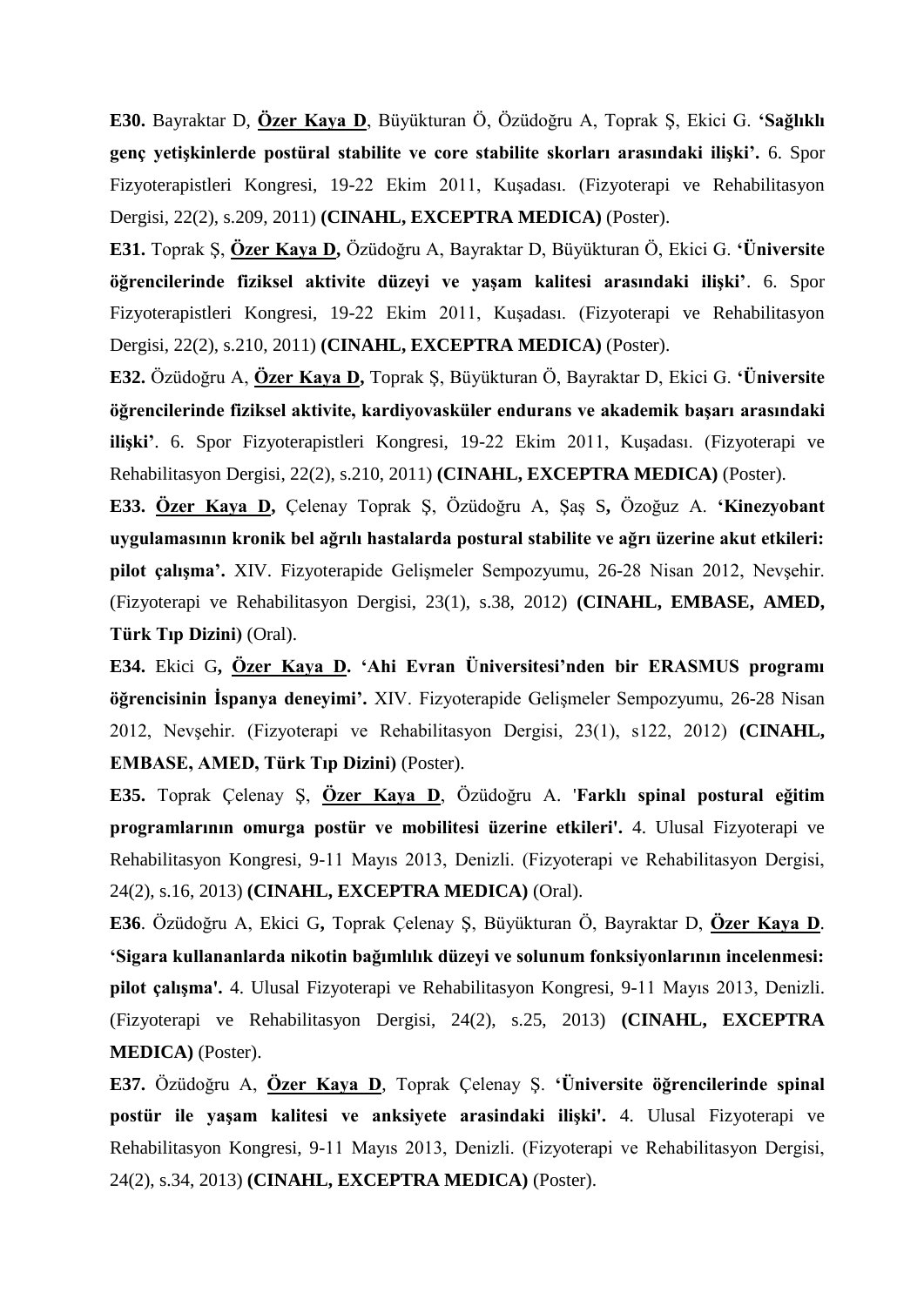**E30.** Bayraktar D, **Özer Kaya D**, Büyükturan Ö, Özüdoğru A, Toprak Ş, Ekici G. **'Sağlıklı genç yetişkinlerde postüral stabilite ve core stabilite skorları arasındaki ilişki'.** 6. Spor Fizyoterapistleri Kongresi, 19-22 Ekim 2011, Kuşadası. (Fizyoterapi ve Rehabilitasyon Dergisi, 22(2), s.209, 2011) **(CINAHL, EXCEPTRA MEDICA)** (Poster).

**E31.** Toprak Ş, **Özer Kaya D,** Özüdoğru A, Bayraktar D, Büyükturan Ö, Ekici G. **'Üniversite öğrencilerinde fiziksel aktivite düzeyi ve yaşam kalitesi arasındaki ilişki'**. 6. Spor Fizyoterapistleri Kongresi, 19-22 Ekim 2011, Kuşadası. (Fizyoterapi ve Rehabilitasyon Dergisi, 22(2), s.210, 2011) **(CINAHL, EXCEPTRA MEDICA)** (Poster).

**E32.** Özüdoğru A, **Özer Kaya D,** Toprak Ş, Büyükturan Ö, Bayraktar D, Ekici G. **'Üniversite öğrencilerinde fiziksel aktivite, kardiyovasküler endurans ve akademik başarı arasındaki ilişki'**. 6. Spor Fizyoterapistleri Kongresi, 19-22 Ekim 2011, Kuşadası. (Fizyoterapi ve Rehabilitasyon Dergisi, 22(2), s.210, 2011) **(CINAHL, EXCEPTRA MEDICA)** (Poster).

**E33.** **Özer Kaya D,** Çelenay Toprak Ş, Özüdoğru A, Şaş S**,** Özoğuz A. **'Kinezyobant uygulamasının kronik bel ağrılı hastalarda postural stabilite ve ağrı üzerine akut etkileri: pilot çalışma'.** XIV. Fizyoterapide Gelişmeler Sempozyumu, 26-28 Nisan 2012, Nevşehir. (Fizyoterapi ve Rehabilitasyon Dergisi, 23(1), s.38, 2012) **(CINAHL, EMBASE, AMED, Türk Tıp Dizini)** (Oral).

**E34.** Ekici G**, Özer Kaya D. 'Ahi Evran Üniversitesi'nden bir ERASMUS programı öğrencisinin İspanya deneyimi'.** XIV. Fizyoterapide Gelişmeler Sempozyumu, 26-28 Nisan 2012, Nevşehir. (Fizyoterapi ve Rehabilitasyon Dergisi, 23(1), s122, 2012) **(CINAHL, EMBASE, AMED, Türk Tıp Dizini)** (Poster).

**E35.** Toprak Çelenay Ş, **Özer Kaya D**, Özüdoğru A. '**Farklı spinal postural eğitim programlarının omurga postür ve mobilitesi üzerine etkileri'.** 4. Ulusal Fizyoterapi ve Rehabilitasyon Kongresi, 9-11 Mayıs 2013, Denizli. (Fizyoterapi ve Rehabilitasyon Dergisi, 24(2), s.16, 2013) **(CINAHL, EXCEPTRA MEDICA)** (Oral).

**E36**. Özüdoğru A, Ekici G**,** Toprak Çelenay Ş, Büyükturan Ö, Bayraktar D, **Özer Kaya D**. **'Sigara kullananlarda nikotin bağımlılık düzeyi ve solunum fonksiyonlarının incelenmesi: pilot çalışma'.** 4. Ulusal Fizyoterapi ve Rehabilitasyon Kongresi, 9-11 Mayıs 2013, Denizli. (Fizyoterapi ve Rehabilitasyon Dergisi, 24(2), s.25, 2013) **(CINAHL, EXCEPTRA MEDICA)** (Poster).

**E37.** Özüdoğru A, **Özer Kaya D**, Toprak Çelenay Ş. **'Üniversite öğrencilerinde spinal postür ile yaşam kalitesi ve anksiyete arasindaki ilişki'.** 4. Ulusal Fizyoterapi ve Rehabilitasyon Kongresi, 9-11 Mayıs 2013, Denizli. (Fizyoterapi ve Rehabilitasyon Dergisi, 24(2), s.34, 2013) **(CINAHL, EXCEPTRA MEDICA)** (Poster).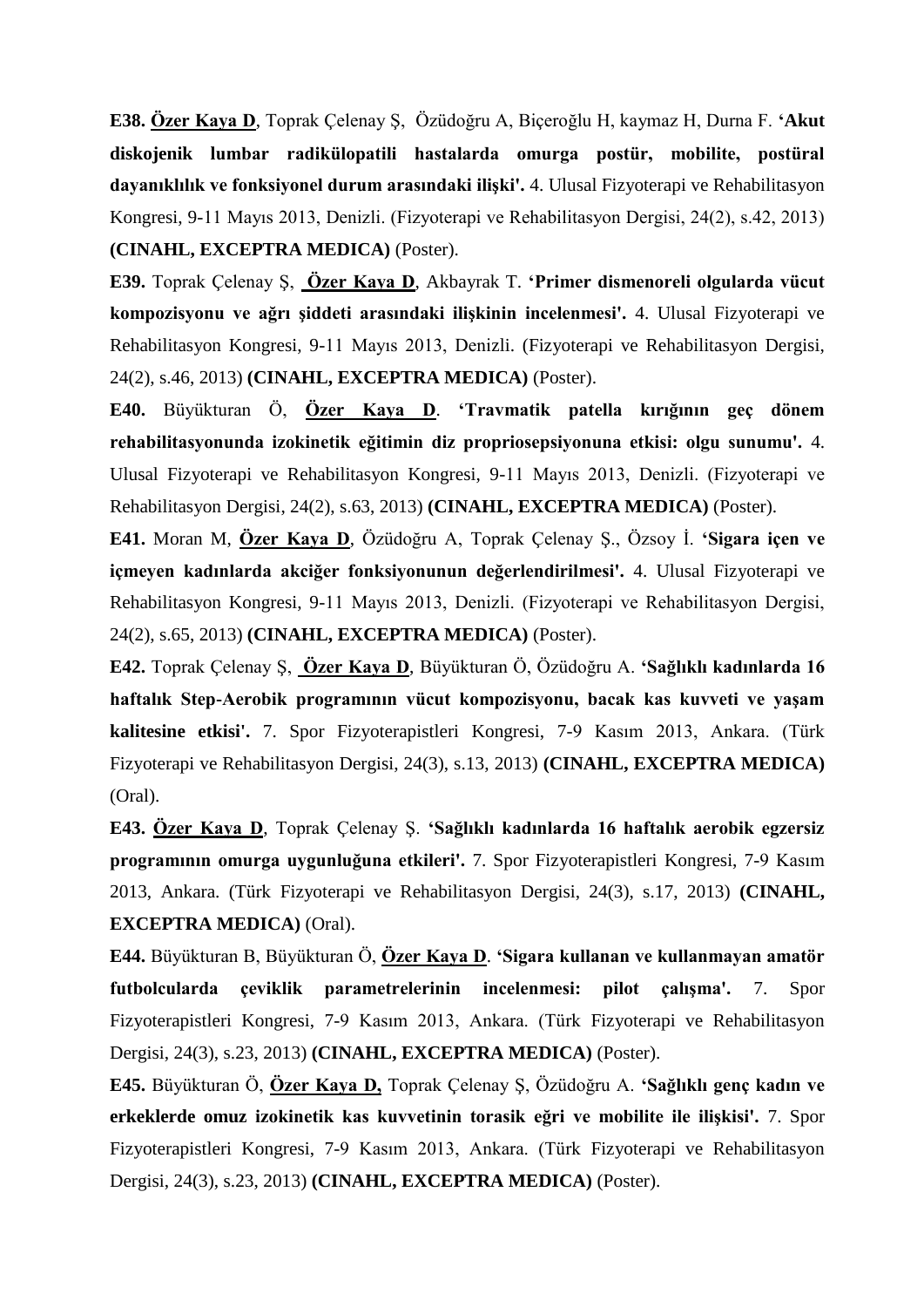**E38.** **Özer Kaya D**, Toprak Çelenay Ş, Özüdoğru A, Biçeroğlu H, kaymaz H, Durna F. **'Akut diskojenik lumbar radikülopatili hastalarda omurga postür, mobilite, postüral dayanıklılık ve fonksiyonel durum arasındaki ilişki'.** 4. Ulusal Fizyoterapi ve Rehabilitasyon Kongresi, 9-11 Mayıs 2013, Denizli. (Fizyoterapi ve Rehabilitasyon Dergisi, 24(2), s.42, 2013) **(CINAHL, EXCEPTRA MEDICA)** (Poster).

**E39.** Toprak Çelenay Ş, **Özer Kaya D**, Akbayrak T. **'Primer dismenoreli olgularda vücut kompozisyonu ve ağrı şiddeti arasındaki ilişkinin incelenmesi'.** 4. Ulusal Fizyoterapi ve Rehabilitasyon Kongresi, 9-11 Mayıs 2013, Denizli. (Fizyoterapi ve Rehabilitasyon Dergisi, 24(2), s.46, 2013) **(CINAHL, EXCEPTRA MEDICA)** (Poster).

**E40.** Büyükturan Ö, **Özer Kaya D**. **'Travmatik patella kırığının geç dönem rehabilitasyonunda izokinetik eğitimin diz propriosepsiyonuna etkisi: olgu sunumu'.** 4. Ulusal Fizyoterapi ve Rehabilitasyon Kongresi, 9-11 Mayıs 2013, Denizli. (Fizyoterapi ve Rehabilitasyon Dergisi, 24(2), s.63, 2013) **(CINAHL, EXCEPTRA MEDICA)** (Poster).

**E41.** Moran M, **Özer Kaya D**, Özüdoğru A, Toprak Çelenay Ş., Özsoy İ. **'Sigara içen ve içmeyen kadınlarda akciğer fonksiyonunun değerlendirilmesi'.** 4. Ulusal Fizyoterapi ve Rehabilitasyon Kongresi, 9-11 Mayıs 2013, Denizli. (Fizyoterapi ve Rehabilitasyon Dergisi, 24(2), s.65, 2013) **(CINAHL, EXCEPTRA MEDICA)** (Poster).

**E42.** Toprak Çelenay Ş, **Özer Kaya D**, Büyükturan Ö, Özüdoğru A. **'Sağlıklı kadınlarda 16 haftalık Step-Aerobik programının vücut kompozisyonu, bacak kas kuvveti ve yaşam kalitesine etkisi'.** 7. Spor Fizyoterapistleri Kongresi, 7-9 Kasım 2013, Ankara. (Türk Fizyoterapi ve Rehabilitasyon Dergisi, 24(3), s.13, 2013) **(CINAHL, EXCEPTRA MEDICA)** (Oral).

**E43.** **Özer Kaya D**, Toprak Çelenay Ş. **'Sağlıklı kadınlarda 16 haftalık aerobik egzersiz programının omurga uygunluğuna etkileri'.** 7. Spor Fizyoterapistleri Kongresi, 7-9 Kasım 2013, Ankara. (Türk Fizyoterapi ve Rehabilitasyon Dergisi, 24(3), s.17, 2013) **(CINAHL, EXCEPTRA MEDICA)** (Oral).

**E44.** Büyükturan B, Büyükturan Ö, **Özer Kaya D**. **'Sigara kullanan ve kullanmayan amatör futbolcularda çeviklik parametrelerinin incelenmesi: pilot çalışma'.** 7. Spor Fizyoterapistleri Kongresi, 7-9 Kasım 2013, Ankara. (Türk Fizyoterapi ve Rehabilitasyon Dergisi, 24(3), s.23, 2013) **(CINAHL, EXCEPTRA MEDICA)** (Poster).

**E45.** Büyükturan Ö, **Özer Kaya D,** Toprak Çelenay Ş, Özüdoğru A. **'Sağlıklı genç kadın ve erkeklerde omuz izokinetik kas kuvvetinin torasik eğri ve mobilite ile ilişkisi'.** 7. Spor Fizyoterapistleri Kongresi, 7-9 Kasım 2013, Ankara. (Türk Fizyoterapi ve Rehabilitasyon Dergisi, 24(3), s.23, 2013) **(CINAHL, EXCEPTRA MEDICA)** (Poster).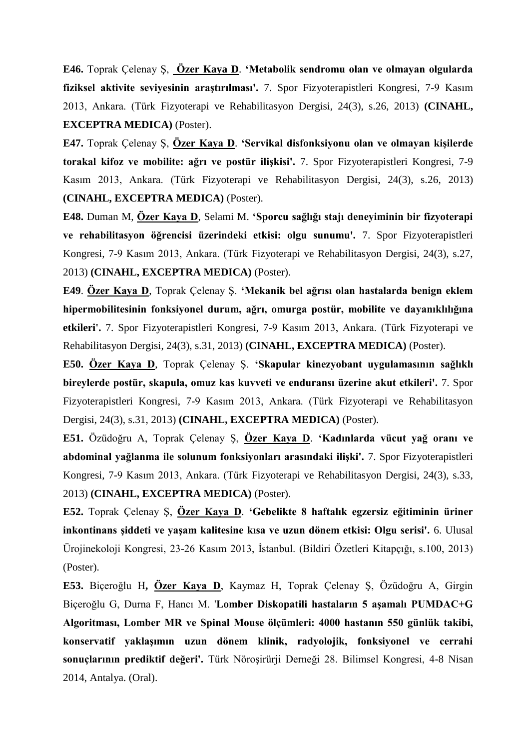**E46.** Toprak Çelenay Ş, **Özer Kaya D**. **'Metabolik sendromu olan ve olmayan olgularda fiziksel aktivite seviyesinin araştırılması'.** 7. Spor Fizyoterapistleri Kongresi, 7-9 Kasım 2013, Ankara. (Türk Fizyoterapi ve Rehabilitasyon Dergisi, 24(3), s.26, 2013) **(CINAHL, EXCEPTRA MEDICA)** (Poster).

**E47.** Toprak Çelenay Ş, **Özer Kaya D**. **'Servikal disfonksiyonu olan ve olmayan kişilerde torakal kifoz ve mobilite: ağrı ve postür ilişkisi'.** 7. Spor Fizyoterapistleri Kongresi, 7-9 Kasım 2013, Ankara. (Türk Fizyoterapi ve Rehabilitasyon Dergisi, 24(3), s.26, 2013) **(CINAHL, EXCEPTRA MEDICA)** (Poster).

**E48.** Duman M, **Özer Kaya D**, Selami M. **'Sporcu sağlığı stajı deneyiminin bir fizyoterapi ve rehabilitasyon öğrencisi üzerindeki etkisi: olgu sunumu'.** 7. Spor Fizyoterapistleri Kongresi, 7-9 Kasım 2013, Ankara. (Türk Fizyoterapi ve Rehabilitasyon Dergisi, 24(3), s.27, 2013) **(CINAHL, EXCEPTRA MEDICA)** (Poster).

**E49**. **Özer Kaya D**, Toprak Çelenay Ş. **'Mekanik bel ağrısı olan hastalarda benign eklem hipermobilitesinin fonksiyonel durum, ağrı, omurga postür, mobilite ve dayanıklılığına etkileri'.** 7. Spor Fizyoterapistleri Kongresi, 7-9 Kasım 2013, Ankara. (Türk Fizyoterapi ve Rehabilitasyon Dergisi, 24(3), s.31, 2013) **(CINAHL, EXCEPTRA MEDICA)** (Poster).

**E50.** **Özer Kaya D**, Toprak Çelenay Ş. **'Skapular kinezyobant uygulamasının sağlıklı bireylerde postür, skapula, omuz kas kuvveti ve enduransı üzerine akut etkileri'.** 7. Spor Fizyoterapistleri Kongresi, 7-9 Kasım 2013, Ankara. (Türk Fizyoterapi ve Rehabilitasyon Dergisi, 24(3), s.31, 2013) **(CINAHL, EXCEPTRA MEDICA)** (Poster).

**E51.** Özüdoğru A, Toprak Çelenay Ş, **Özer Kaya D**. **'Kadınlarda vücut yağ oranı ve abdominal yağlanma ile solunum fonksiyonları arasındaki ilişki'.** 7. Spor Fizyoterapistleri Kongresi, 7-9 Kasım 2013, Ankara. (Türk Fizyoterapi ve Rehabilitasyon Dergisi, 24(3), s.33, 2013) **(CINAHL, EXCEPTRA MEDICA)** (Poster).

**E52.** Toprak Çelenay Ş, **Özer Kaya D**. **'Gebelikte 8 haftalık egzersiz eğitiminin üriner inkontinans şiddeti ve yaşam kalitesine kısa ve uzun dönem etkisi: Olgu serisi'.** 6. Ulusal Ürojinekoloji Kongresi, 23-26 Kasım 2013, İstanbul. (Bildiri Özetleri Kitapçığı, s.100, 2013) (Poster).

**E53.** Biçeroğlu H**, Özer Kaya D**, Kaymaz H, Toprak Çelenay Ş, Özüdoğru A, Girgin Biçeroğlu G, Durna F, Hancı M. '**Lomber Diskopatili hastaların 5 aşamalı PUMDAC+G Algoritması, Lomber MR ve Spinal Mouse ölçümleri: 4000 hastanın 550 günlük takibi, konservatif yaklaşımın uzun dönem klinik, radyolojik, fonksiyonel ve cerrahi sonuçlarının prediktif değeri'.** Türk Nöroşirürji Derneği 28. Bilimsel Kongresi, 4-8 Nisan 2014, Antalya. (Oral).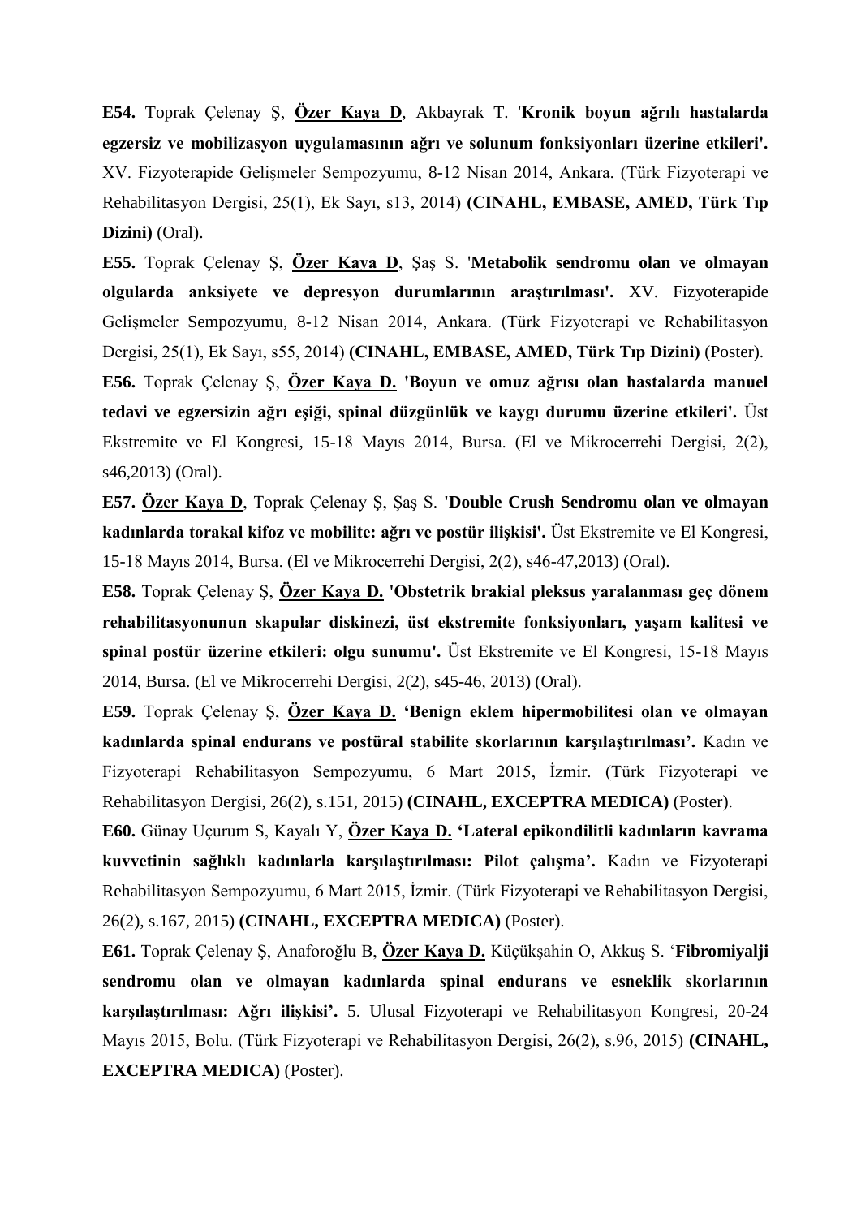**E54.** Toprak Çelenay Ş, **Özer Kaya D**, Akbayrak T. '**Kronik boyun ağrılı hastalarda egzersiz ve mobilizasyon uygulamasının ağrı ve solunum fonksiyonları üzerine etkileri'.** XV. Fizyoterapide Gelişmeler Sempozyumu, 8-12 Nisan 2014, Ankara. (Türk Fizyoterapi ve Rehabilitasyon Dergisi, 25(1), Ek Sayı, s13, 2014) **(CINAHL, EMBASE, AMED, Türk Tıp Dizini)** (Oral).

**E55.** Toprak Çelenay Ş, **Özer Kaya D**, Şaş S. '**Metabolik sendromu olan ve olmayan olgularda anksiyete ve depresyon durumlarının araştırılması'.** XV. Fizyoterapide Gelişmeler Sempozyumu, 8-12 Nisan 2014, Ankara. (Türk Fizyoterapi ve Rehabilitasyon Dergisi, 25(1), Ek Sayı, s55, 2014) **(CINAHL, EMBASE, AMED, Türk Tıp Dizini)** (Poster).

**E56.** Toprak Çelenay Ş, **Özer Kaya D. 'Boyun ve omuz ağrısı olan hastalarda manuel tedavi ve egzersizin ağrı eşiği, spinal düzgünlük ve kaygı durumu üzerine etkileri'.** Üst Ekstremite ve El Kongresi, 15-18 Mayıs 2014, Bursa. (El ve Mikrocerrehi Dergisi, 2(2), s46,2013) (Oral).

**E57. Özer Kaya D**, Toprak Çelenay Ş, Şaş S. **'Double Crush Sendromu olan ve olmayan kadınlarda torakal kifoz ve mobilite: ağrı ve postür ilişkisi'.** Üst Ekstremite ve El Kongresi, 15-18 Mayıs 2014, Bursa. (El ve Mikrocerrehi Dergisi, 2(2), s46-47,2013) (Oral).

**E58.** Toprak Çelenay Ş, **Özer Kaya D. 'Obstetrik brakial pleksus yaralanması geç dönem rehabilitasyonunun skapular diskinezi, üst ekstremite fonksiyonları, yaşam kalitesi ve spinal postür üzerine etkileri: olgu sunumu'.** Üst Ekstremite ve El Kongresi, 15-18 Mayıs 2014, Bursa. (El ve Mikrocerrehi Dergisi, 2(2), s45-46, 2013) (Oral).

**E59.** Toprak Çelenay Ş, **Özer Kaya D. 'Benign eklem hipermobilitesi olan ve olmayan kadınlarda spinal endurans ve postüral stabilite skorlarının karşılaştırılması'.** Kadın ve Fizyoterapi Rehabilitasyon Sempozyumu, 6 Mart 2015, İzmir. (Türk Fizyoterapi ve Rehabilitasyon Dergisi, 26(2), s.151, 2015) **(CINAHL, EXCEPTRA MEDICA)** (Poster).

**E60.** Günay Uçurum S, Kayalı Y, **Özer Kaya D. 'Lateral epikondilitli kadınların kavrama kuvvetinin sağlıklı kadınlarla karşılaştırılması: Pilot çalışma'.** Kadın ve Fizyoterapi Rehabilitasyon Sempozyumu, 6 Mart 2015, İzmir. (Türk Fizyoterapi ve Rehabilitasyon Dergisi, 26(2), s.167, 2015) **(CINAHL, EXCEPTRA MEDICA)** (Poster).

**E61.** Toprak Çelenay Ş, Anaforoğlu B, **Özer Kaya D.** Küçükşahin O, Akkuş S. '**Fibromiyalji sendromu olan ve olmayan kadınlarda spinal endurans ve esneklik skorlarının karşılaştırılması: Ağrı ilişkisi'.** 5. Ulusal Fizyoterapi ve Rehabilitasyon Kongresi, 20-24 Mayıs 2015, Bolu. (Türk Fizyoterapi ve Rehabilitasyon Dergisi, 26(2), s.96, 2015) **(CINAHL, EXCEPTRA MEDICA)** (Poster).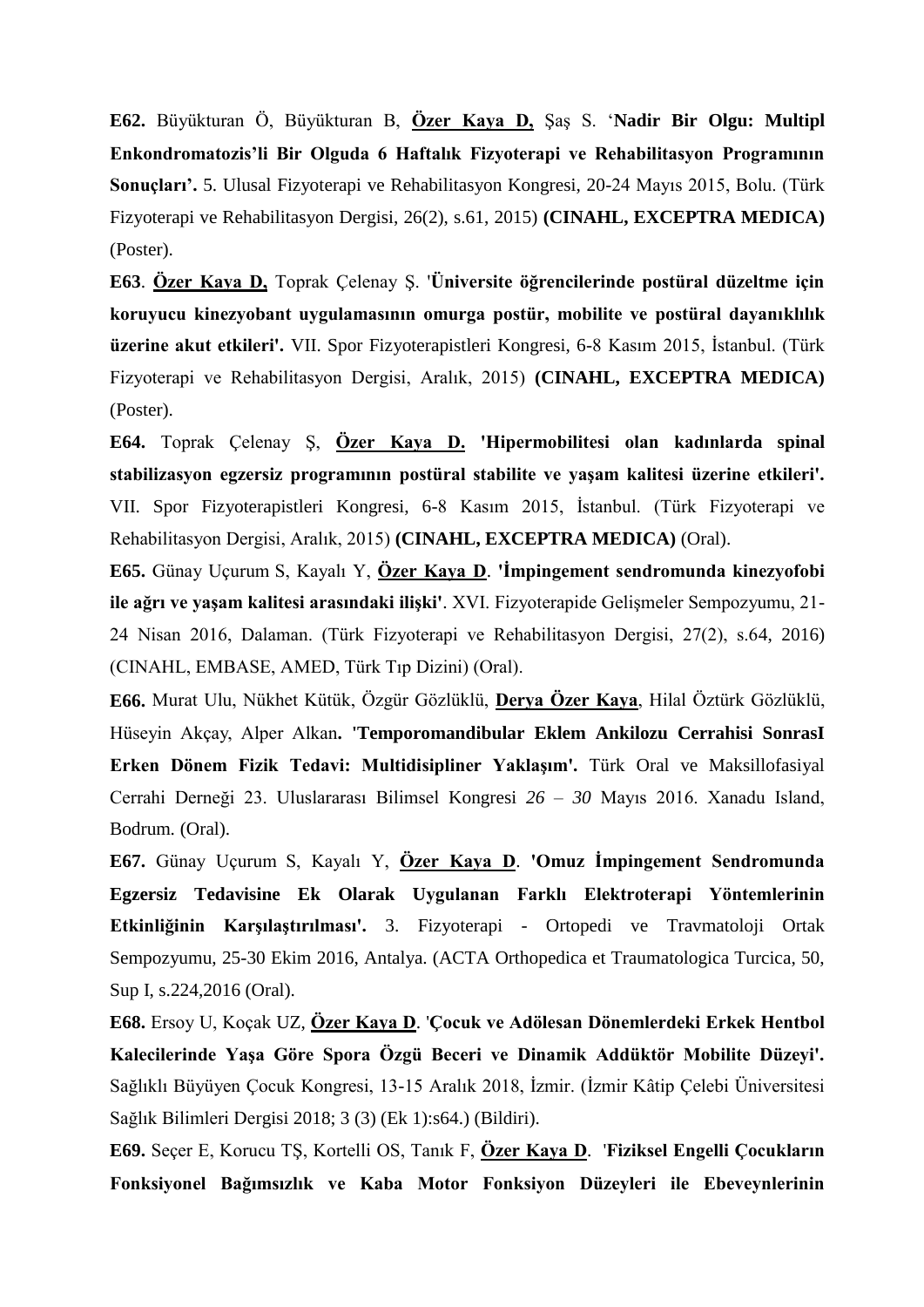**E62.** Büyükturan Ö, Büyükturan B, **Özer Kaya D,** Şaş S. '**Nadir Bir Olgu: Multipl Enkondromatozis'li Bir Olguda 6 Haftalık Fizyoterapi ve Rehabilitasyon Programının Sonuçları'.** 5. Ulusal Fizyoterapi ve Rehabilitasyon Kongresi, 20-24 Mayıs 2015, Bolu. (Türk Fizyoterapi ve Rehabilitasyon Dergisi, 26(2), s.61, 2015) **(CINAHL, EXCEPTRA MEDICA)** (Poster).

**E63**. **Özer Kaya D,** Toprak Çelenay Ş. '**Üniversite öğrencilerinde postüral düzeltme için koruyucu kinezyobant uygulamasının omurga postür, mobilite ve postüral dayanıklılık üzerine akut etkileri'.** VII. Spor Fizyoterapistleri Kongresi, 6-8 Kasım 2015, İstanbul. (Türk Fizyoterapi ve Rehabilitasyon Dergisi, Aralık, 2015) **(CINAHL, EXCEPTRA MEDICA)** (Poster).

**E64.** Toprak Çelenay Ş, **Özer Kaya D.** **'Hipermobilitesi olan kadınlarda spinal stabilizasyon egzersiz programının postüral stabilite ve yaşam kalitesi üzerine etkileri'.** VII. Spor Fizyoterapistleri Kongresi, 6-8 Kasım 2015, İstanbul. (Türk Fizyoterapi ve Rehabilitasyon Dergisi, Aralık, 2015) **(CINAHL, EXCEPTRA MEDICA)** (Oral).

**E65.** Günay Uçurum S, Kayalı Y, **Özer Kaya D**. **'İmpingement sendromunda kinezyofobi ile ağrı ve yaşam kalitesi arasındaki ilişki'**. XVI. Fizyoterapide Gelişmeler Sempozyumu, 21-24 Nisan 2016, Dalaman. (Türk Fizyoterapi ve Rehabilitasyon Dergisi, 27(2), s.64, 2016) (CINAHL, EMBASE, AMED, Türk Tıp Dizini) (Oral).

**E66.** Murat Ulu, Nükhet Kütük, Özgür Gözlüklü, **Derya Özer Kaya**, Hilal Öztürk Gözlüklü, Hüseyin Akçay, Alper Alkan**. 'Temporomandibular Eklem Ankilozu Cerrahisi SonrasI Erken Dönem Fizik Tedavi: Multidisipliner Yaklaşım'.** Türk Oral ve Maksillofasiyal Cerrahi Derneği 23. Uluslararası Bilimsel Kongresi *26 – 30* Mayıs 2016. Xanadu Island, Bodrum. (Oral).

**E67.** Günay Uçurum S, Kayalı Y, **Özer Kaya D**. **'Omuz İmpingement Sendromunda Egzersiz Tedavisine Ek Olarak Uygulanan Farklı Elektroterapi Yöntemlerinin Etkinliğinin Karşılaştırılması'.** 3. Fizyoterapi - Ortopedi ve Travmatoloji Ortak Sempozyumu, 25-30 Ekim 2016, Antalya. (ACTA Orthopedica et Traumatologica Turcica, 50, Sup I, s.224,2016 (Oral).

**E68.** Ersoy U, Koçak UZ, **Özer Kaya D**. '**Çocuk ve Adölesan Dönemlerdeki Erkek Hentbol Kalecilerinde Yaşa Göre Spora Özgü Beceri ve Dinamik Addüktör Mobilite Düzeyi'.** Sağlıklı Büyüyen Çocuk Kongresi, 13-15 Aralık 2018, İzmir. (İzmir Kâtip Çelebi Üniversitesi Sağlık Bilimleri Dergisi 2018; 3 (3) (Ek 1):s64.) (Bildiri).

**E69.** Seçer E, Korucu TŞ, Kortelli OS, Tanık F, **Özer Kaya D**. '**Fiziksel Engelli Çocukların Fonksiyonel Bağımsızlık ve Kaba Motor Fonksiyon Düzeyleri ile Ebeveynlerinin**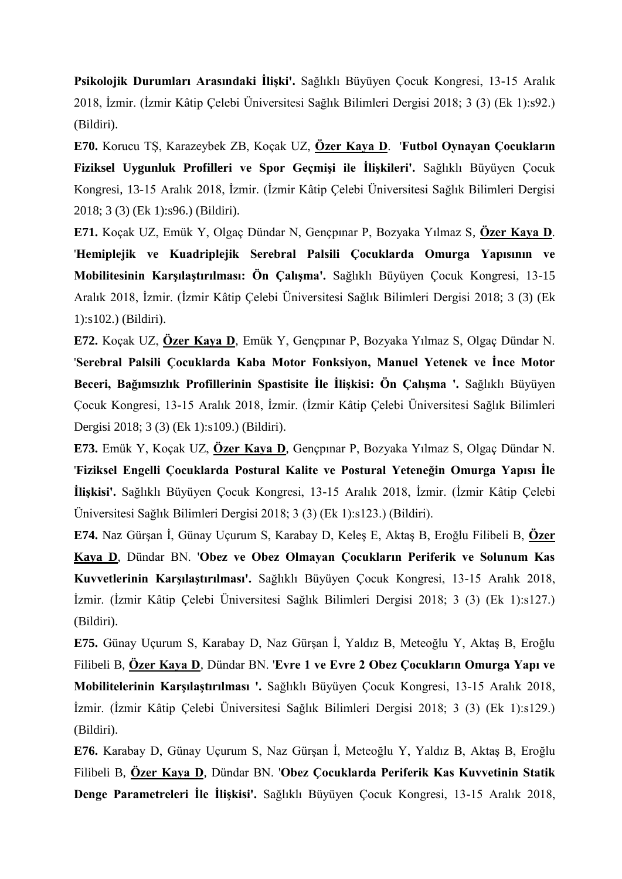**Psikolojik Durumları Arasındaki İlişki'.** Sağlıklı Büyüyen Çocuk Kongresi, 13-15 Aralık 2018, İzmir. (İzmir Kâtip Çelebi Üniversitesi Sağlık Bilimleri Dergisi 2018; 3 (3) (Ek 1):s92.) (Bildiri).

**E70.** Korucu TŞ, Karazeybek ZB, Koçak UZ, **Özer Kaya D**. '**Futbol Oynayan Çocukların Fiziksel Uygunluk Profilleri ve Spor Geçmişi ile İlişkileri'.** Sağlıklı Büyüyen Çocuk Kongresi, 13-15 Aralık 2018, İzmir. (İzmir Kâtip Çelebi Üniversitesi Sağlık Bilimleri Dergisi 2018; 3 (3) (Ek 1):s96.) (Bildiri).

**E71.** Koçak UZ, Emük Y, Olgaç Dündar N, Gençpınar P, Bozyaka Yılmaz S, **Özer Kaya D**. '**Hemiplejik ve Kuadriplejik Serebral Palsili Çocuklarda Omurga Yapısının ve Mobilitesinin Karşılaştırılması: Ön Çalışma'.** Sağlıklı Büyüyen Çocuk Kongresi, 13-15 Aralık 2018, İzmir. (İzmir Kâtip Çelebi Üniversitesi Sağlık Bilimleri Dergisi 2018; 3 (3) (Ek 1):s102.) (Bildiri).

**E72.** Koçak UZ, **Özer Kaya D**, Emük Y, Gençpınar P, Bozyaka Yılmaz S, Olgaç Dündar N. '**Serebral Palsili Çocuklarda Kaba Motor Fonksiyon, Manuel Yetenek ve İnce Motor Beceri, Bağımsızlık Profillerinin Spastisite İle İlişkisi: Ön Çalışma '.** Sağlıklı Büyüyen Çocuk Kongresi, 13-15 Aralık 2018, İzmir. (İzmir Kâtip Çelebi Üniversitesi Sağlık Bilimleri Dergisi 2018; 3 (3) (Ek 1):s109.) (Bildiri).

**E73.** Emük Y, Koçak UZ, **Özer Kaya D**, Gençpınar P, Bozyaka Yılmaz S, Olgaç Dündar N. '**Fiziksel Engelli Çocuklarda Postural Kalite ve Postural Yeteneğin Omurga Yapısı İle İlişkisi'.** Sağlıklı Büyüyen Çocuk Kongresi, 13-15 Aralık 2018, İzmir. (İzmir Kâtip Çelebi Üniversitesi Sağlık Bilimleri Dergisi 2018; 3 (3) (Ek 1):s123.) (Bildiri).

**E74.** Naz Gürşan İ, Günay Uçurum S, Karabay D, Keleş E, Aktaş B, Eroğlu Filibeli B, **Özer Kaya D**, Dündar BN. '**Obez ve Obez Olmayan Çocukların Periferik ve Solunum Kas Kuvvetlerinin Karşılaştırılması'.** Sağlıklı Büyüyen Çocuk Kongresi, 13-15 Aralık 2018, İzmir. (İzmir Kâtip Çelebi Üniversitesi Sağlık Bilimleri Dergisi 2018; 3 (3) (Ek 1):s127.) (Bildiri).

**E75.** Günay Uçurum S, Karabay D, Naz Gürşan İ, Yaldız B, Meteoğlu Y, Aktaş B, Eroğlu Filibeli B, **Özer Kaya D**, Dündar BN. '**Evre 1 ve Evre 2 Obez Çocukların Omurga Yapı ve Mobilitelerinin Karşılaştırılması '.** Sağlıklı Büyüyen Çocuk Kongresi, 13-15 Aralık 2018, İzmir. (İzmir Kâtip Çelebi Üniversitesi Sağlık Bilimleri Dergisi 2018; 3 (3) (Ek 1):s129.) (Bildiri).

**E76.** Karabay D, Günay Uçurum S, Naz Gürşan İ, Meteoğlu Y, Yaldız B, Aktaş B, Eroğlu Filibeli B, **Özer Kaya D**, Dündar BN. '**Obez Çocuklarda Periferik Kas Kuvvetinin Statik Denge Parametreleri İle İlişkisi'.** Sağlıklı Büyüyen Çocuk Kongresi, 13-15 Aralık 2018,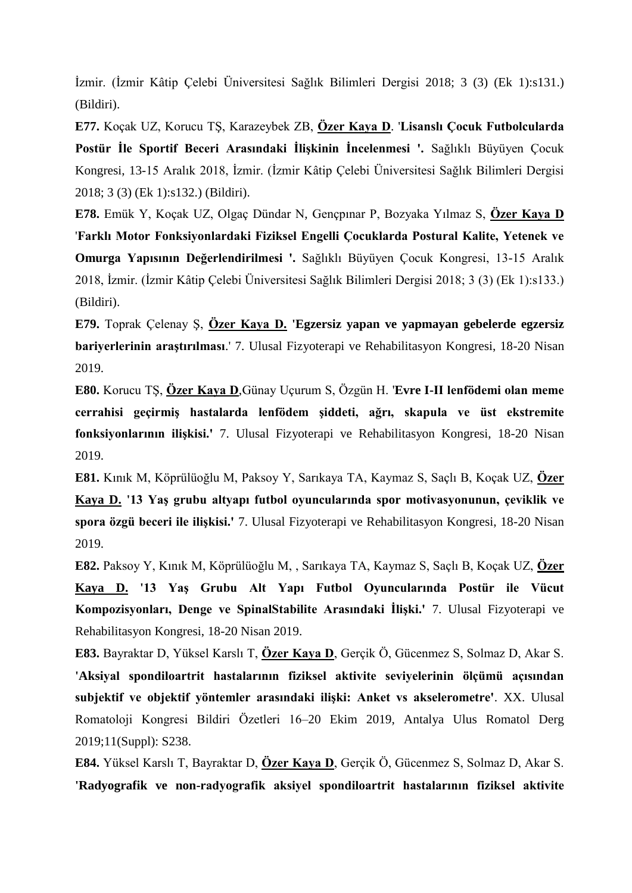İzmir. (İzmir Kâtip Çelebi Üniversitesi Sağlık Bilimleri Dergisi 2018; 3 (3) (Ek 1):s131.) (Bildiri).

**E77.** Koçak UZ, Korucu TŞ, Karazeybek ZB, **Özer Kaya D**. '**Lisanslı Çocuk Futbolcularda Postür İle Sportif Beceri Arasındaki İlişkinin İncelenmesi '.** Sağlıklı Büyüyen Çocuk Kongresi, 13-15 Aralık 2018, İzmir. (İzmir Kâtip Çelebi Üniversitesi Sağlık Bilimleri Dergisi 2018; 3 (3) (Ek 1):s132.) (Bildiri).

**E78.** Emük Y, Koçak UZ, Olgaç Dündar N, Gençpınar P, Bozyaka Yılmaz S, **Özer Kaya D** '**Farklı Motor Fonksiyonlardaki Fiziksel Engelli Çocuklarda Postural Kalite, Yetenek ve Omurga Yapısının Değerlendirilmesi '.** Sağlıklı Büyüyen Çocuk Kongresi, 13-15 Aralık 2018, İzmir. (İzmir Kâtip Çelebi Üniversitesi Sağlık Bilimleri Dergisi 2018; 3 (3) (Ek 1):s133.) (Bildiri).

**E79.** Toprak Çelenay Ş, **Özer Kaya D.** '**Egzersiz yapan ve yapmayan gebelerde egzersiz bariyerlerinin araştırılması**.' 7. Ulusal Fizyoterapi ve Rehabilitasyon Kongresi, 18-20 Nisan 2019.

**E80.** Korucu TŞ, **Özer Kaya D**,Günay Uçurum S, Özgün H. '**Evre I-II lenfödemi olan meme cerrahisi geçirmiş hastalarda lenfödem şiddeti, ağrı, skapula ve üst ekstremite fonksiyonlarının ilişkisi.'** 7. Ulusal Fizyoterapi ve Rehabilitasyon Kongresi, 18-20 Nisan 2019.

**E81.** Kınık M, Köprülüoğlu M, Paksoy Y, Sarıkaya TA, Kaymaz S, Saçlı B, Koçak UZ, **Özer Kaya D.** **'13 Yaş grubu altyapı futbol oyuncularında spor motivasyonunun, çeviklik ve spora özgü beceri ile ilişkisi.'** 7. Ulusal Fizyoterapi ve Rehabilitasyon Kongresi, 18-20 Nisan 2019.

**E82.** Paksoy Y, Kınık M, Köprülüoğlu M, , Sarıkaya TA, Kaymaz S, Saçlı B, Koçak UZ, **Özer Kaya D.** **'13 Yaş Grubu Alt Yapı Futbol Oyuncularında Postür ile Vücut Kompozisyonları, Denge ve SpinalStabilite Arasındaki İlişki.'** 7. Ulusal Fizyoterapi ve Rehabilitasyon Kongresi, 18-20 Nisan 2019.

**E83.** Bayraktar D, Yüksel Karslı T, **Özer Kaya D**, Gerçik Ö, Gücenmez S, Solmaz D, Akar S. **'Aksiyal spondiloartrit hastalarının fiziksel aktivite seviyelerinin ölçümü açısından subjektif ve objektif yöntemler arasındaki ilişki: Anket vs akselerometre'**. XX. Ulusal Romatoloji Kongresi Bildiri Özetleri 16–20 Ekim 2019, Antalya Ulus Romatol Derg 2019;11(Suppl): S238.

**E84.** Yüksel Karslı T, Bayraktar D, **Özer Kaya D**, Gerçik Ö, Gücenmez S, Solmaz D, Akar S. **'Radyografik ve non-radyografik aksiyel spondiloartrit hastalarının fiziksel aktivite**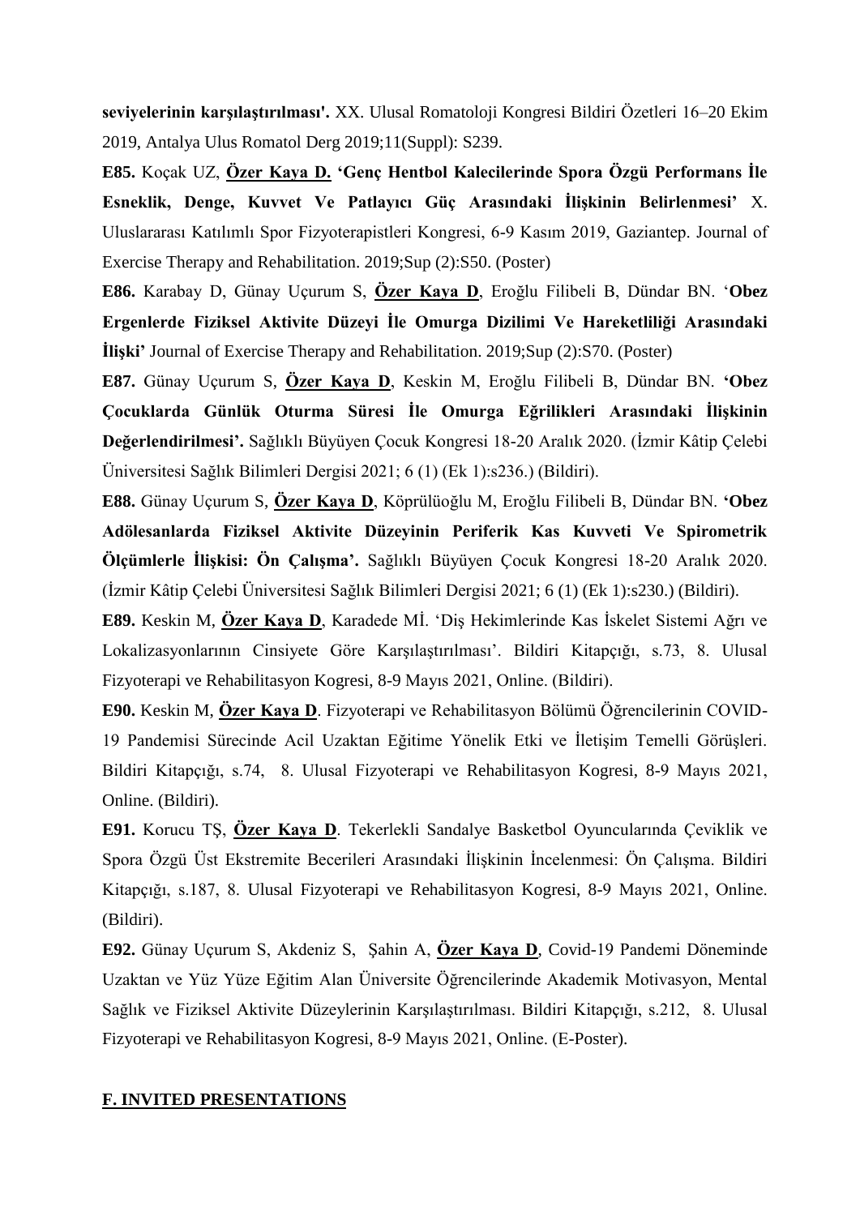**seviyelerinin karşılaştırılması'.** XX. Ulusal Romatoloji Kongresi Bildiri Özetleri 16–20 Ekim 2019, Antalya Ulus Romatol Derg 2019;11(Suppl): S239.

**E85.** Koçak UZ, **Özer Kaya D.** **'Genç Hentbol Kalecilerinde Spora Özgü Performans İle Esneklik, Denge, Kuvvet Ve Patlayıcı Güç Arasındaki İlişkinin Belirlenmesi'** X. Uluslararası Katılımlı Spor Fizyoterapistleri Kongresi, 6-9 Kasım 2019, Gaziantep. Journal of Exercise Therapy and Rehabilitation. 2019;Sup (2):S50. (Poster)

**E86.** Karabay D, Günay Uçurum S, **Özer Kaya D**, Eroğlu Filibeli B, Dündar BN. '**Obez Ergenlerde Fiziksel Aktivite Düzeyi İle Omurga Dizilimi Ve Hareketliliği Arasındaki İlişki'** Journal of Exercise Therapy and Rehabilitation. 2019;Sup (2):S70. (Poster)

**E87.** Günay Uçurum S, **Özer Kaya D**, Keskin M, Eroğlu Filibeli B, Dündar BN. **'Obez Çocuklarda Günlük Oturma Süresi İle Omurga Eğrilikleri Arasındaki İlişkinin Değerlendirilmesi'.** Sağlıklı Büyüyen Çocuk Kongresi 18-20 Aralık 2020. (İzmir Kâtip Çelebi Üniversitesi Sağlık Bilimleri Dergisi 2021; 6 (1) (Ek 1):s236.) (Bildiri).

**E88.** Günay Uçurum S, **Özer Kaya D**, Köprülüoğlu M, Eroğlu Filibeli B, Dündar BN. **'Obez Adölesanlarda Fiziksel Aktivite Düzeyinin Periferik Kas Kuvveti Ve Spirometrik Ölçümlerle İlişkisi: Ön Çalışma'.** Sağlıklı Büyüyen Çocuk Kongresi 18-20 Aralık 2020. (İzmir Kâtip Çelebi Üniversitesi Sağlık Bilimleri Dergisi 2021; 6 (1) (Ek 1):s230.) (Bildiri).

**E89.** Keskin M, **Özer Kaya D**, Karadede Mİ. 'Diş Hekimlerinde Kas İskelet Sistemi Ağrı ve Lokalizasyonlarının Cinsiyete Göre Karşılaştırılması'. Bildiri Kitapçığı, s.73, 8. Ulusal Fizyoterapi ve Rehabilitasyon Kogresi, 8-9 Mayıs 2021, Online. (Bildiri).

**E90.** Keskin M, **Özer Kaya D**. Fizyoterapi ve Rehabilitasyon Bölümü Öğrencilerinin COVID-19 Pandemisi Sürecinde Acil Uzaktan Eğitime Yönelik Etki ve İletişim Temelli Görüşleri. Bildiri Kitapçığı, s.74, 8. Ulusal Fizyoterapi ve Rehabilitasyon Kogresi, 8-9 Mayıs 2021, Online. (Bildiri).

**E91.** Korucu TŞ, **Özer Kaya D**. Tekerlekli Sandalye Basketbol Oyuncularında Çeviklik ve Spora Özgü Üst Ekstremite Becerileri Arasındaki İlişkinin İncelenmesi: Ön Çalışma. Bildiri Kitapçığı, s.187, 8. Ulusal Fizyoterapi ve Rehabilitasyon Kogresi, 8-9 Mayıs 2021, Online. (Bildiri).

**E92.** Günay Uçurum S, Akdeniz S, Şahin A, **Özer Kaya D**, Covid-19 Pandemi Döneminde Uzaktan ve Yüz Yüze Eğitim Alan Üniversite Öğrencilerinde Akademik Motivasyon, Mental Sağlık ve Fiziksel Aktivite Düzeylerinin Karşılaştırılması. Bildiri Kitapçığı, s.212, 8. Ulusal Fizyoterapi ve Rehabilitasyon Kogresi, 8-9 Mayıs 2021, Online. (E-Poster).

## F. INVITED PRESENTATIONS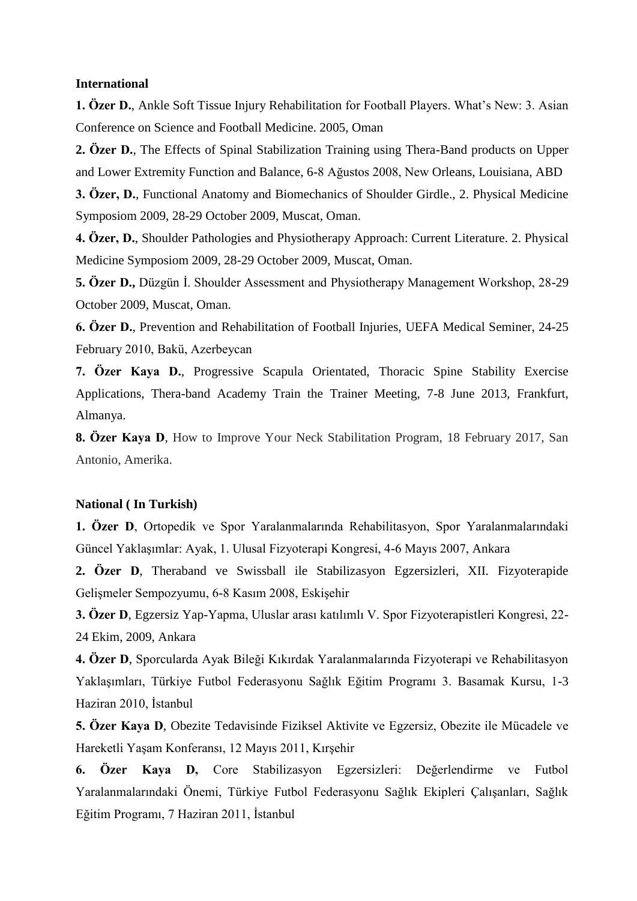**International**

**1. Özer D.**, Ankle Soft Tissue Injury Rehabilitation for Football Players. What's New: 3. Asian Conference on Science and Football Medicine. 2005, Oman

**2. Özer D.**, The Effects of Spinal Stabilization Training using Thera-Band products on Upper and Lower Extremity Function and Balance, 6-8 Ağustos 2008, New Orleans, Louisiana, ABD

**3. Özer, D.**, Functional Anatomy and Biomechanics of Shoulder Girdle., 2. Physical Medicine Symposiom 2009, 28-29 October 2009, Muscat, Oman.

**4. Özer, D.**, Shoulder Pathologies and Physiotherapy Approach: Current Literature. 2. Physical Medicine Symposiom 2009, 28-29 October 2009, Muscat, Oman.

**5. Özer D.,** Düzgün İ. Shoulder Assessment and Physiotherapy Management Workshop, 28-29 October 2009, Muscat, Oman.

**6. Özer D.**, Prevention and Rehabilitation of Football Injuries, UEFA Medical Seminer, 24-25 February 2010, Bakü, Azerbeycan

**7. Özer Kaya D.**, Progressive Scapula Orientated, Thoracic Spine Stability Exercise Applications, Thera-band Academy Train the Trainer Meeting, 7-8 June 2013, Frankfurt, Almanya.

**8. Özer Kaya D**, How to Improve Your Neck Stabilitation Program, 18 February 2017, San Antonio, Amerika.

**National ( In Turkish)**

**1. Özer D**, Ortopedik ve Spor Yaralanmalarında Rehabilitasyon, Spor Yaralanmalarındaki Güncel Yaklaşımlar: Ayak, 1. Ulusal Fizyoterapi Kongresi, 4-6 Mayıs 2007, Ankara

**2. Özer D**, Theraband ve Swissball ile Stabilizasyon Egzersizleri, XII. Fizyoterapide Gelişmeler Sempozyumu, 6-8 Kasım 2008, Eskişehir

**3. Özer D**, Egzersiz Yap-Yapma, Uluslar arası katılımlı V. Spor Fizyoterapistleri Kongresi, 22-24 Ekim, 2009, Ankara

**4. Özer D**, Sporcularda Ayak Bileği Kıkırdak Yaralanmalarında Fizyoterapi ve Rehabilitasyon Yaklaşımları, Türkiye Futbol Federasyonu Sağlık Eğitim Programı 3. Basamak Kursu, 1-3 Haziran 2010, İstanbul

**5. Özer Kaya D**, Obezite Tedavisinde Fiziksel Aktivite ve Egzersiz, Obezite ile Mücadele ve Hareketli Yaşam Konferansı, 12 Mayıs 2011, Kırşehir

**6. Özer Kaya D,** Core Stabilizasyon Egzersizleri: Değerlendirme ve Futbol Yaralanmalarındaki Önemi, Türkiye Futbol Federasyonu Sağlık Ekipleri Çalışanları, Sağlık Eğitim Programı, 7 Haziran 2011, İstanbul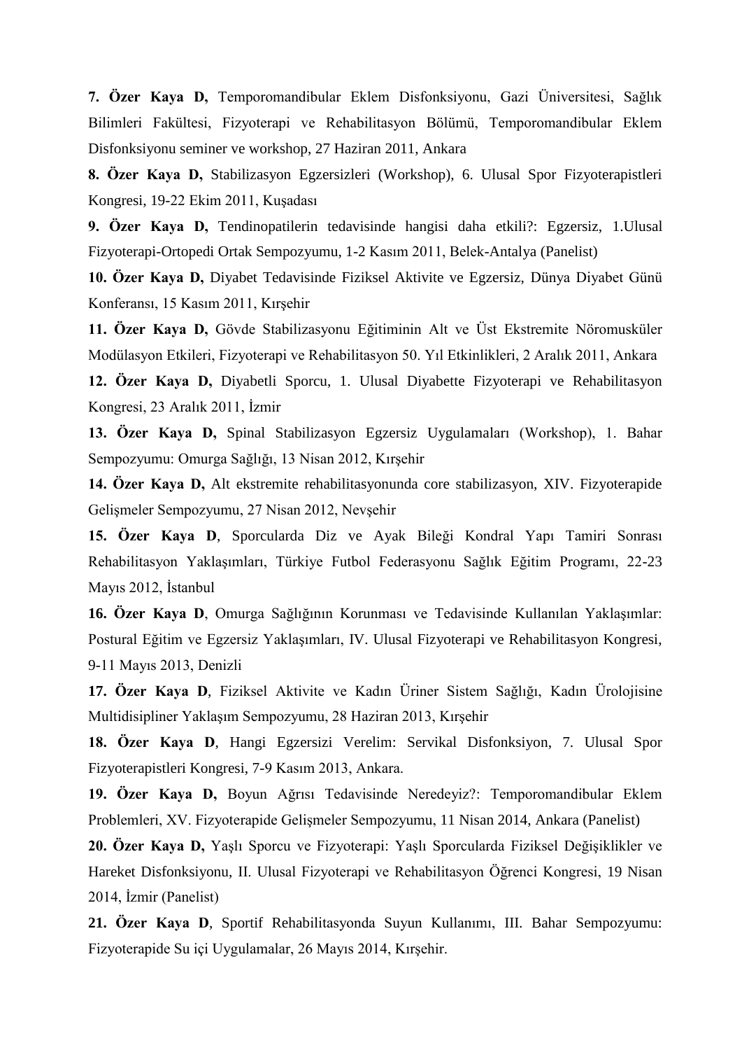**7. Özer Kaya D,** Temporomandibular Eklem Disfonksiyonu, Gazi Üniversitesi, Sağlık Bilimleri Fakültesi, Fizyoterapi ve Rehabilitasyon Bölümü, Temporomandibular Eklem Disfonksiyonu seminer ve workshop, 27 Haziran 2011, Ankara

**8. Özer Kaya D,** Stabilizasyon Egzersizleri (Workshop), 6. Ulusal Spor Fizyoterapistleri Kongresi, 19-22 Ekim 2011, Kuşadası

**9. Özer Kaya D,** Tendinopatilerin tedavisinde hangisi daha etkili?: Egzersiz, 1.Ulusal Fizyoterapi-Ortopedi Ortak Sempozyumu, 1-2 Kasım 2011, Belek-Antalya (Panelist)

**10. Özer Kaya D,** Diyabet Tedavisinde Fiziksel Aktivite ve Egzersiz, Dünya Diyabet Günü Konferansı, 15 Kasım 2011, Kırşehir

**11. Özer Kaya D,** Gövde Stabilizasyonu Eğitiminin Alt ve Üst Ekstremite Nöromusküler Modülasyon Etkileri, Fizyoterapi ve Rehabilitasyon 50. Yıl Etkinlikleri, 2 Aralık 2011, Ankara

**12. Özer Kaya D,** Diyabetli Sporcu, 1. Ulusal Diyabette Fizyoterapi ve Rehabilitasyon Kongresi, 23 Aralık 2011, İzmir

**13. Özer Kaya D,** Spinal Stabilizasyon Egzersiz Uygulamaları (Workshop), 1. Bahar Sempozyumu: Omurga Sağlığı, 13 Nisan 2012, Kırşehir

**14. Özer Kaya D,** Alt ekstremite rehabilitasyonunda core stabilizasyon, XIV. Fizyoterapide Gelişmeler Sempozyumu, 27 Nisan 2012, Nevşehir

**15. Özer Kaya D**, Sporcularda Diz ve Ayak Bileği Kondral Yapı Tamiri Sonrası Rehabilitasyon Yaklaşımları, Türkiye Futbol Federasyonu Sağlık Eğitim Programı, 22-23 Mayıs 2012, İstanbul

**16. Özer Kaya D**, Omurga Sağlığının Korunması ve Tedavisinde Kullanılan Yaklaşımlar: Postural Eğitim ve Egzersiz Yaklaşımları, IV. Ulusal Fizyoterapi ve Rehabilitasyon Kongresi, 9-11 Mayıs 2013, Denizli

**17. Özer Kaya D**, Fiziksel Aktivite ve Kadın Üriner Sistem Sağlığı, Kadın Ürolojisine Multidisipliner Yaklaşım Sempozyumu, 28 Haziran 2013, Kırşehir

**18. Özer Kaya D**, Hangi Egzersizi Verelim: Servikal Disfonksiyon, 7. Ulusal Spor Fizyoterapistleri Kongresi, 7-9 Kasım 2013, Ankara.

**19. Özer Kaya D,** Boyun Ağrısı Tedavisinde Neredeyiz?: Temporomandibular Eklem Problemleri, XV. Fizyoterapide Gelişmeler Sempozyumu, 11 Nisan 2014, Ankara (Panelist)

**20. Özer Kaya D,** Yaşlı Sporcu ve Fizyoterapi: Yaşlı Sporcularda Fiziksel Değişiklikler ve Hareket Disfonksiyonu, II. Ulusal Fizyoterapi ve Rehabilitasyon Öğrenci Kongresi, 19 Nisan 2014, İzmir (Panelist)

**21. Özer Kaya D**, Sportif Rehabilitasyonda Suyun Kullanımı, III. Bahar Sempozyumu: Fizyoterapide Su içi Uygulamalar, 26 Mayıs 2014, Kırşehir.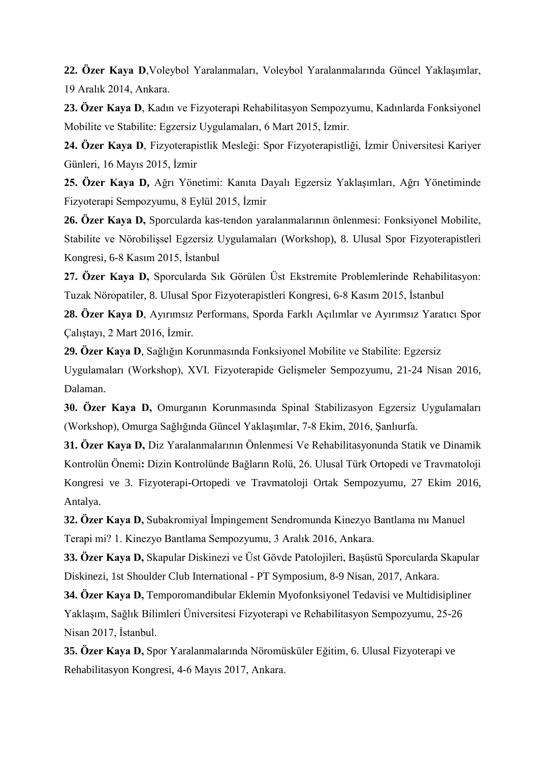**22. Özer Kaya D**,Voleybol Yaralanmaları, Voleybol Yaralanmalarında Güncel Yaklaşımlar, 19 Aralık 2014, Ankara.

**23. Özer Kaya D**, Kadın ve Fizyoterapi Rehabilitasyon Sempozyumu, Kadınlarda Fonksiyonel Mobilite ve Stabilite: Egzersiz Uygulamaları, 6 Mart 2015, İzmir.

**24. Özer Kaya D**, Fizyoterapistlik Mesleği: Spor Fizyoterapistliği, İzmir Üniversitesi Kariyer Günleri, 16 Mayıs 2015, İzmir

**25. Özer Kaya D,** Ağrı Yönetimi: Kanıta Dayalı Egzersiz Yaklaşımları, Ağrı Yönetiminde Fizyoterapi Sempozyumu, 8 Eylül 2015, İzmir

**26. Özer Kaya D,** Sporcularda kas-tendon yaralanmalarının önlenmesi: Fonksiyonel Mobilite, Stabilite ve Nörobilişsel Egzersiz Uygulamaları (Workshop), 8. Ulusal Spor Fizyoterapistleri Kongresi, 6-8 Kasım 2015, İstanbul

**27. Özer Kaya D,** Sporcularda Sık Görülen Üst Ekstremite Problemlerinde Rehabilitasyon: Tuzak Nöropatiler, 8. Ulusal Spor Fizyoterapistleri Kongresi, 6-8 Kasım 2015, İstanbul

**28. Özer Kaya D**, Ayırımsız Performans, Sporda Farklı Açılımlar ve Ayırımsız Yaratıcı Spor Çalıştayı, 2 Mart 2016, İzmir.

**29. Özer Kaya D**, Sağlığın Korunmasında Fonksiyonel Mobilite ve Stabilite: Egzersiz Uygulamaları (Workshop), XVI. Fizyoterapide Gelişmeler Sempozyumu, 21-24 Nisan 2016, Dalaman.

**30. Özer Kaya D,** Omurganın Korunmasında Spinal Stabilizasyon Egzersiz Uygulamaları (Workshop), Omurga Sağlığında Güncel Yaklaşımlar, 7-8 Ekim, 2016, Şanlıurfa.

**31. Özer Kaya D,** Diz Yaralanmalarının Önlenmesi Ve Rehabilitasyonunda Statik ve Dinamik Kontrolün Önemi**:** Dizin Kontrolünde Bağların Rolü, 26. Ulusal Türk Ortopedi ve Travmatoloji Kongresi ve 3. Fizyoterapi-Ortopedi ve Travmatoloji Ortak Sempozyumu, 27 Ekim 2016, Antalya.

**32. Özer Kaya D,** Subakromiyal İmpingement Sendromunda Kinezyo Bantlama mı Manuel Terapi mi? 1. Kinezyo Bantlama Sempozyumu, 3 Aralık 2016, Ankara.

**33. Özer Kaya D,** Skapular Diskinezi ve Üst Gövde Patolojileri, Başüstü Sporcularda Skapular Diskinezi, 1st Shoulder Club International - PT Symposium, 8-9 Nisan, 2017, Ankara.

**34. Özer Kaya D,** Temporomandibular Eklemin Myofonksiyonel Tedavisi ve Multidisipliner Yaklaşım, Sağlık Bilimleri Üniversitesi Fizyoterapi ve Rehabilitasyon Sempozyumu, 25-26 Nisan 2017, İstanbul.

**35. Özer Kaya D,** Spor Yaralanmalarında Nöromüsküler Eğitim, 6. Ulusal Fizyoterapi ve Rehabilitasyon Kongresi, 4-6 Mayıs 2017, Ankara.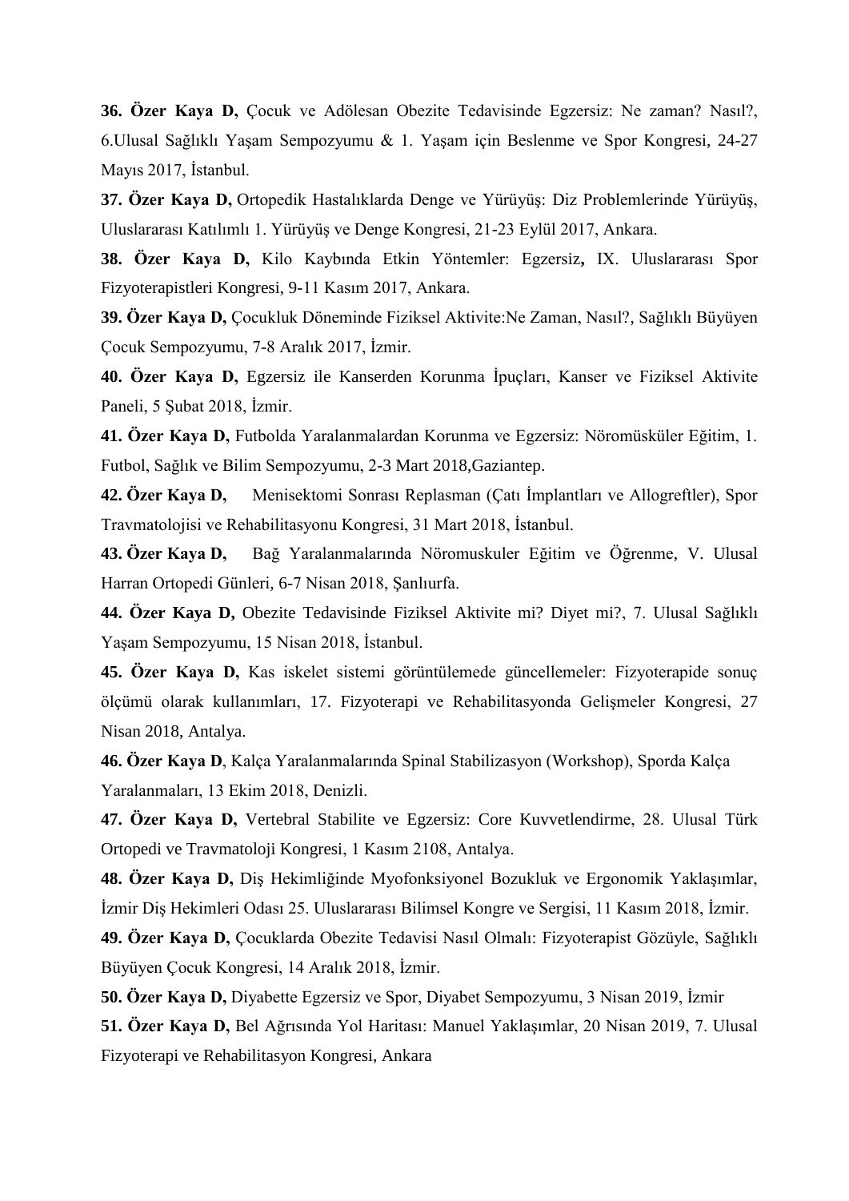**36. Özer Kaya D,** Çocuk ve Adölesan Obezite Tedavisinde Egzersiz: Ne zaman? Nasıl?, 6.Ulusal Sağlıklı Yaşam Sempozyumu & 1. Yaşam için Beslenme ve Spor Kongresi, 24-27 Mayıs 2017, İstanbul.

**37. Özer Kaya D,** Ortopedik Hastalıklarda Denge ve Yürüyüş: Diz Problemlerinde Yürüyüş, Uluslararası Katılımlı 1. Yürüyüş ve Denge Kongresi, 21-23 Eylül 2017, Ankara.

**38. Özer Kaya D,** Kilo Kaybında Etkin Yöntemler: Egzersiz**,** IX. Uluslararası Spor Fizyoterapistleri Kongresi, 9-11 Kasım 2017, Ankara.

**39. Özer Kaya D,** Çocukluk Döneminde Fiziksel Aktivite:Ne Zaman, Nasıl?, Sağlıklı Büyüyen Çocuk Sempozyumu, 7-8 Aralık 2017, İzmir.

**40. Özer Kaya D,** Egzersiz ile Kanserden Korunma İpuçları, Kanser ve Fiziksel Aktivite Paneli, 5 Şubat 2018, İzmir.

**41. Özer Kaya D,** Futbolda Yaralanmalardan Korunma ve Egzersiz: Nöromüsküler Eğitim, 1. Futbol, Sağlık ve Bilim Sempozyumu, 2-3 Mart 2018,Gaziantep.

**42. Özer Kaya D,** Menisektomi Sonrası Replasman (Çatı İmplantları ve Allogreftler), Spor Travmatolojisi ve Rehabilitasyonu Kongresi, 31 Mart 2018, İstanbul.

**43. Özer Kaya D,** Bağ Yaralanmalarında Nöromuskuler Eğitim ve Öğrenme, V. Ulusal Harran Ortopedi Günleri, 6-7 Nisan 2018, Şanlıurfa.

**44. Özer Kaya D,** Obezite Tedavisinde Fiziksel Aktivite mi? Diyet mi?, 7. Ulusal Sağlıklı Yaşam Sempozyumu, 15 Nisan 2018, İstanbul.

**45. Özer Kaya D,** Kas iskelet sistemi görüntülemede güncellemeler: Fizyoterapide sonuç ölçümü olarak kullanımları, 17. Fizyoterapi ve Rehabilitasyonda Gelişmeler Kongresi, 27 Nisan 2018, Antalya.

**46. Özer Kaya D**, Kalça Yaralanmalarında Spinal Stabilizasyon (Workshop), Sporda Kalça Yaralanmaları, 13 Ekim 2018, Denizli.

**47. Özer Kaya D,** Vertebral Stabilite ve Egzersiz: Core Kuvvetlendirme, 28. Ulusal Türk Ortopedi ve Travmatoloji Kongresi, 1 Kasım 2108, Antalya.

**48. Özer Kaya D,** Diş Hekimliğinde Myofonksiyonel Bozukluk ve Ergonomik Yaklaşımlar, İzmir Diş Hekimleri Odası 25. Uluslararası Bilimsel Kongre ve Sergisi, 11 Kasım 2018, İzmir.

**49. Özer Kaya D,** Çocuklarda Obezite Tedavisi Nasıl Olmalı: Fizyoterapist Gözüyle, Sağlıklı Büyüyen Çocuk Kongresi, 14 Aralık 2018, İzmir.

**50. Özer Kaya D,** Diyabette Egzersiz ve Spor, Diyabet Sempozyumu, 3 Nisan 2019, İzmir

**51. Özer Kaya D,** Bel Ağrısında Yol Haritası: Manuel Yaklaşımlar, 20 Nisan 2019, 7. Ulusal Fizyoterapi ve Rehabilitasyon Kongresi, Ankara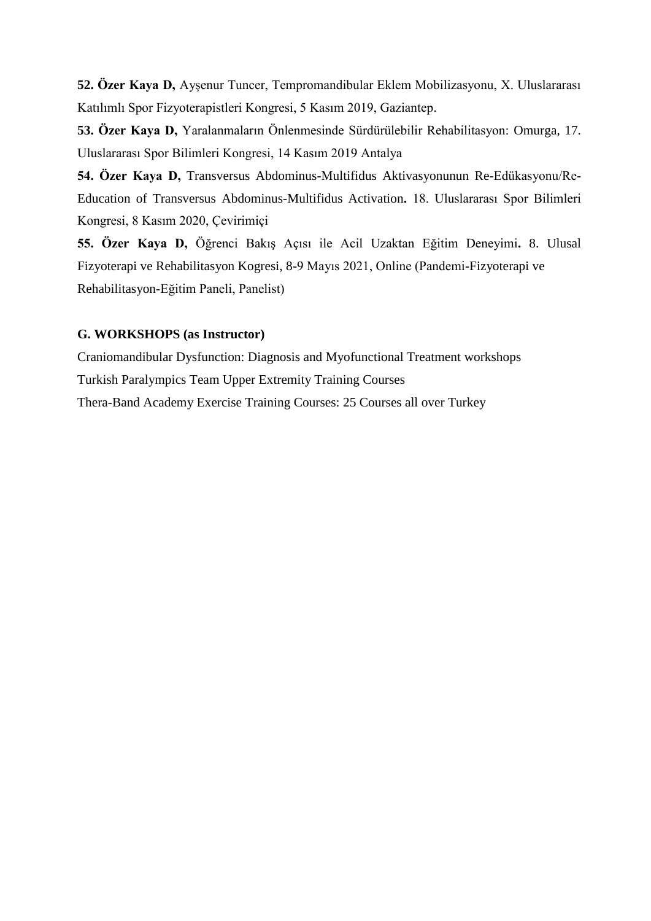**52. Özer Kaya D,** Ayşenur Tuncer, Tempromandibular Eklem Mobilizasyonu, X. Uluslararası Katılımlı Spor Fizyoterapistleri Kongresi, 5 Kasım 2019, Gaziantep.

**53. Özer Kaya D,** Yaralanmaların Önlenmesinde Sürdürülebilir Rehabilitasyon: Omurga, 17. Uluslararası Spor Bilimleri Kongresi, 14 Kasım 2019 Antalya

**54. Özer Kaya D,** Transversus Abdominus-Multifidus Aktivasyonunun Re-Edükasyonu/Re-Education of Transversus Abdominus-Multifidus Activation**.** 18. Uluslararası Spor Bilimleri Kongresi, 8 Kasım 2020, Çevirimiçi

**55. Özer Kaya D,** Öğrenci Bakış Açısı ile Acil Uzaktan Eğitim Deneyimi**.** 8. Ulusal Fizyoterapi ve Rehabilitasyon Kogresi, 8-9 Mayıs 2021, Online (Pandemi-Fizyoterapi ve Rehabilitasyon-Eğitim Paneli, Panelist)

**G. WORKSHOPS (as Instructor)**

Craniomandibular Dysfunction: Diagnosis and Myofunctional Treatment workshops

Turkish Paralympics Team Upper Extremity Training Courses

Thera-Band Academy Exercise Training Courses: 25 Courses all over Turkey